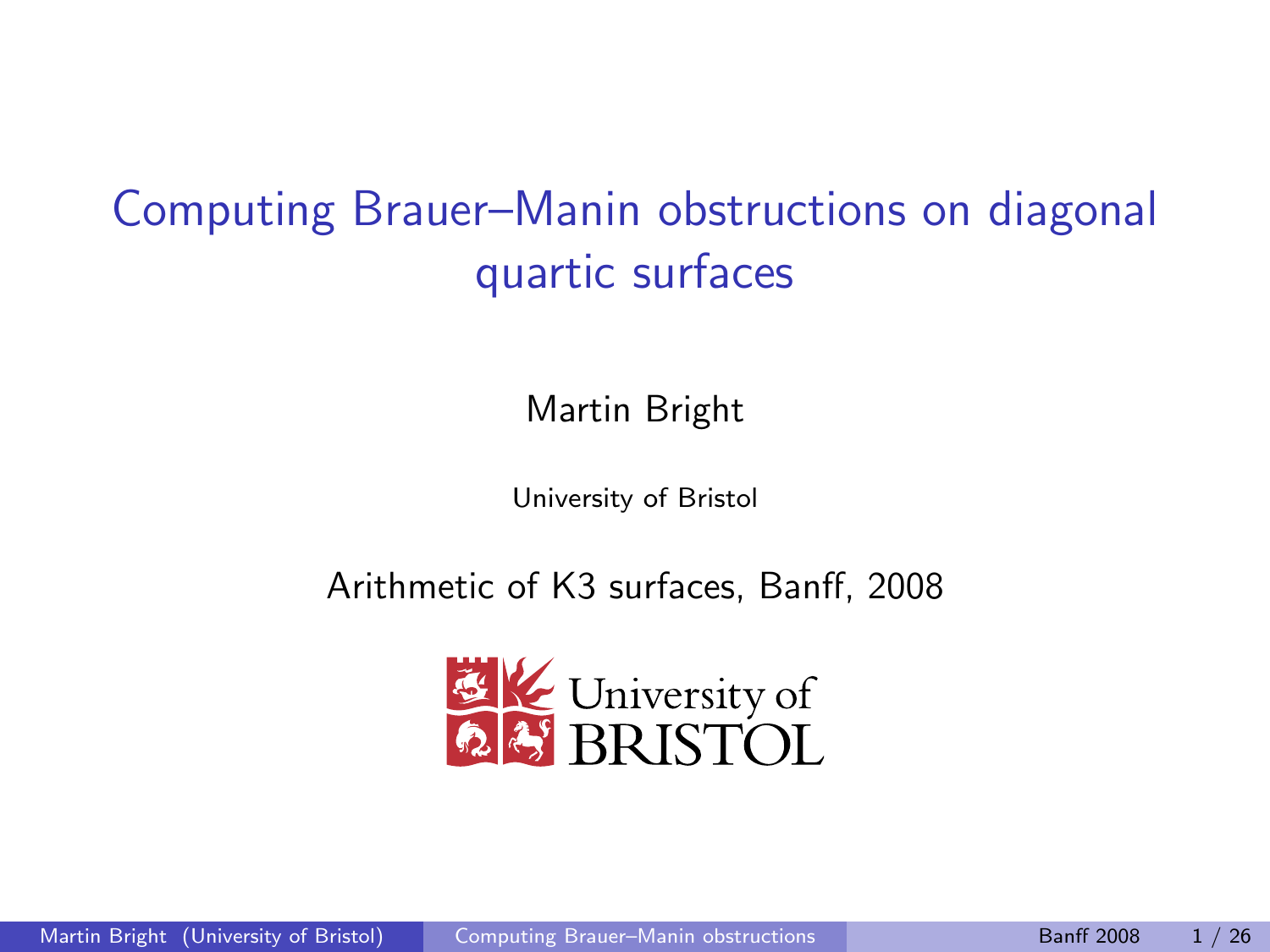# Computing Brauer–Manin obstructions on diagonal quartic surfaces

Martin Bright

University of Bristol

Arithmetic of K3 surfaces, Banff, 2008

University of BRISTOL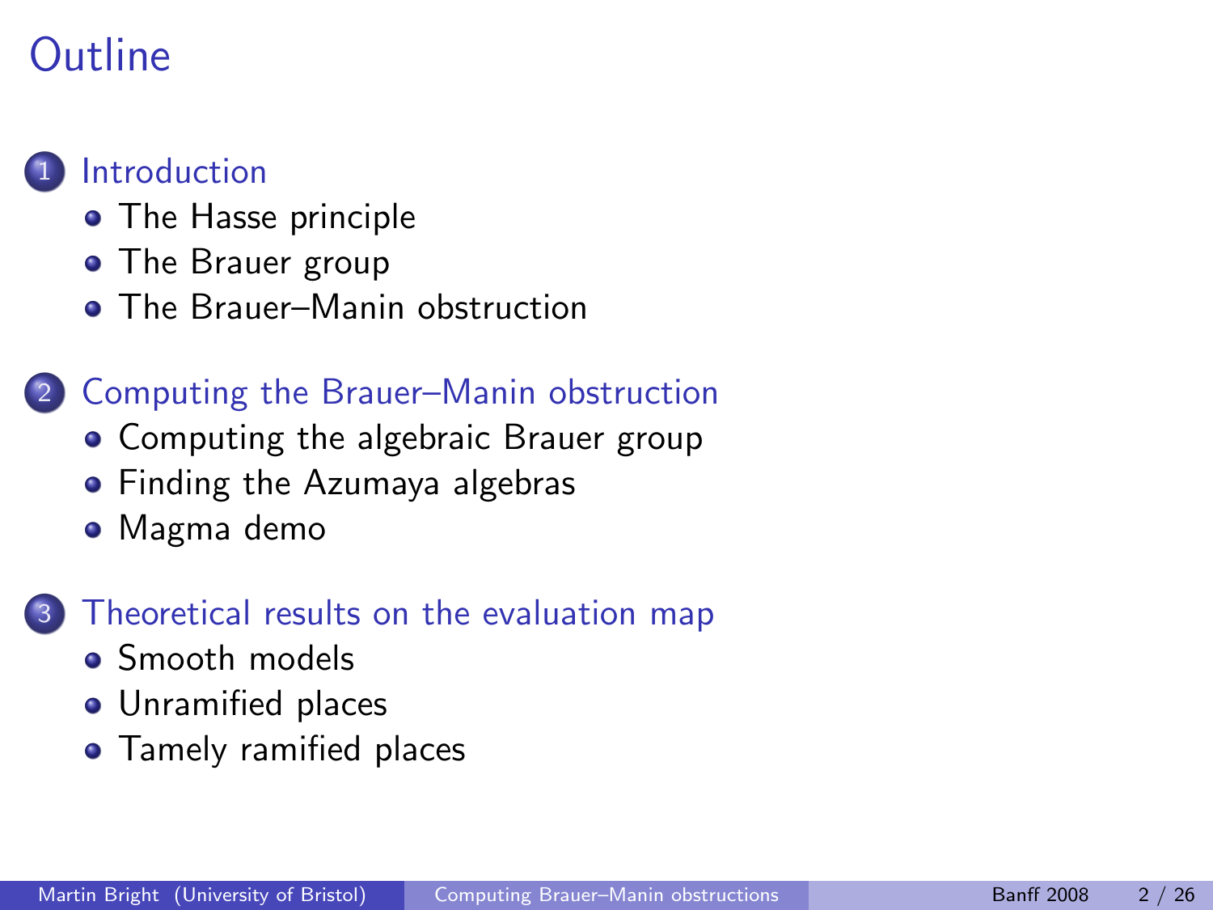# Outline

1. Introduction
    - The Hasse principle
    - The Brauer group
    - The Brauer–Manin obstruction

2. Computing the Brauer–Manin obstruction
    - Computing the algebraic Brauer group
    - Finding the Azumaya algebras
    - Magma demo

3. Theoretical results on the evaluation map
    - Smooth models
    - Unramified places
    - Tamely ramified places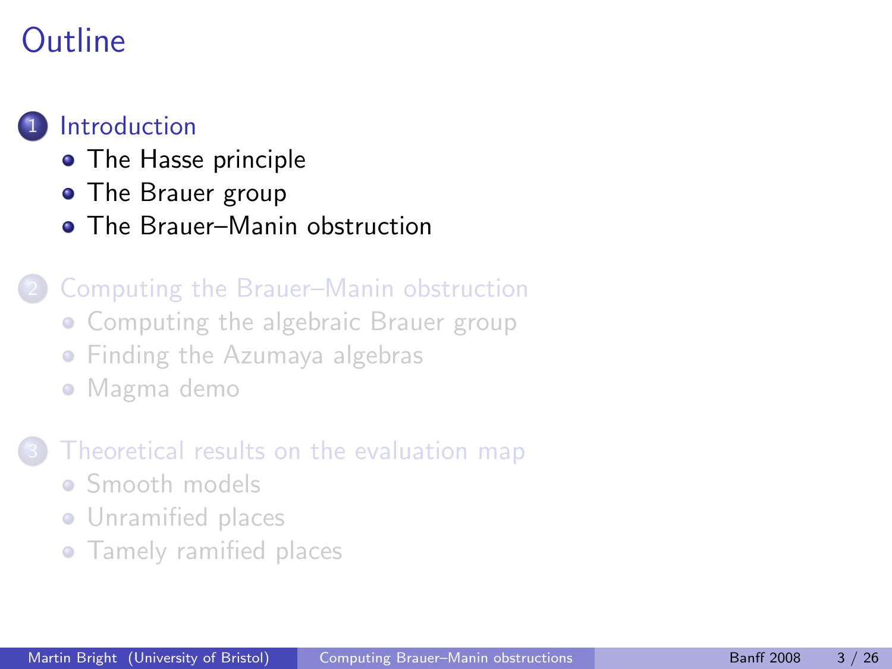# Outline

1. Introduction
   - The Hasse principle
   - The Brauer group
   - The Brauer–Manin obstruction

2. Computing the Brauer–Manin obstruction
   - Computing the algebraic Brauer group
   - Finding the Azumaya algebras
   - Magma demo

3. Theoretical results on the evaluation map
   - Smooth models
   - Unramified places
   - Tamely ramified places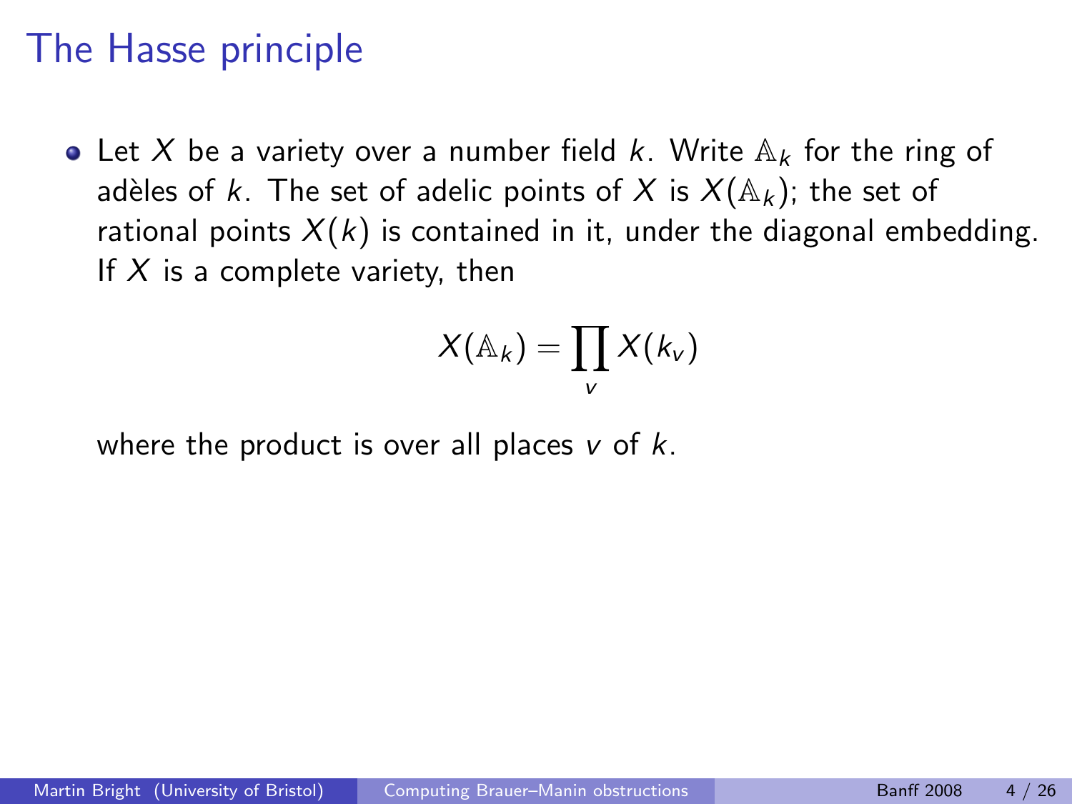# The Hasse principle

- Let $X$ be a variety over a number field $k$. Write $\mathbb{A}_k$ for the ring of adèles of $k$. The set of adelic points of $X$ is $X(\mathbb{A}_k)$; the set of rational points $X(k)$ is contained in it, under the diagonal embedding. If $X$ is a complete variety, then

$$X(\mathbb{A}_k) = \prod_v X(k_v)$$

where the product is over all places $v$ of $k$.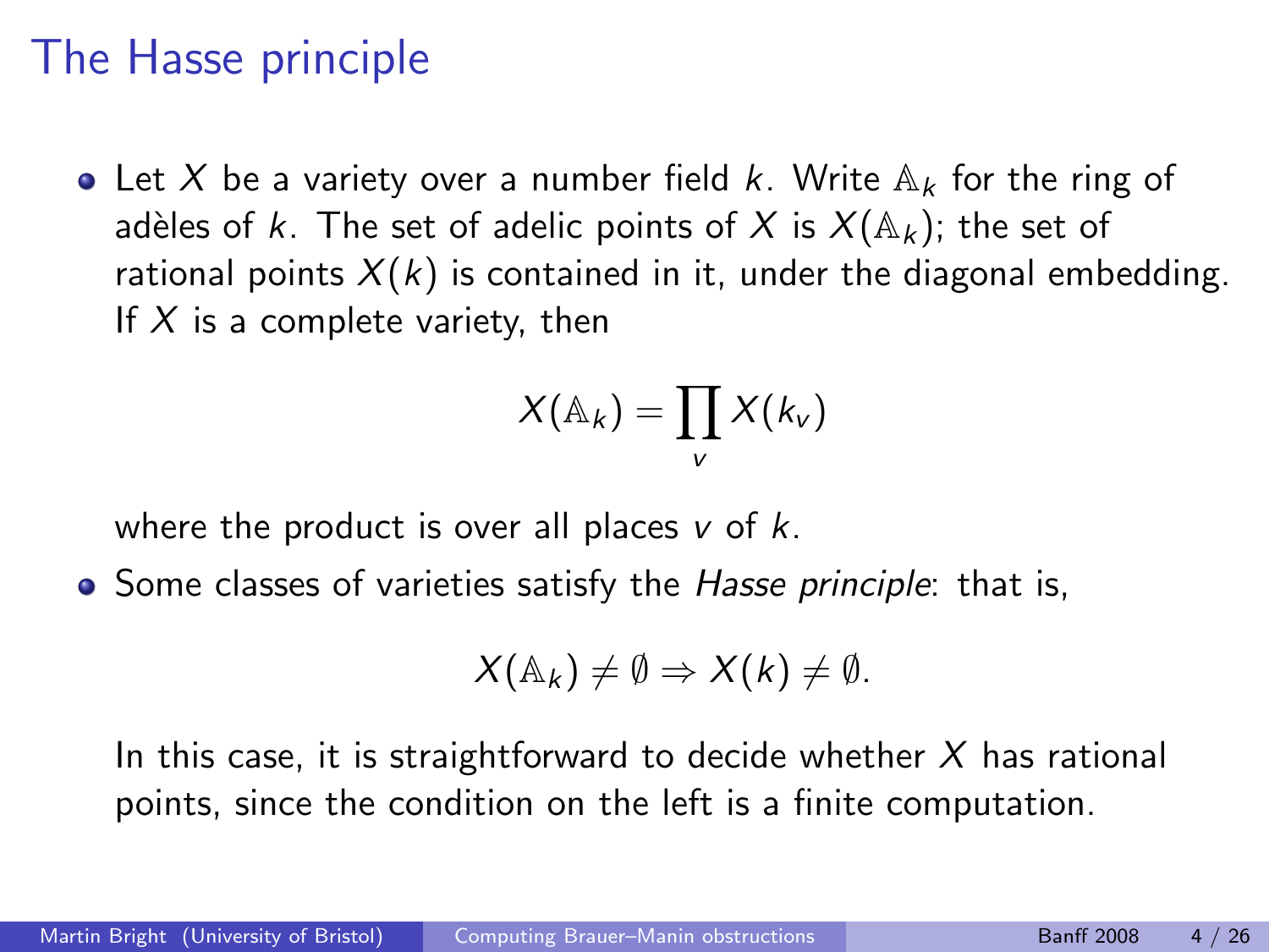# The Hasse principle

- Let $X$ be a variety over a number field $k$. Write $\mathbb{A}_k$ for the ring of adèles of $k$. The set of adelic points of $X$ is $X(\mathbb{A}_k)$; the set of rational points $X(k)$ is contained in it, under the diagonal embedding. If $X$ is a complete variety, then

$$X(\mathbb{A}_k) = \prod_v X(k_v)$$

  where the product is over all places $v$ of $k$.

- Some classes of varieties satisfy the *Hasse principle*: that is,

$$X(\mathbb{A}_k) \neq \emptyset \Rightarrow X(k) \neq \emptyset.$$

  In this case, it is straightforward to decide whether $X$ has rational points, since the condition on the left is a finite computation.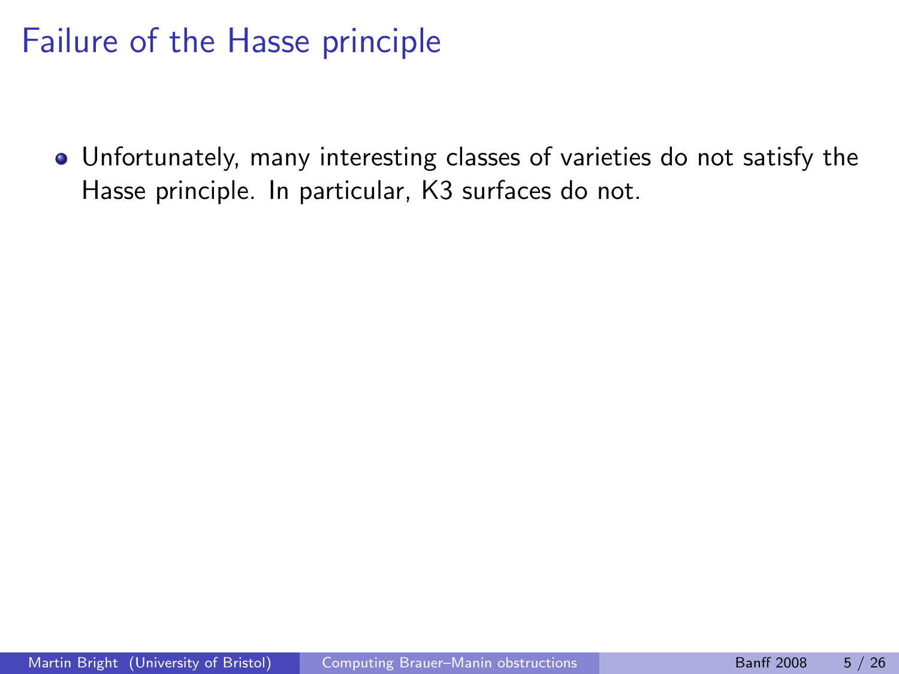# Failure of the Hasse principle

- Unfortunately, many interesting classes of varieties do not satisfy the Hasse principle. In particular, K3 surfaces do not.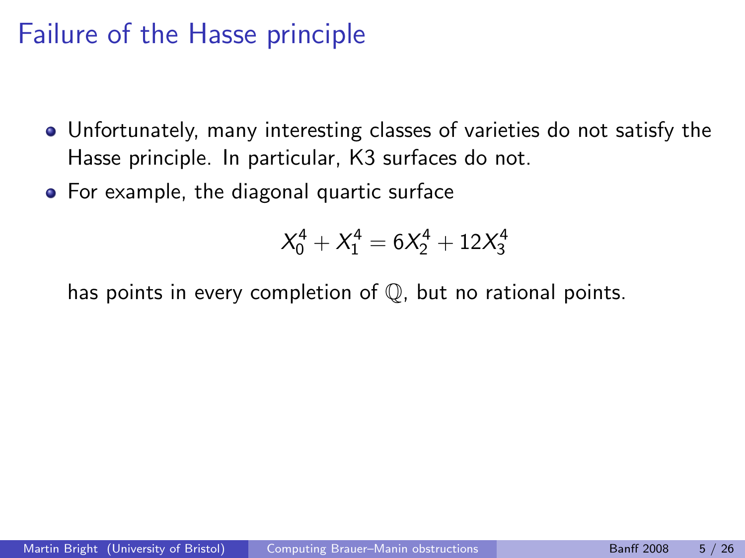# Failure of the Hasse principle

- Unfortunately, many interesting classes of varieties do not satisfy the Hasse principle. In particular, K3 surfaces do not.
- For example, the diagonal quartic surface

$$X_0^4 + X_1^4 = 6X_2^4 + 12X_3^4$$

has points in every completion of $\mathbb{Q}$, but no rational points.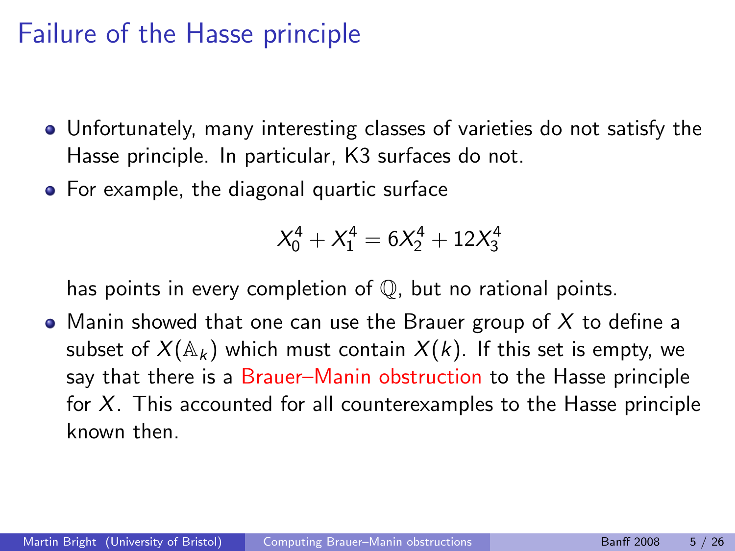# Failure of the Hasse principle

- Unfortunately, many interesting classes of varieties do not satisfy the Hasse principle. In particular, K3 surfaces do not.
- For example, the diagonal quartic surface

$$X_0^4 + X_1^4 = 6X_2^4 + 12X_3^4$$

  has points in every completion of $\mathbb{Q}$, but no rational points.
- Manin showed that one can use the Brauer group of $X$ to define a subset of $X(\mathbb{A}_k)$ which must contain $X(k)$. If this set is empty, we say that there is a Brauer–Manin obstruction to the Hasse principle for $X$. This accounted for all counterexamples to the Hasse principle known then.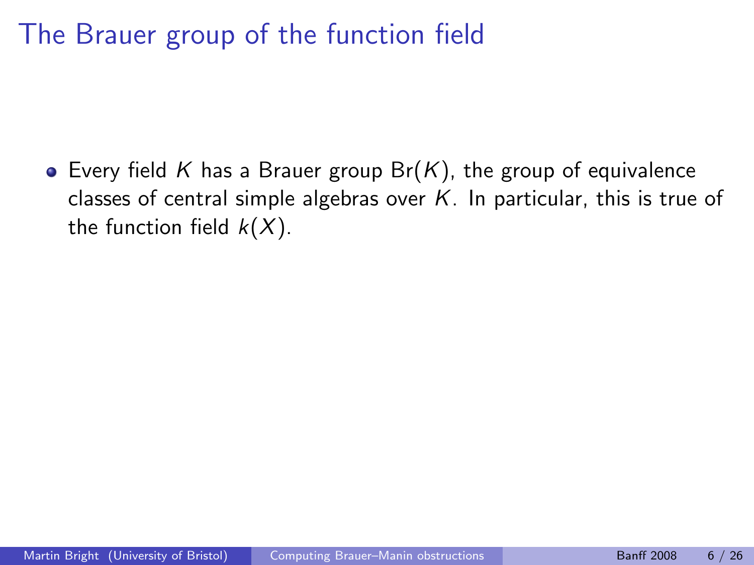# The Brauer group of the function field

- Every field $K$ has a Brauer group $\mathrm{Br}(K)$, the group of equivalence classes of central simple algebras over $K$. In particular, this is true of the function field $k(X)$.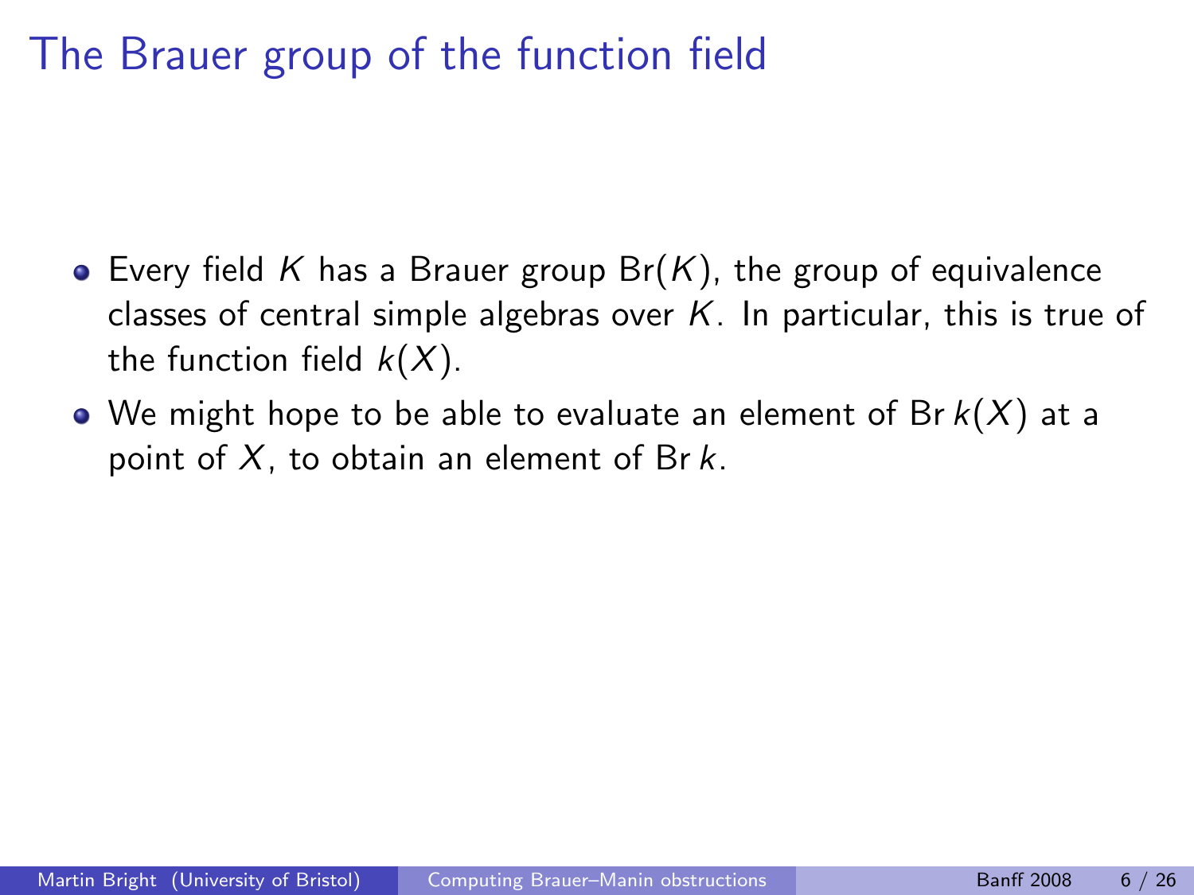# The Brauer group of the function field

- Every field $K$ has a Brauer group $\mathrm{Br}(K)$, the group of equivalence classes of central simple algebras over $K$. In particular, this is true of the function field $k(X)$.
- We might hope to be able to evaluate an element of $\mathrm{Br}\, k(X)$ at a point of $X$, to obtain an element of $\mathrm{Br}\, k$.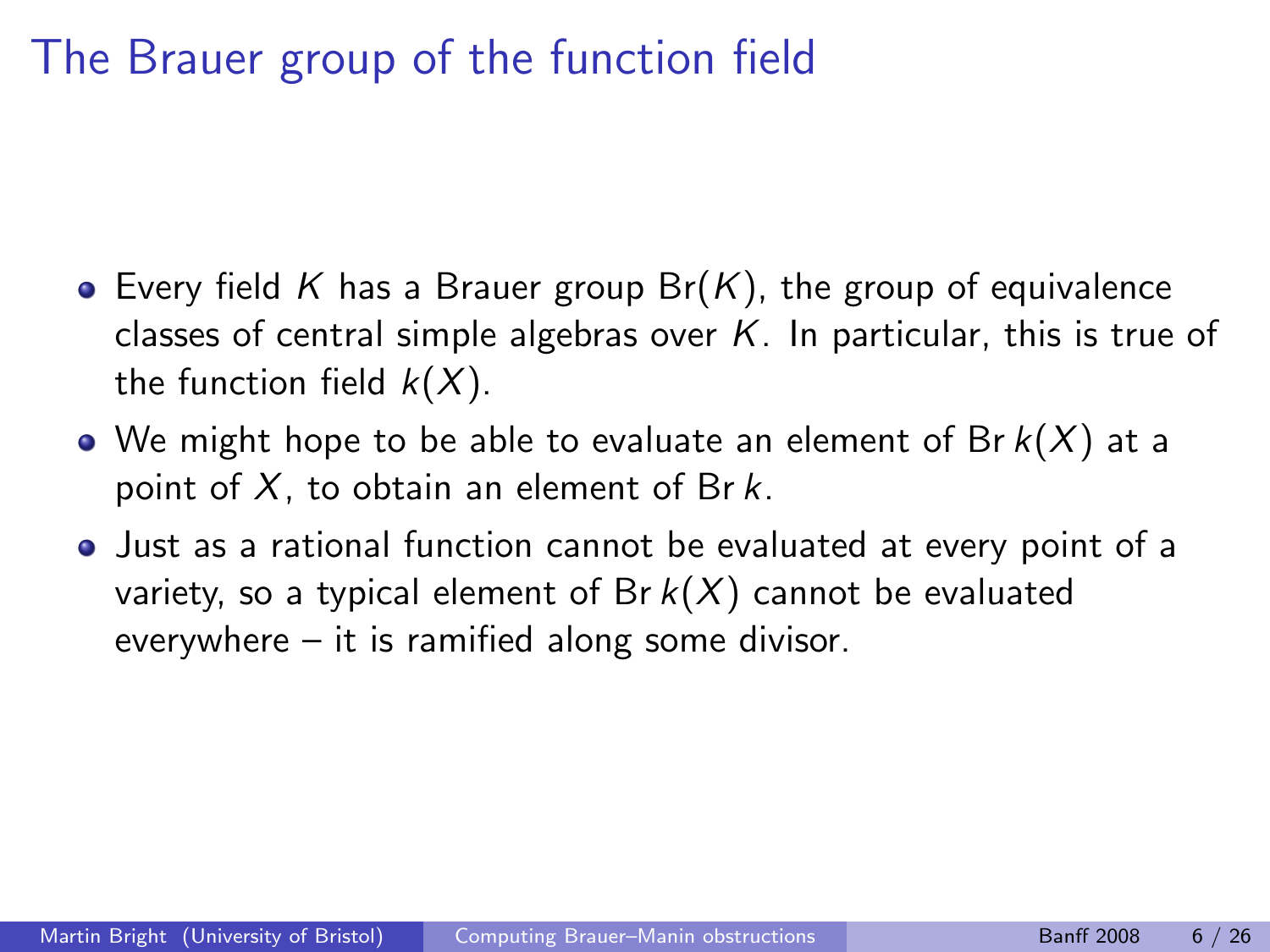# The Brauer group of the function field

- Every field $K$ has a Brauer group $\mathrm{Br}(K)$, the group of equivalence classes of central simple algebras over $K$. In particular, this is true of the function field $k(X)$.
- We might hope to be able to evaluate an element of $\mathrm{Br}\, k(X)$ at a point of $X$, to obtain an element of $\mathrm{Br}\, k$.
- Just as a rational function cannot be evaluated at every point of a variety, so a typical element of $\mathrm{Br}\, k(X)$ cannot be evaluated everywhere – it is ramified along some divisor.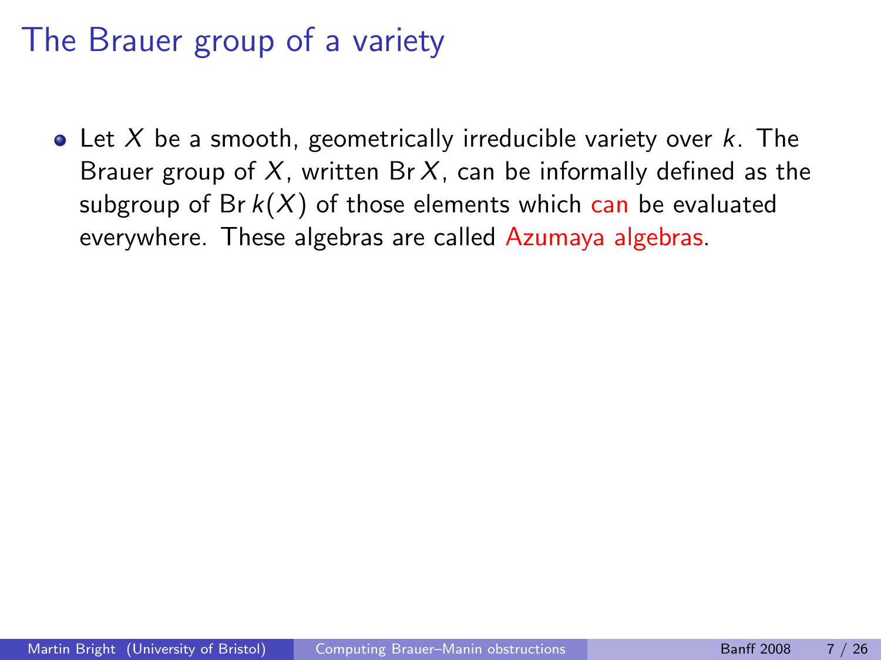# The Brauer group of a variety

- Let $X$ be a smooth, geometrically irreducible variety over $k$. The Brauer group of $X$, written $\operatorname{Br} X$, can be informally defined as the subgroup of $\operatorname{Br} k(X)$ of those elements which can be evaluated everywhere. These algebras are called Azumaya algebras.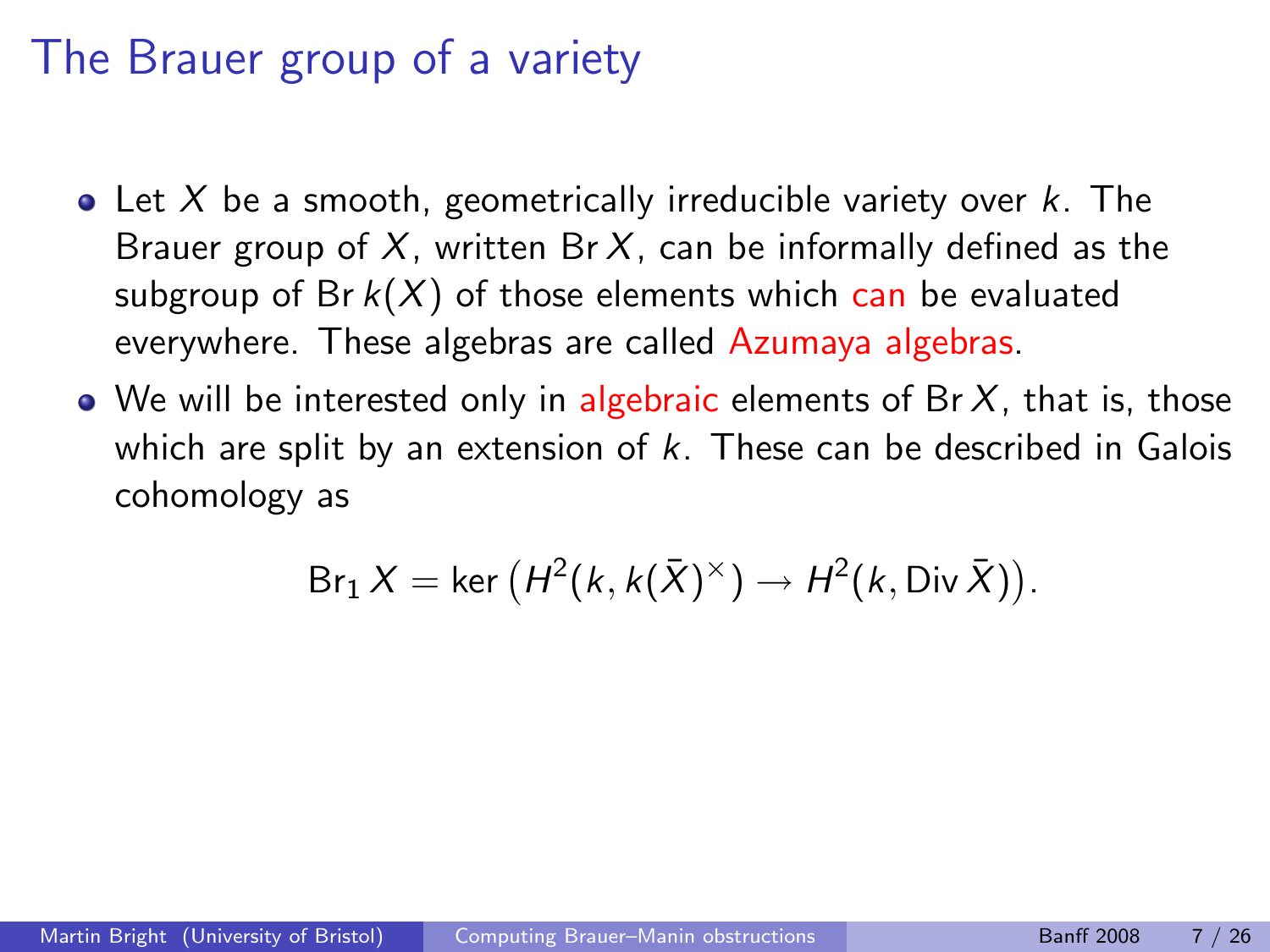# The Brauer group of a variety

- Let $X$ be a smooth, geometrically irreducible variety over $k$. The Brauer group of $X$, written $\operatorname{Br} X$, can be informally defined as the subgroup of $\operatorname{Br} k(X)$ of those elements which can be evaluated everywhere. These algebras are called Azumaya algebras.
- We will be interested only in algebraic elements of $\operatorname{Br} X$, that is, those which are split by an extension of $k$. These can be described in Galois cohomology as

$$\operatorname{Br}_1 X = \ker\left(H^2(k, k(\bar{X})^\times) \to H^2(k, \operatorname{Div} \bar{X})\right).$$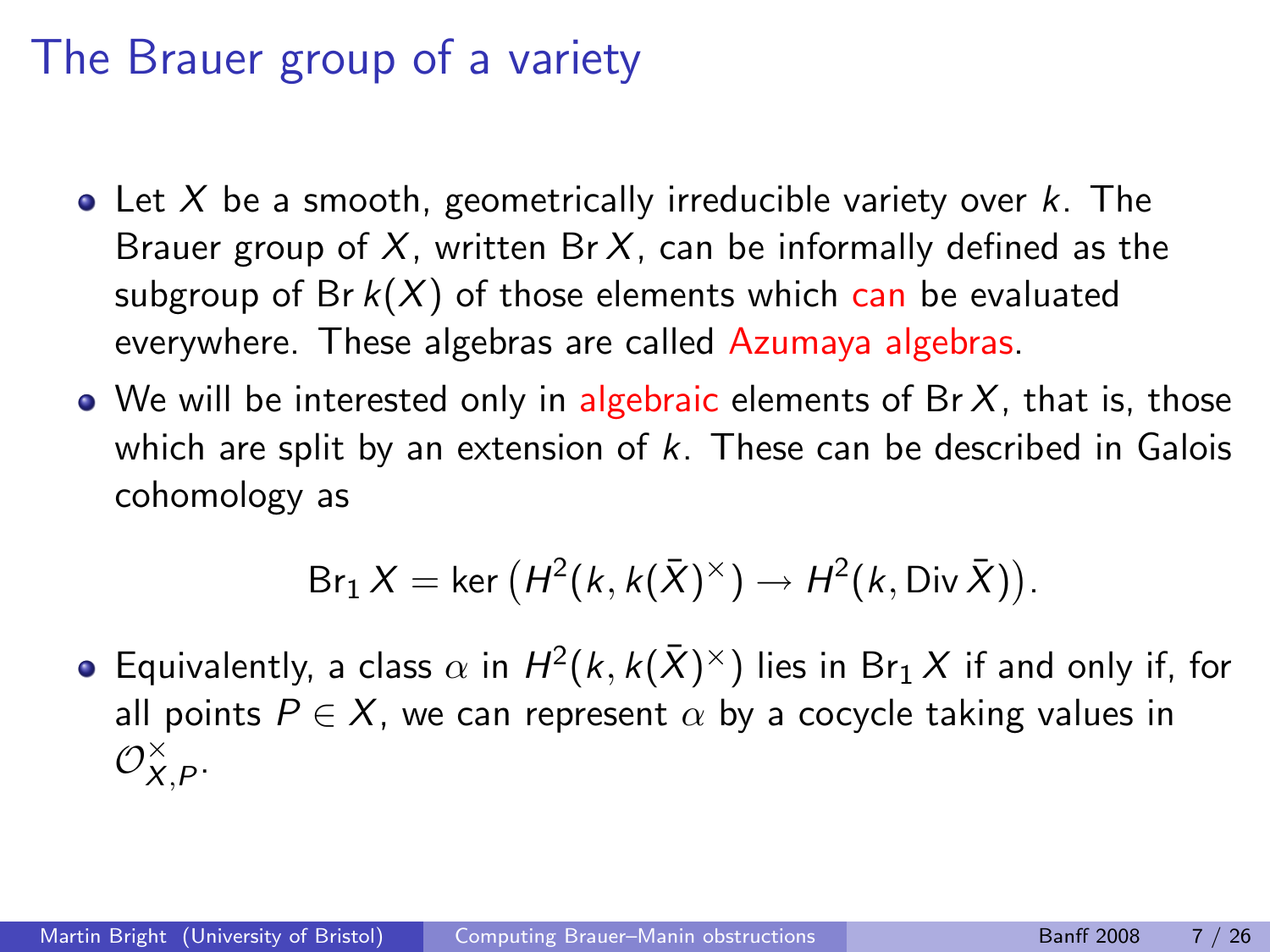# The Brauer group of a variety

- Let $X$ be a smooth, geometrically irreducible variety over $k$. The Brauer group of $X$, written $\operatorname{Br} X$, can be informally defined as the subgroup of $\operatorname{Br} k(X)$ of those elements which can be evaluated everywhere. These algebras are called Azumaya algebras.
- We will be interested only in algebraic elements of $\operatorname{Br} X$, that is, those which are split by an extension of $k$. These can be described in Galois cohomology as

$$\operatorname{Br}_1 X = \ker\left(H^2(k, k(\bar{X})^\times) \to H^2(k, \operatorname{Div} \bar{X})\right).$$

- Equivalently, a class $\alpha$ in $H^2(k, k(\bar{X})^\times)$ lies in $\operatorname{Br}_1 X$ if and only if, for all points $P \in X$, we can represent $\alpha$ by a cocycle taking values in $\mathcal{O}_{X,P}^\times$.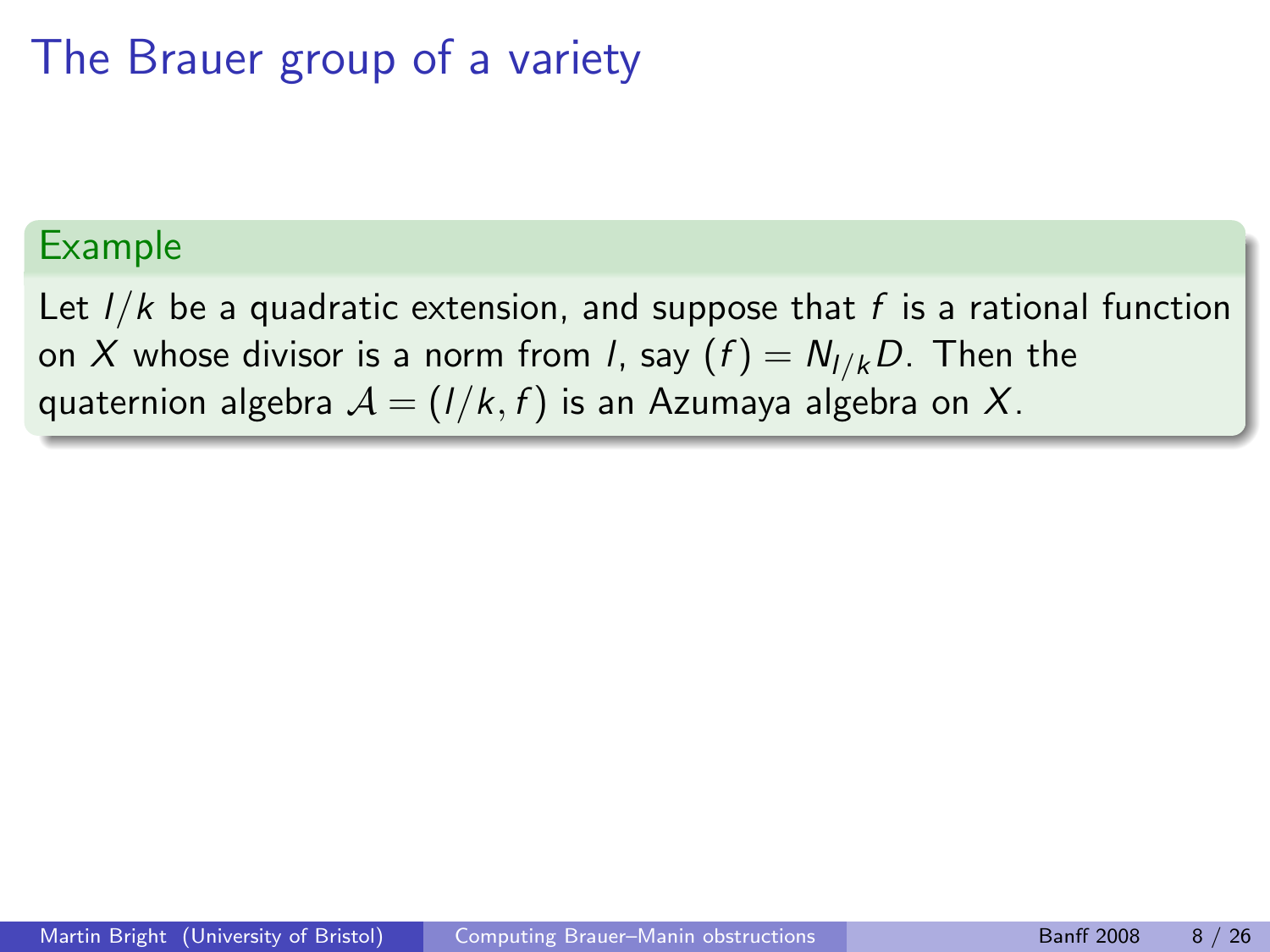# The Brauer group of a variety

**Example**

Let $l/k$ be a quadratic extension, and suppose that $f$ is a rational function on $X$ whose divisor is a norm from $l$, say $(f) = N_{l/k}D$. Then the quaternion algebra $\mathcal{A} = (l/k, f)$ is an Azumaya algebra on $X$.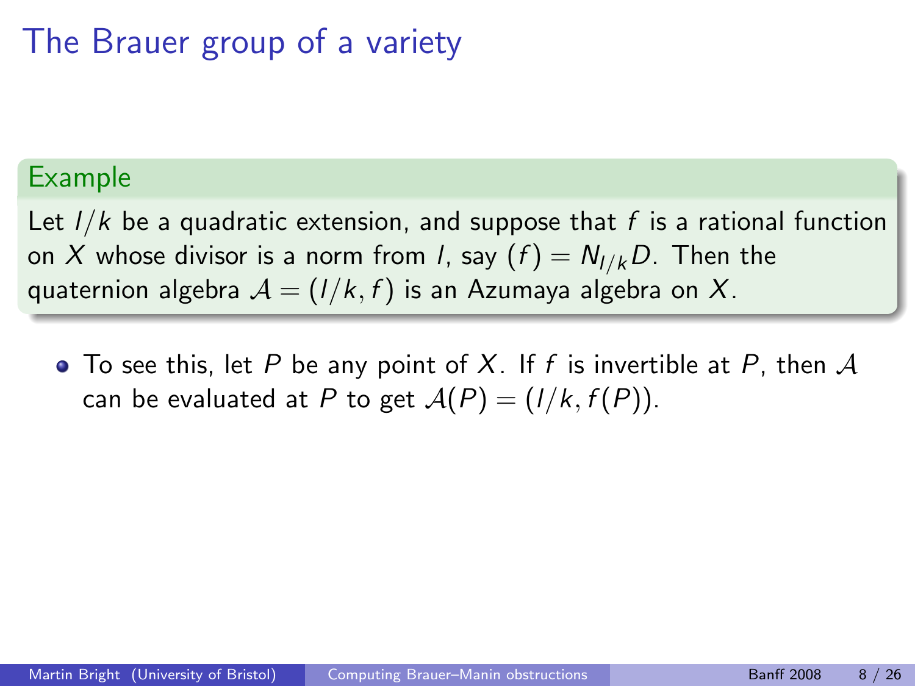# The Brauer group of a variety

**Example**

Let $l/k$ be a quadratic extension, and suppose that $f$ is a rational function on $X$ whose divisor is a norm from $l$, say $(f) = N_{l/k}D$. Then the quaternion algebra $\mathcal{A} = (l/k, f)$ is an Azumaya algebra on $X$.

- To see this, let $P$ be any point of $X$. If $f$ is invertible at $P$, then $\mathcal{A}$ can be evaluated at $P$ to get $\mathcal{A}(P) = (l/k, f(P))$.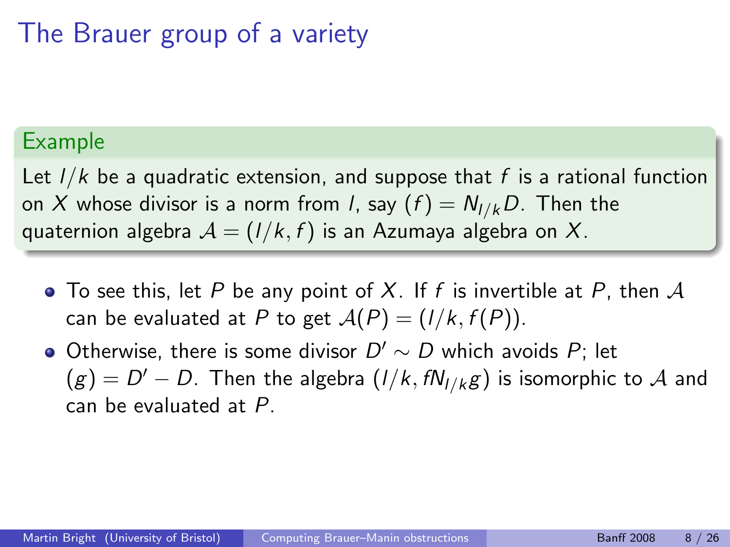# The Brauer group of a variety

**Example**

Let $l/k$ be a quadratic extension, and suppose that $f$ is a rational function on $X$ whose divisor is a norm from $l$, say $(f) = N_{l/k}D$. Then the quaternion algebra $\mathcal{A} = (l/k, f)$ is an Azumaya algebra on $X$.

- To see this, let $P$ be any point of $X$. If $f$ is invertible at $P$, then $\mathcal{A}$ can be evaluated at $P$ to get $\mathcal{A}(P) = (l/k, f(P))$.
- Otherwise, there is some divisor $D' \sim D$ which avoids $P$; let $(g) = D' - D$. Then the algebra $(l/k, fN_{l/k}g)$ is isomorphic to $\mathcal{A}$ and can be evaluated at $P$.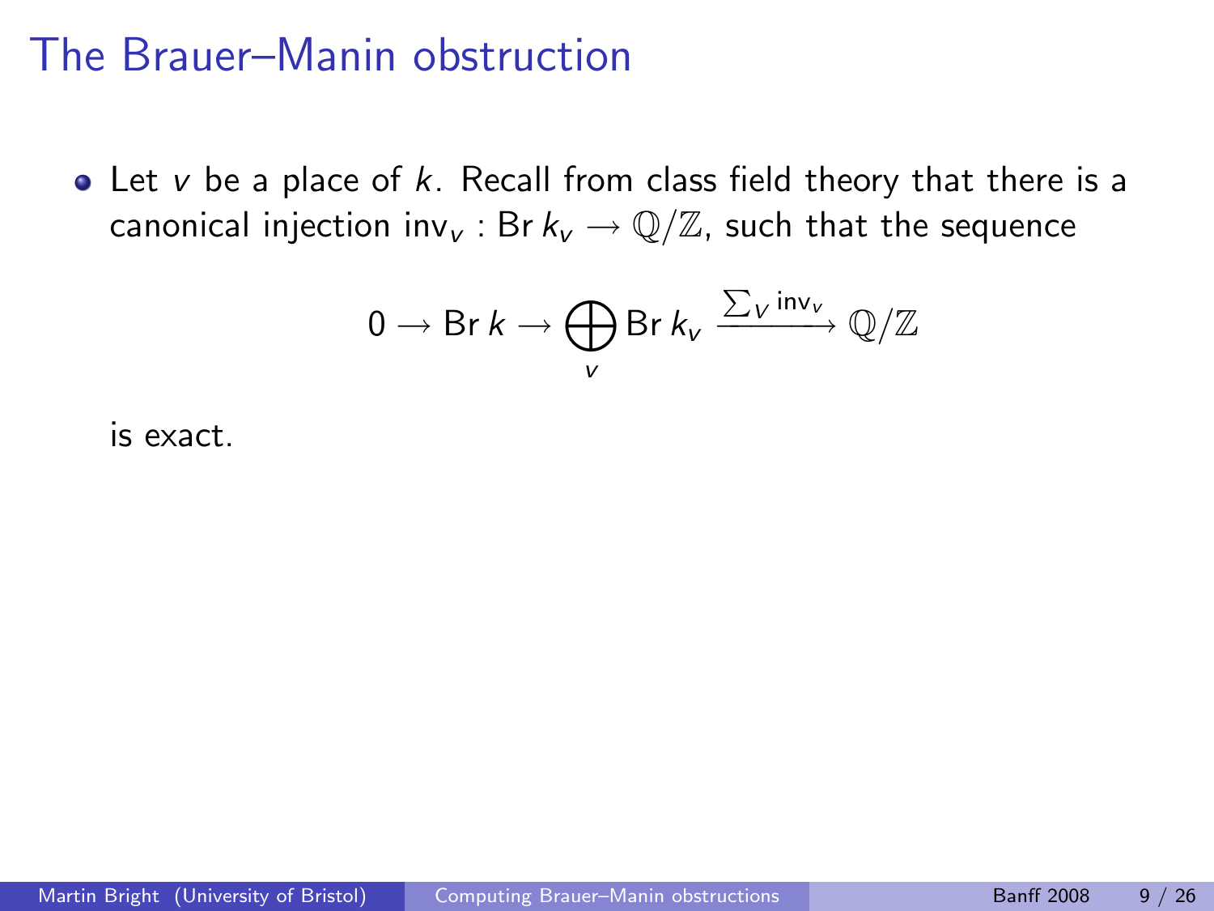# The Brauer–Manin obstruction

- Let $v$ be a place of $k$. Recall from class field theory that there is a canonical injection $\mathrm{inv}_v : \mathrm{Br}\, k_v \to \mathbb{Q}/\mathbb{Z}$, such that the sequence

$$0 \to \mathrm{Br}\, k \to \bigoplus_v \mathrm{Br}\, k_v \xrightarrow{\sum_v \mathrm{inv}_v} \mathbb{Q}/\mathbb{Z}$$

is exact.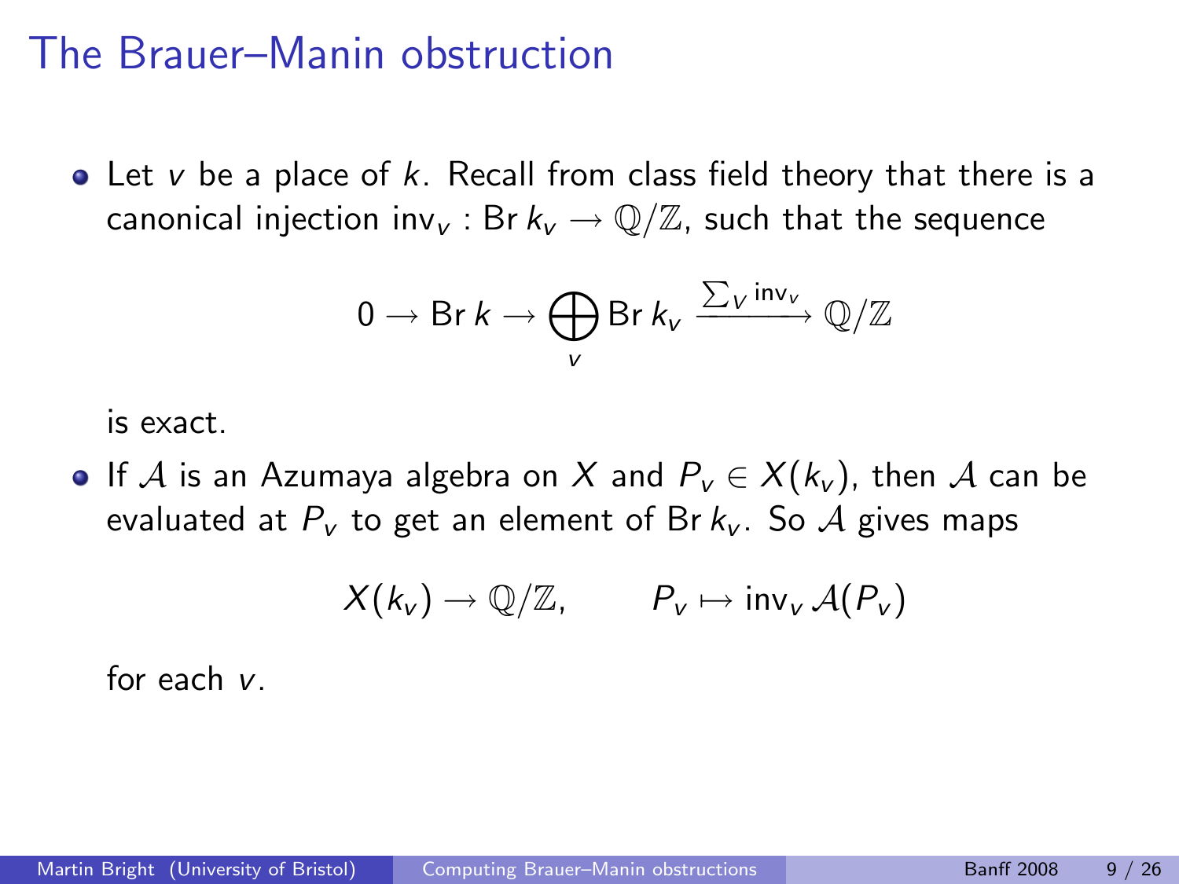# The Brauer–Manin obstruction

- Let $v$ be a place of $k$. Recall from class field theory that there is a canonical injection $\mathrm{inv}_v : \mathrm{Br}\, k_v \to \mathbb{Q}/\mathbb{Z}$, such that the sequence

$$0 \to \mathrm{Br}\, k \to \bigoplus_v \mathrm{Br}\, k_v \xrightarrow{\sum_v \mathrm{inv}_v} \mathbb{Q}/\mathbb{Z}$$

  is exact.

- If $\mathcal{A}$ is an Azumaya algebra on $X$ and $P_v \in X(k_v)$, then $\mathcal{A}$ can be evaluated at $P_v$ to get an element of $\mathrm{Br}\, k_v$. So $\mathcal{A}$ gives maps

$$X(k_v) \to \mathbb{Q}/\mathbb{Z}, \qquad P_v \mapsto \mathrm{inv}_v\, \mathcal{A}(P_v)$$

  for each $v$.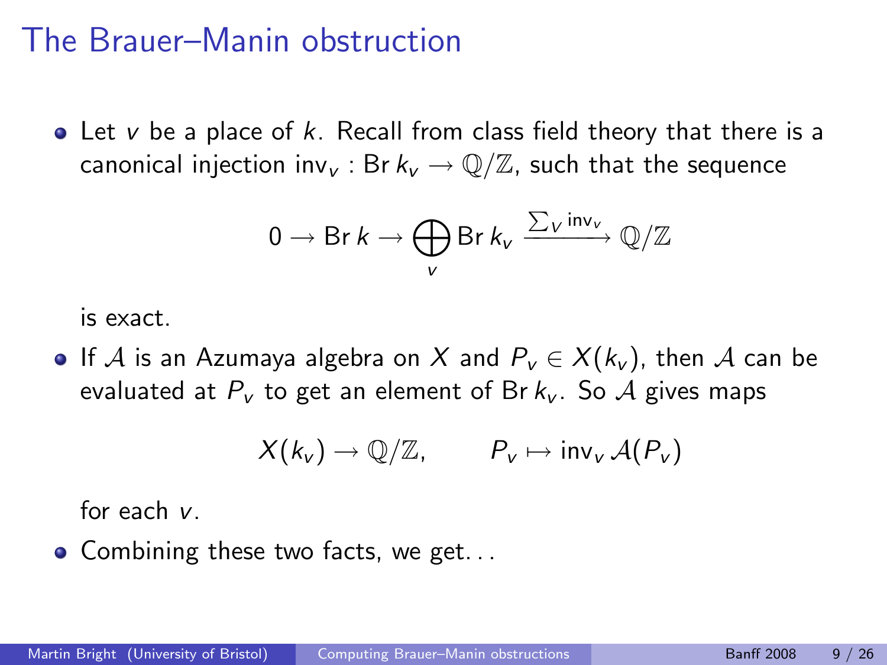# The Brauer–Manin obstruction

- Let $v$ be a place of $k$. Recall from class field theory that there is a canonical injection $\mathrm{inv}_v : \mathrm{Br}\, k_v \to \mathbb{Q}/\mathbb{Z}$, such that the sequence

$$0 \to \mathrm{Br}\, k \to \bigoplus_v \mathrm{Br}\, k_v \xrightarrow{\sum_v \mathrm{inv}_v} \mathbb{Q}/\mathbb{Z}$$

  is exact.

- If $\mathcal{A}$ is an Azumaya algebra on $X$ and $P_v \in X(k_v)$, then $\mathcal{A}$ can be evaluated at $P_v$ to get an element of $\mathrm{Br}\, k_v$. So $\mathcal{A}$ gives maps

$$X(k_v) \to \mathbb{Q}/\mathbb{Z}, \qquad P_v \mapsto \mathrm{inv}_v\, \mathcal{A}(P_v)$$

  for each $v$.

- Combining these two facts, we get...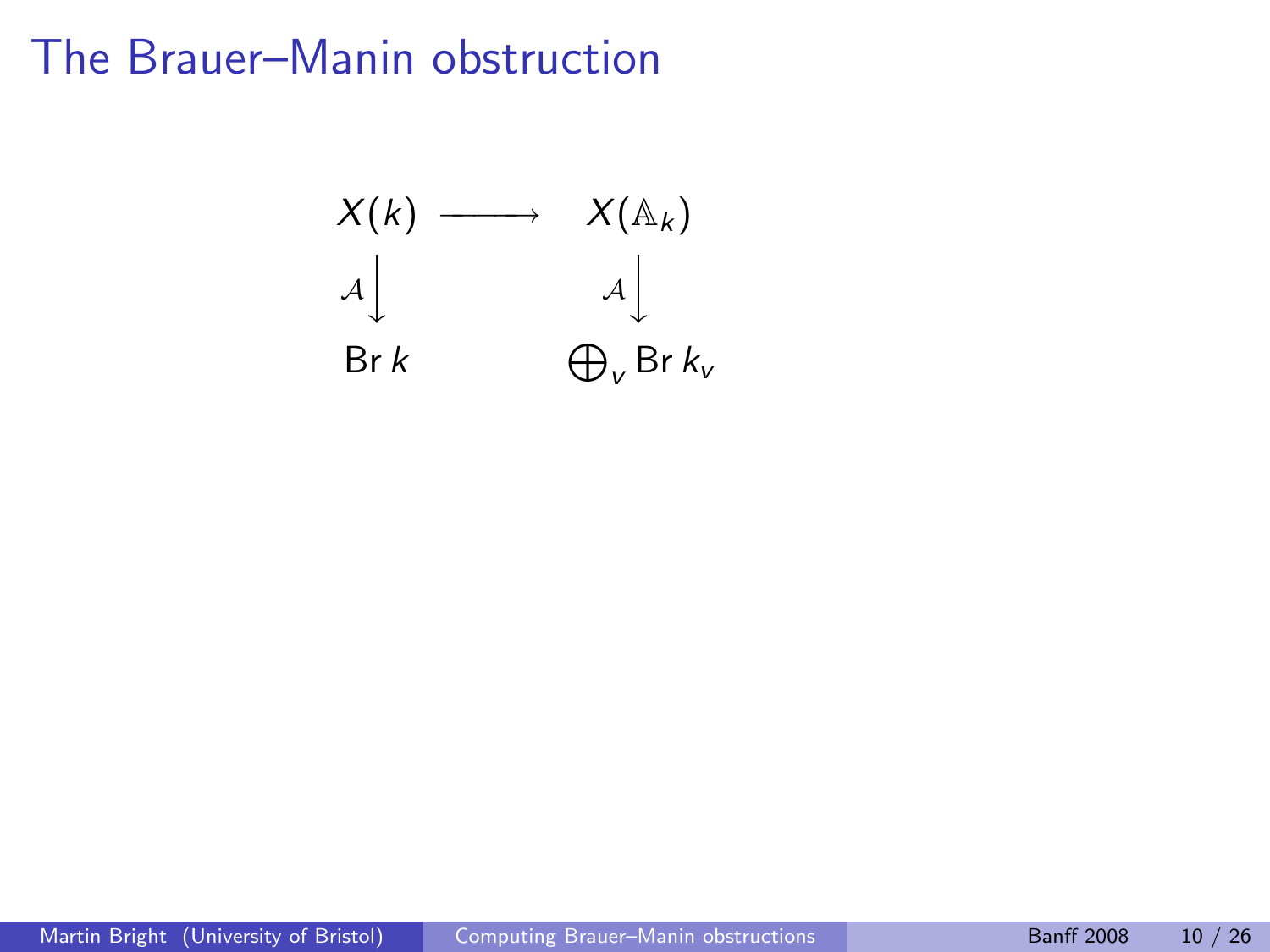# The Brauer–Manin obstruction

$$
\begin{array}{ccc}
X(k) & \longrightarrow & X(\mathbb{A}_k) \\
\mathcal{A}\downarrow & & \mathcal{A}\downarrow \\
\operatorname{Br} k & & \bigoplus_v \operatorname{Br} k_v
\end{array}
$$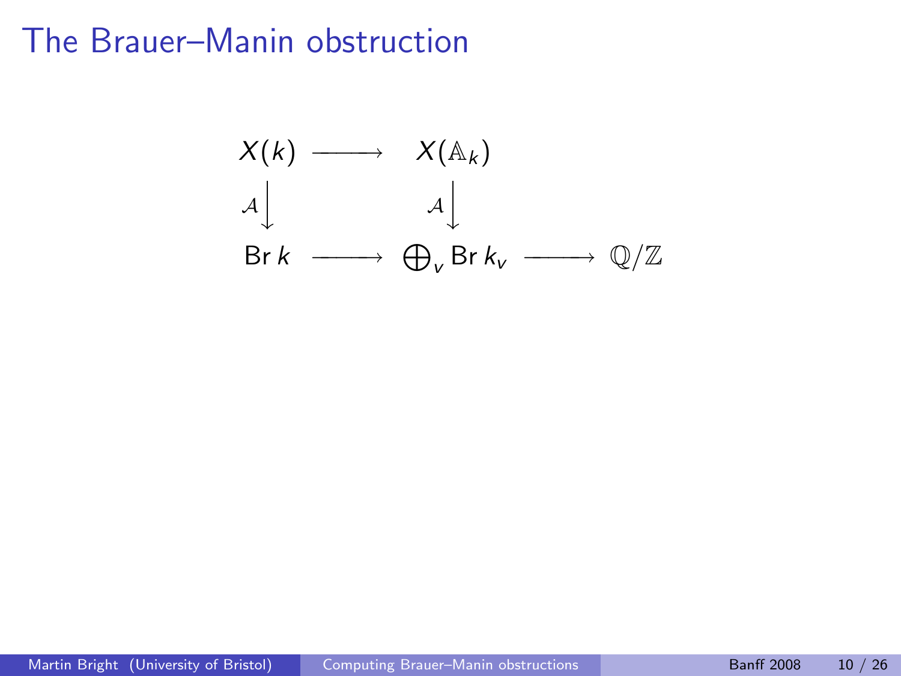# The Brauer–Manin obstruction

$$
\begin{array}{ccccc}
X(k) & \longrightarrow & X(\mathbb{A}_k) & & \\
\mathcal{A}\big\downarrow & & \mathcal{A}\big\downarrow & & \\
\operatorname{Br} k & \longrightarrow & \bigoplus_v \operatorname{Br} k_v & \longrightarrow & \mathbb{Q}/\mathbb{Z}
\end{array}
$$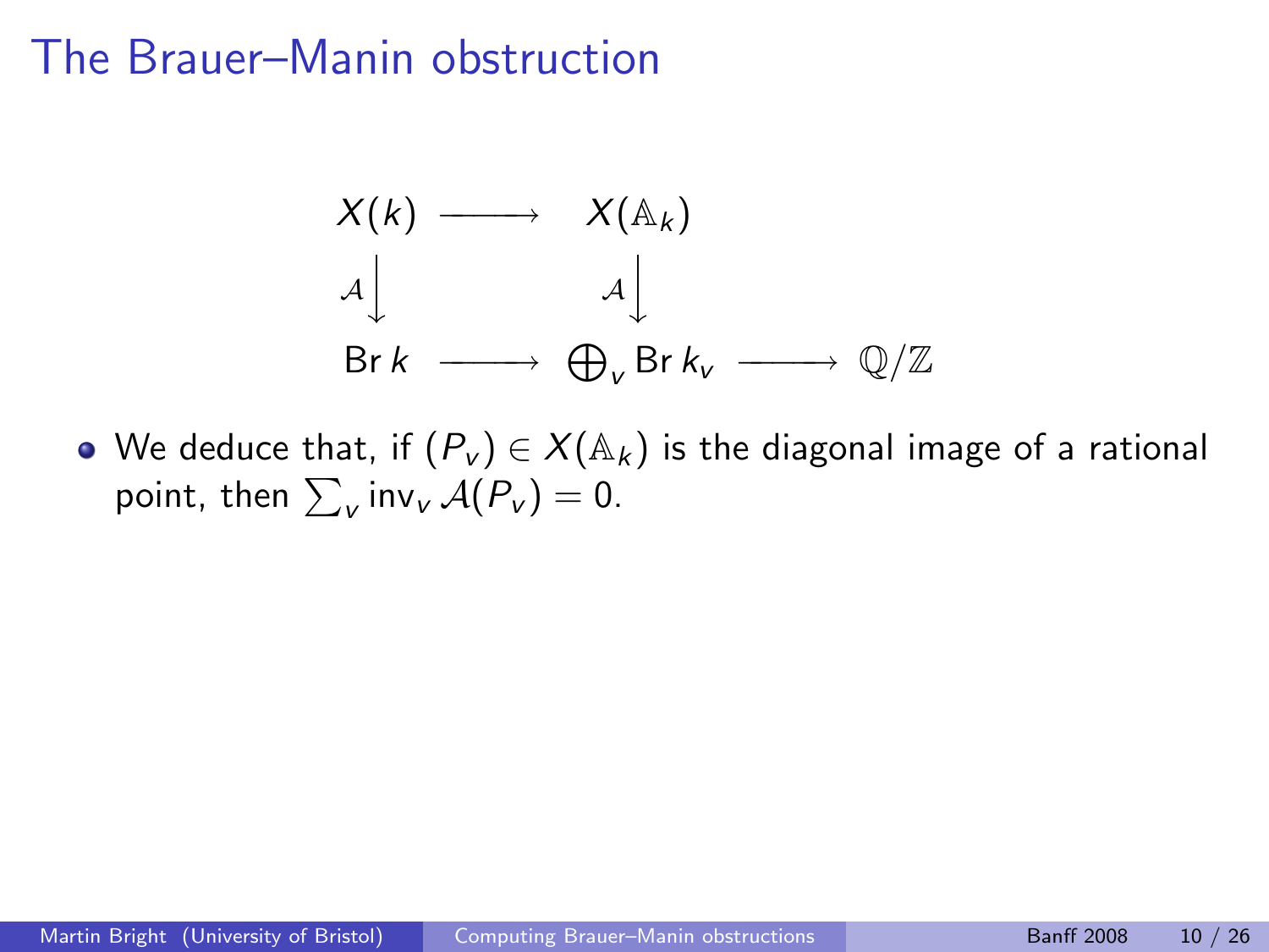# The Brauer–Manin obstruction

$$
\begin{array}{ccccc}
X(k) & \longrightarrow & X(\mathbb{A}_k) & & \\
{\scriptstyle \mathcal{A}}\big\downarrow & & {\scriptstyle \mathcal{A}}\big\downarrow & & \\
\operatorname{Br} k & \longrightarrow & \bigoplus_v \operatorname{Br} k_v & \longrightarrow & \mathbb{Q}/\mathbb{Z}
\end{array}
$$

- We deduce that, if $(P_v) \in X(\mathbb{A}_k)$ is the diagonal image of a rational point, then $\sum_v \operatorname{inv}_v \mathcal{A}(P_v) = 0$.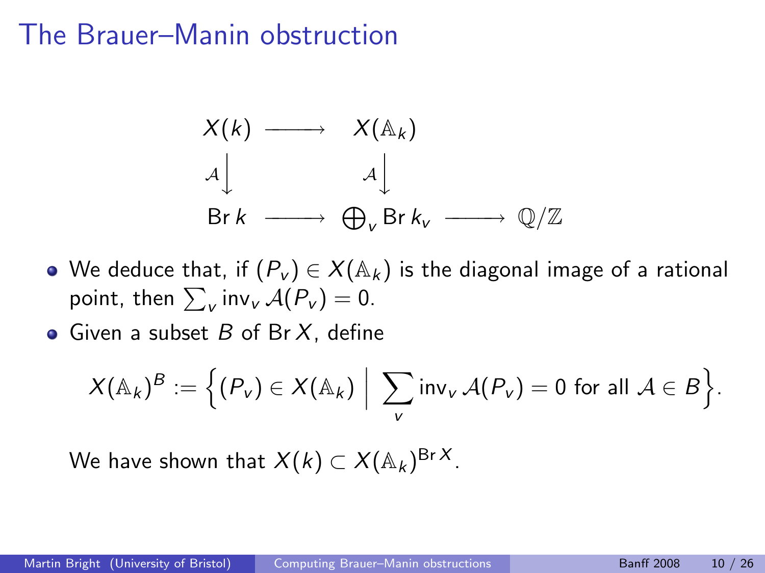# The Brauer–Manin obstruction

$$
\begin{array}{ccccc}
X(k) & \longrightarrow & X(\mathbb{A}_k) & & \\
\mathcal{A}\big\downarrow & & \mathcal{A}\big\downarrow & & \\
\operatorname{Br} k & \longrightarrow & \bigoplus_v \operatorname{Br} k_v & \longrightarrow & \mathbb{Q}/\mathbb{Z}
\end{array}
$$

- We deduce that, if $(P_v) \in X(\mathbb{A}_k)$ is the diagonal image of a rational point, then $\sum_v \operatorname{inv}_v \mathcal{A}(P_v) = 0$.
- Given a subset $B$ of $\operatorname{Br} X$, define

$$X(\mathbb{A}_k)^B := \Big\{ (P_v) \in X(\mathbb{A}_k) \;\Big|\; \sum_v \operatorname{inv}_v \mathcal{A}(P_v) = 0 \text{ for all } \mathcal{A} \in B \Big\}.$$

  We have shown that $X(k) \subset X(\mathbb{A}_k)^{\operatorname{Br} X}$.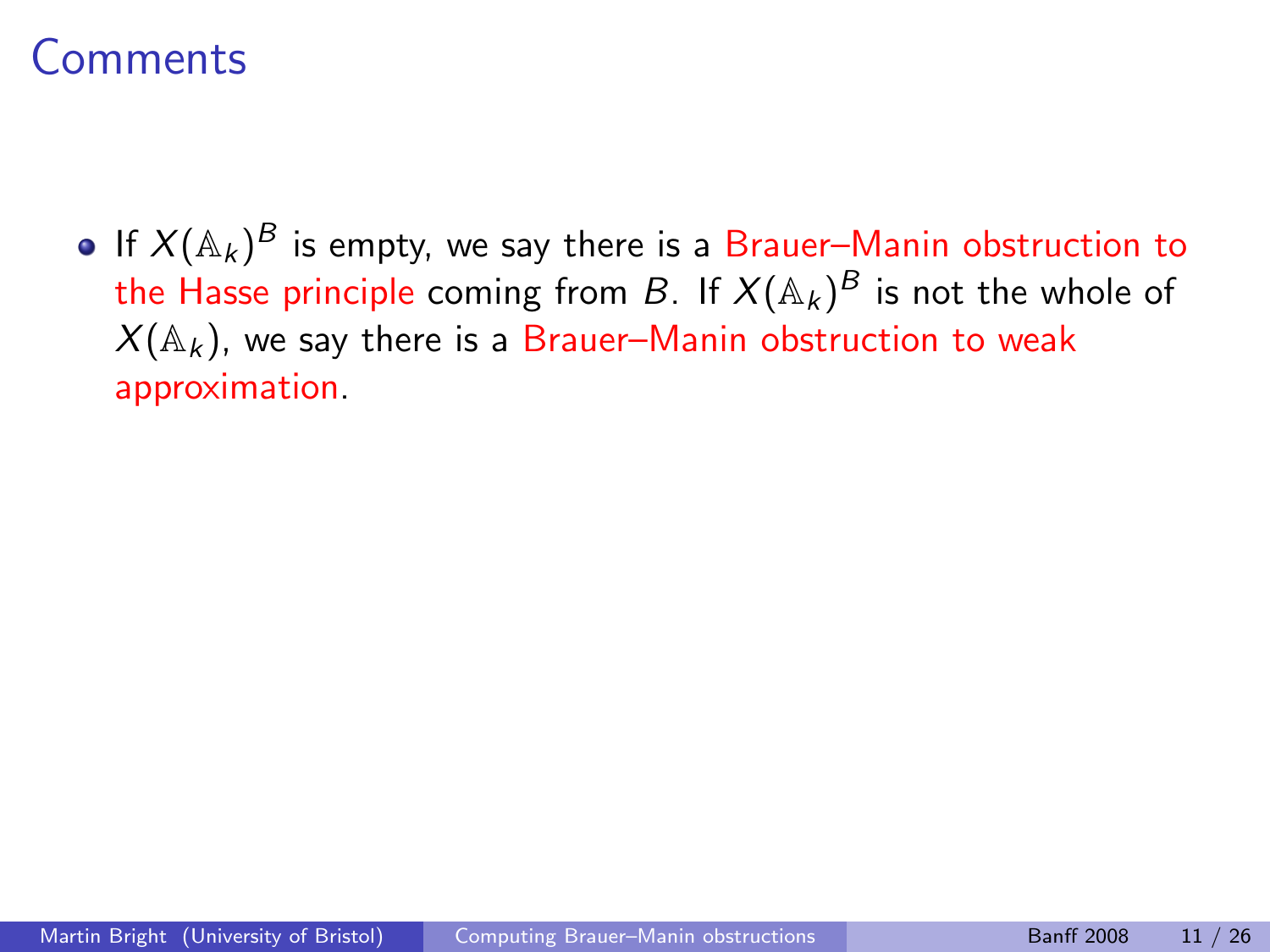# Comments

- If $X(\mathbb{A}_k)^B$ is empty, we say there is a Brauer–Manin obstruction to the Hasse principle coming from $B$. If $X(\mathbb{A}_k)^B$ is not the whole of $X(\mathbb{A}_k)$, we say there is a Brauer–Manin obstruction to weak approximation.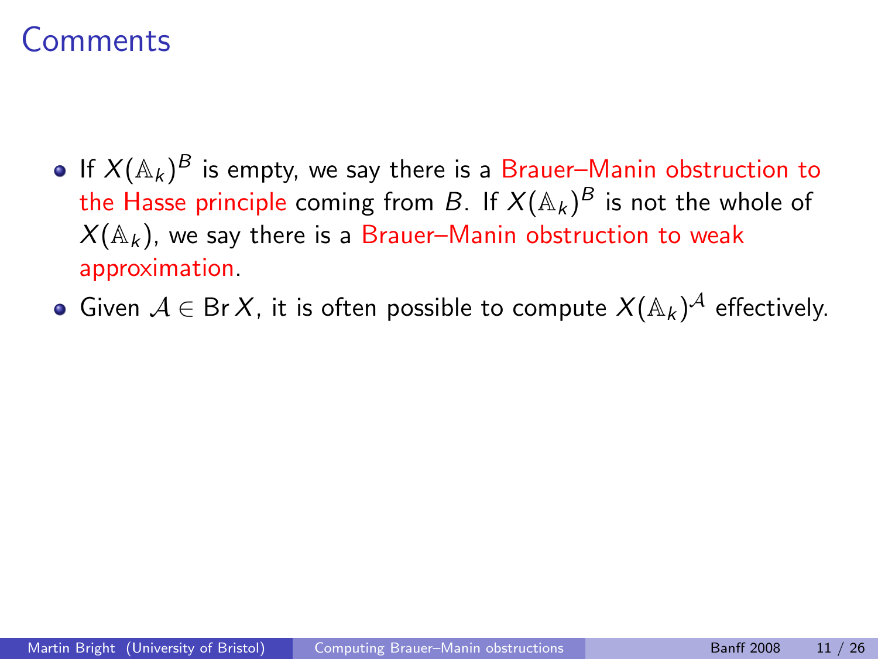# Comments

- If $X(\mathbb{A}_k)^B$ is empty, we say there is a Brauer–Manin obstruction to the Hasse principle coming from $B$. If $X(\mathbb{A}_k)^B$ is not the whole of $X(\mathbb{A}_k)$, we say there is a Brauer–Manin obstruction to weak approximation.
- Given $\mathcal{A} \in \operatorname{Br} X$, it is often possible to compute $X(\mathbb{A}_k)^{\mathcal{A}}$ effectively.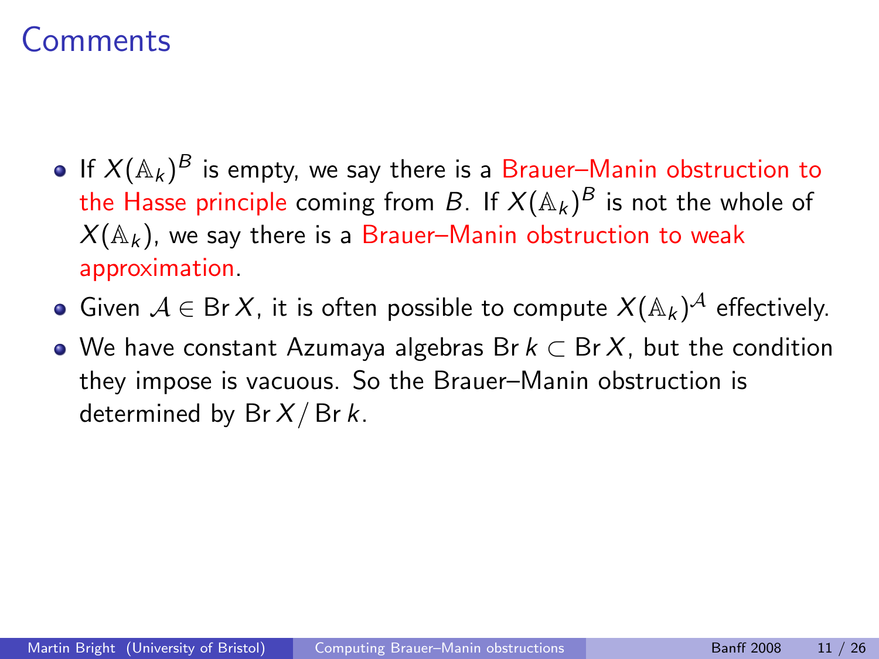# Comments

- If $X(\mathbb{A}_k)^B$ is empty, we say there is a Brauer–Manin obstruction to the Hasse principle coming from $B$. If $X(\mathbb{A}_k)^B$ is not the whole of $X(\mathbb{A}_k)$, we say there is a Brauer–Manin obstruction to weak approximation.
- Given $\mathcal{A} \in \operatorname{Br} X$, it is often possible to compute $X(\mathbb{A}_k)^{\mathcal{A}}$ effectively.
- We have constant Azumaya algebras $\operatorname{Br} k \subset \operatorname{Br} X$, but the condition they impose is vacuous. So the Brauer–Manin obstruction is determined by $\operatorname{Br} X / \operatorname{Br} k$.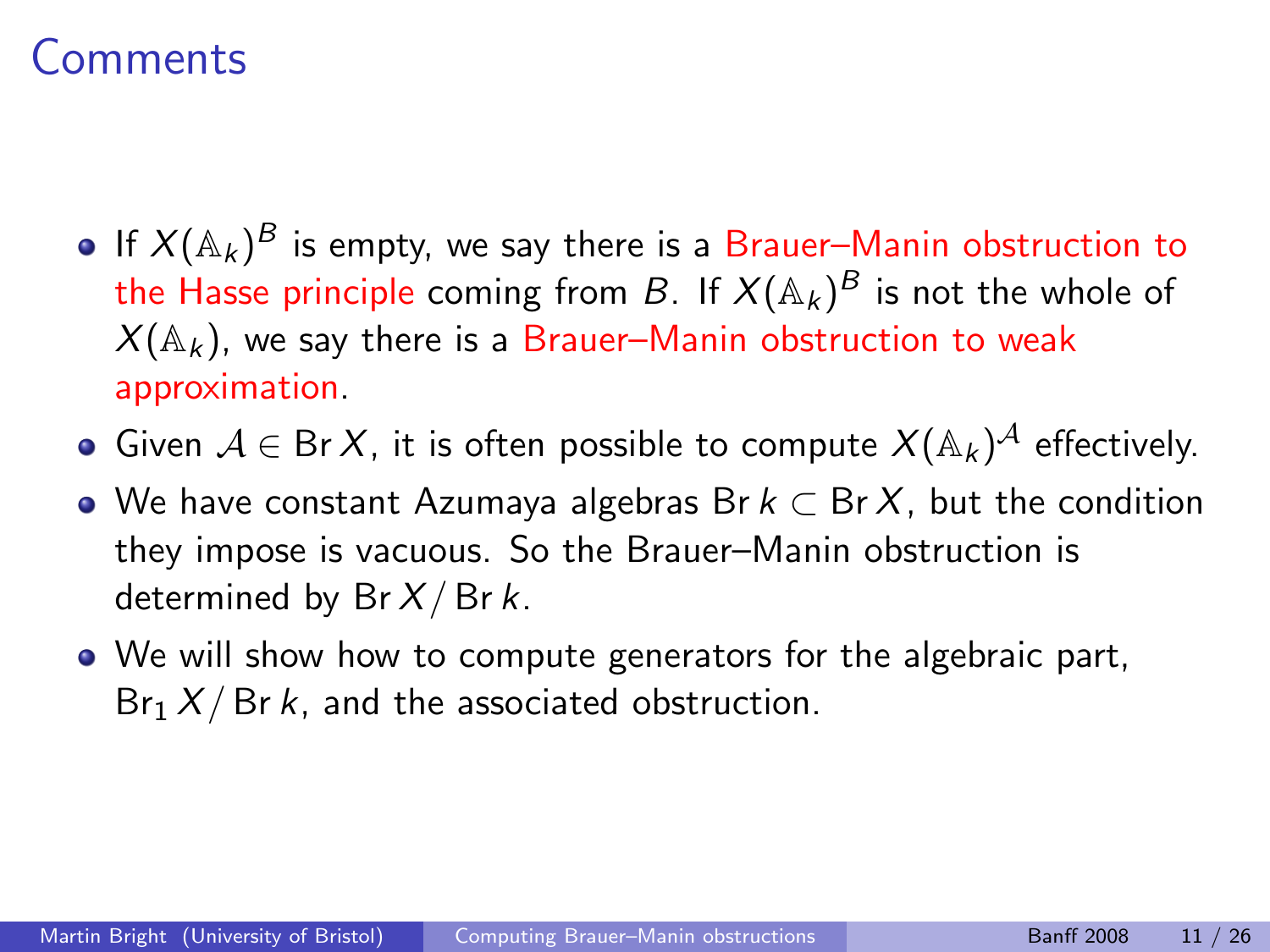# Comments

- If $X(\mathbb{A}_k)^B$ is empty, we say there is a Brauer–Manin obstruction to the Hasse principle coming from $B$. If $X(\mathbb{A}_k)^B$ is not the whole of $X(\mathbb{A}_k)$, we say there is a Brauer–Manin obstruction to weak approximation.
- Given $\mathcal{A} \in \operatorname{Br} X$, it is often possible to compute $X(\mathbb{A}_k)^{\mathcal{A}}$ effectively.
- We have constant Azumaya algebras $\operatorname{Br} k \subset \operatorname{Br} X$, but the condition they impose is vacuous. So the Brauer–Manin obstruction is determined by $\operatorname{Br} X / \operatorname{Br} k$.
- We will show how to compute generators for the algebraic part, $\operatorname{Br}_1 X / \operatorname{Br} k$, and the associated obstruction.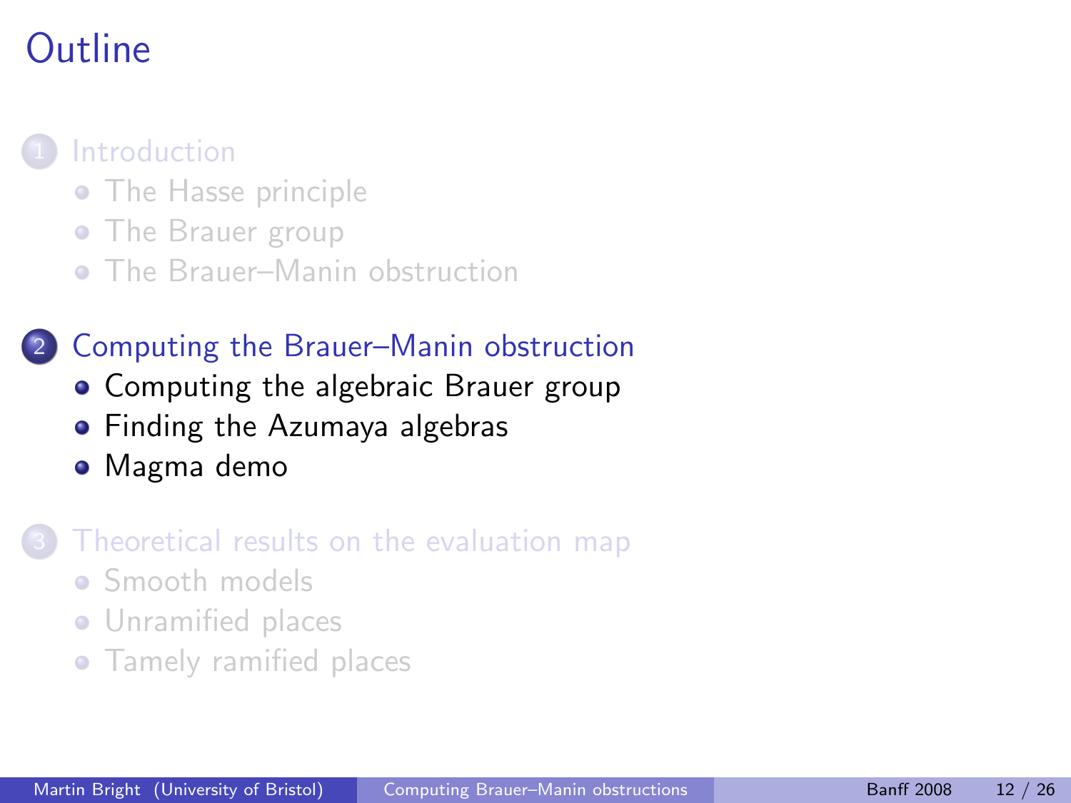# Outline

1. Introduction
   - The Hasse principle
   - The Brauer group
   - The Brauer–Manin obstruction

2. Computing the Brauer–Manin obstruction
   - Computing the algebraic Brauer group
   - Finding the Azumaya algebras
   - Magma demo

3. Theoretical results on the evaluation map
   - Smooth models
   - Unramified places
   - Tamely ramified places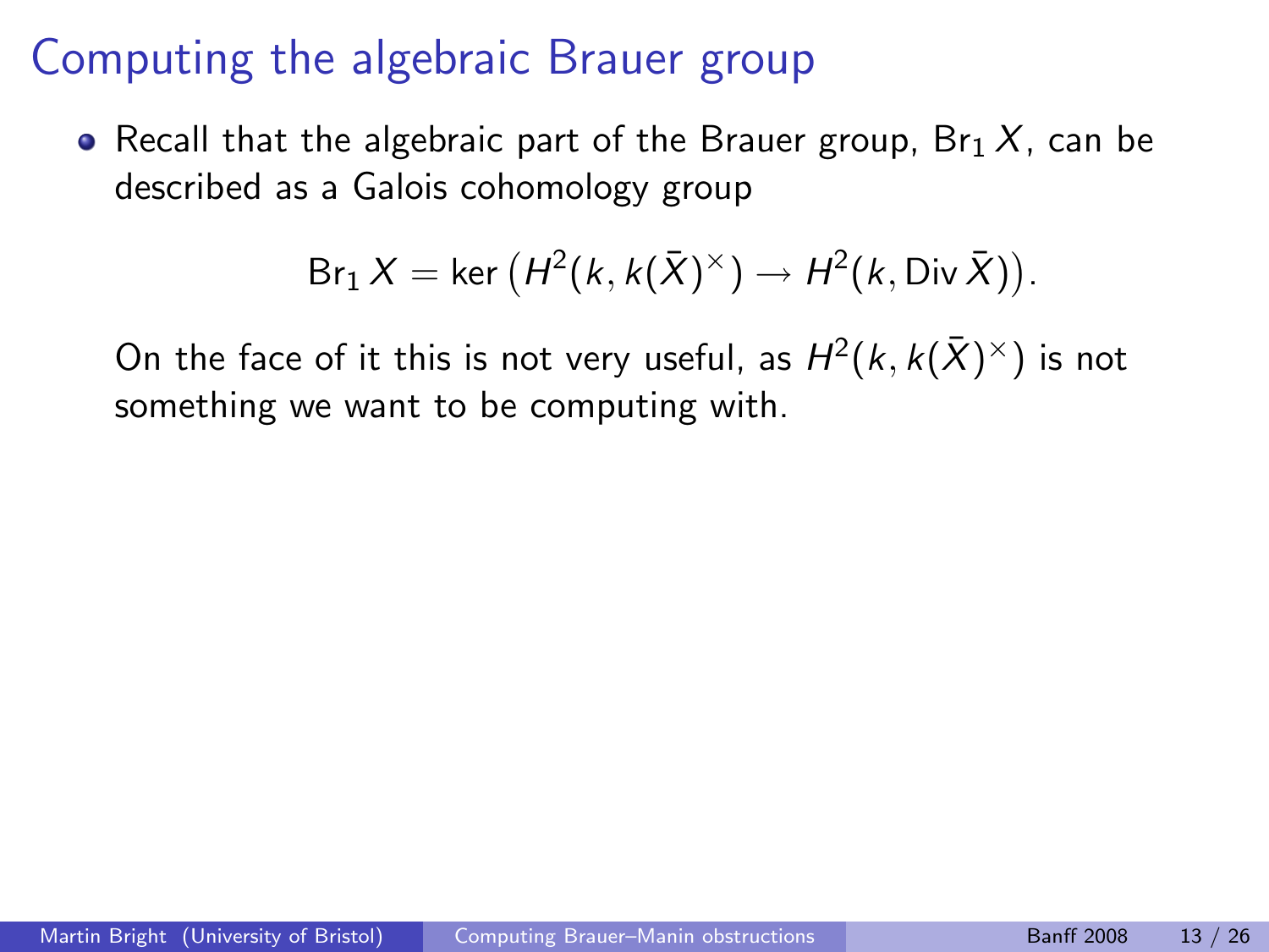# Computing the algebraic Brauer group

- Recall that the algebraic part of the Brauer group, $\operatorname{Br}_1 X$, can be described as a Galois cohomology group

$$\operatorname{Br}_1 X = \ker\left(H^2(k, k(\bar{X})^\times) \to H^2(k, \operatorname{Div} \bar{X})\right).$$

On the face of it this is not very useful, as $H^2(k, k(\bar{X})^\times)$ is not something we want to be computing with.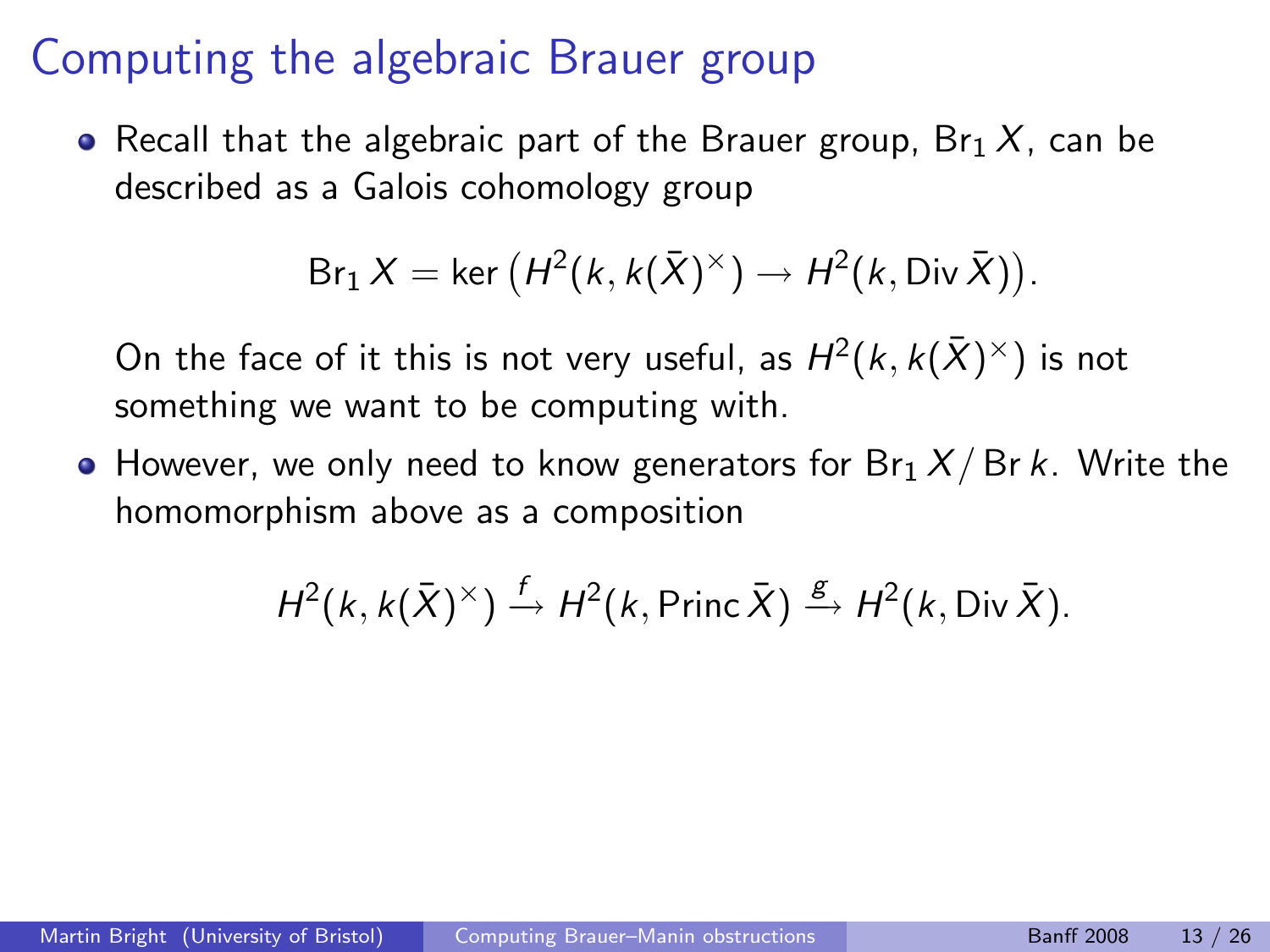# Computing the algebraic Brauer group

- Recall that the algebraic part of the Brauer group, $\mathrm{Br}_1 X$, can be described as a Galois cohomology group

$$\mathrm{Br}_1 X = \ker\left(H^2(k, k(\bar{X})^\times) \to H^2(k, \mathrm{Div}\,\bar{X})\right).$$

  On the face of it this is not very useful, as $H^2(k, k(\bar{X})^\times)$ is not something we want to be computing with.

- However, we only need to know generators for $\mathrm{Br}_1 X / \mathrm{Br}\, k$. Write the homomorphism above as a composition

$$H^2(k, k(\bar{X})^\times) \xrightarrow{f} H^2(k, \mathrm{Princ}\,\bar{X}) \xrightarrow{g} H^2(k, \mathrm{Div}\,\bar{X}).$$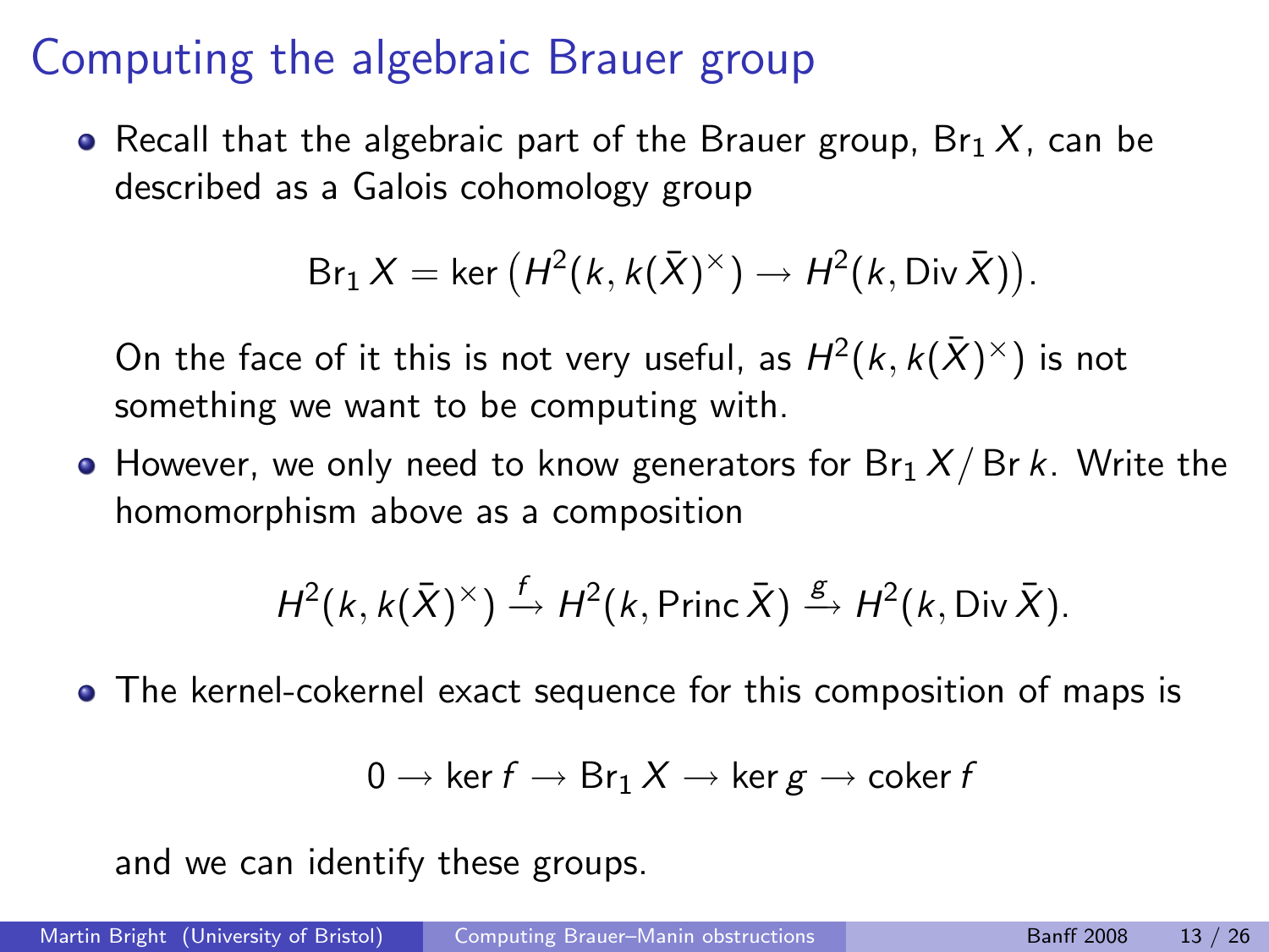# Computing the algebraic Brauer group

- Recall that the algebraic part of the Brauer group, $\operatorname{Br}_1 X$, can be described as a Galois cohomology group

$$\operatorname{Br}_1 X = \ker\left(H^2(k, k(\bar{X})^\times) \to H^2(k, \operatorname{Div} \bar{X})\right).$$

  On the face of it this is not very useful, as $H^2(k, k(\bar{X})^\times)$ is not something we want to be computing with.

- However, we only need to know generators for $\operatorname{Br}_1 X / \operatorname{Br} k$. Write the homomorphism above as a composition

$$H^2(k, k(\bar{X})^\times) \xrightarrow{f} H^2(k, \operatorname{Princ} \bar{X}) \xrightarrow{g} H^2(k, \operatorname{Div} \bar{X}).$$

- The kernel-cokernel exact sequence for this composition of maps is

$$0 \to \ker f \to \operatorname{Br}_1 X \to \ker g \to \operatorname{coker} f$$

  and we can identify these groups.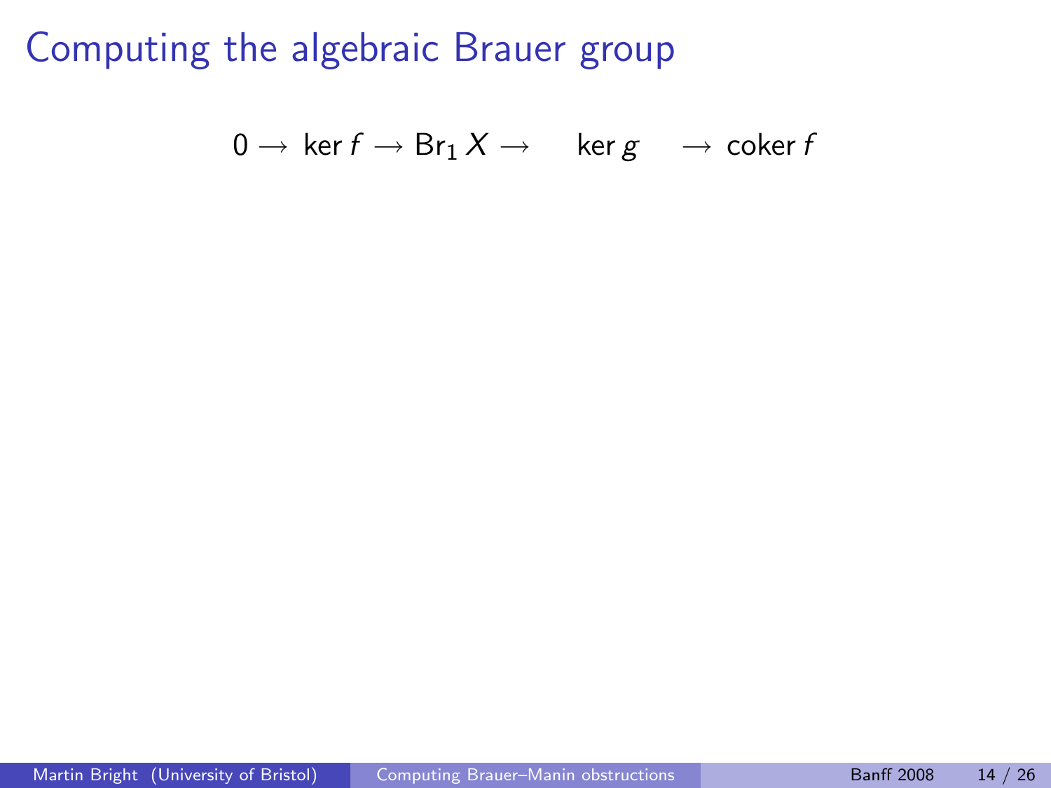# Computing the algebraic Brauer group

$$0 \to \ker f \to \mathrm{Br}_1 X \to \ker g \to \operatorname{coker} f$$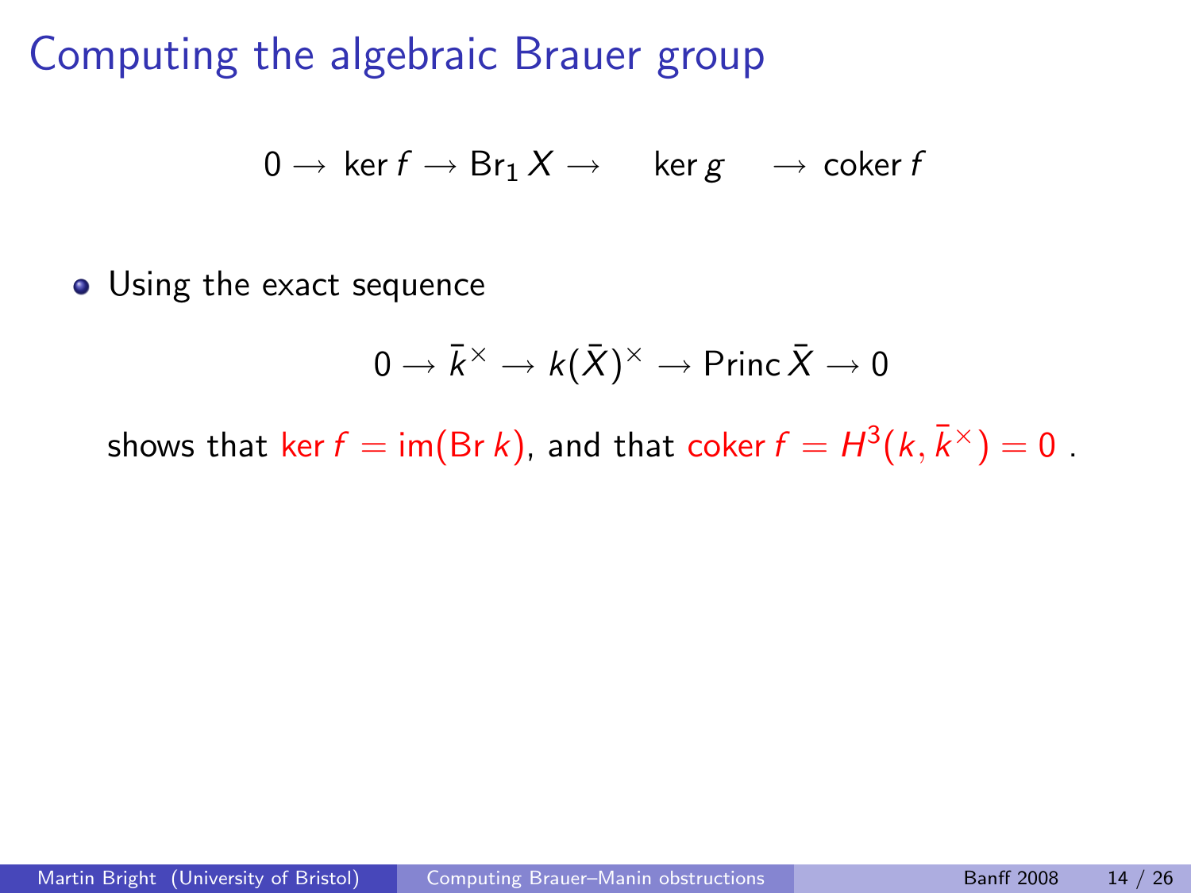# Computing the algebraic Brauer group

$$0 \to \ker f \to \operatorname{Br}_1 X \to \quad \ker g \quad \to \operatorname{coker} f$$

- Using the exact sequence

$$0 \to \bar{k}^\times \to k(\bar{X})^\times \to \operatorname{Princ} \bar{X} \to 0$$

shows that $\ker f = \operatorname{im}(\operatorname{Br} k)$, and that $\operatorname{coker} f = H^3(k, \bar{k}^\times) = 0$ .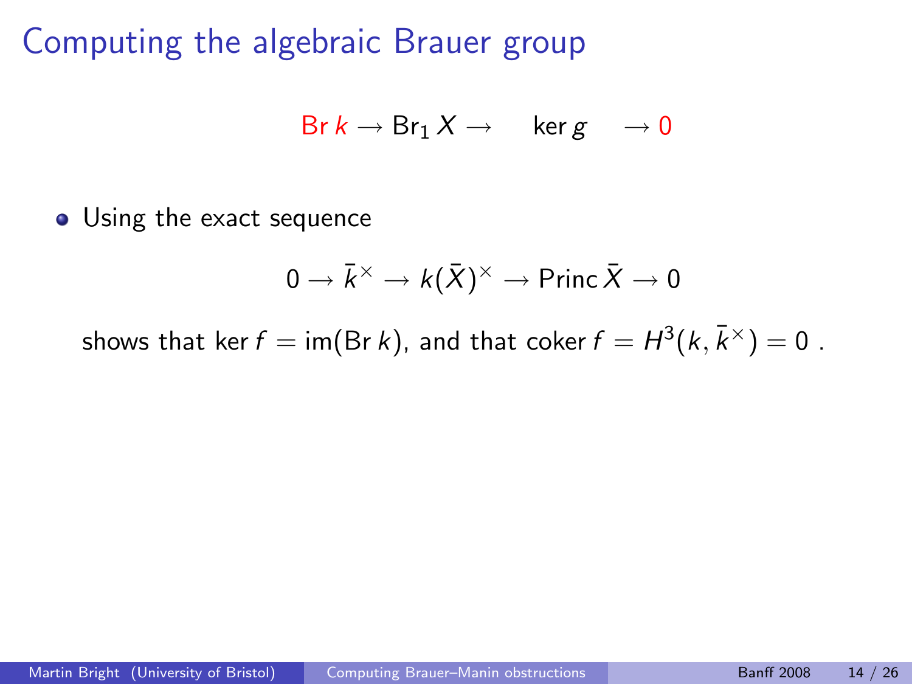# Computing the algebraic Brauer group

$$\mathrm{Br}\, k \to \mathrm{Br}_1\, X \to \quad \ker g \quad \to 0$$

- Using the exact sequence

$$0 \to \bar{k}^\times \to k(\bar{X})^\times \to \mathrm{Princ}\, \bar{X} \to 0$$

shows that $\ker f = \mathrm{im}(\mathrm{Br}\, k)$, and that $\mathrm{coker}\, f = H^3(k, \bar{k}^\times) = 0$ .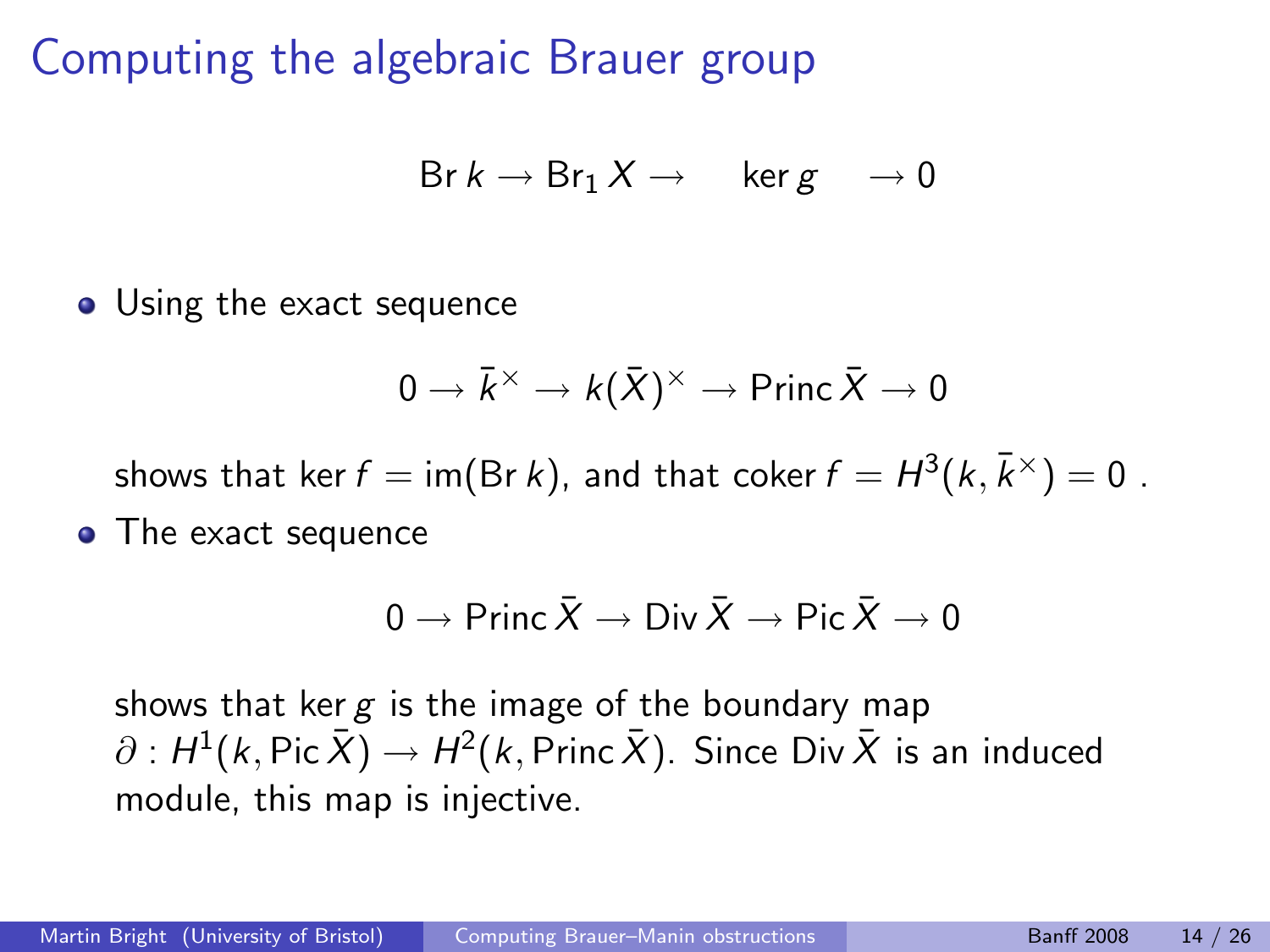# Computing the algebraic Brauer group

$$\operatorname{Br} k \to \operatorname{Br}_1 X \to \quad \ker g \quad \to 0$$

- Using the exact sequence

$$0 \to \bar{k}^\times \to k(\bar{X})^\times \to \operatorname{Princ} \bar{X} \to 0$$

  shows that $\ker f = \operatorname{im}(\operatorname{Br} k)$, and that $\operatorname{coker} f = H^3(k, \bar{k}^\times) = 0$ .

- The exact sequence

$$0 \to \operatorname{Princ} \bar{X} \to \operatorname{Div} \bar{X} \to \operatorname{Pic} \bar{X} \to 0$$

  shows that $\ker g$ is the image of the boundary map $\partial : H^1(k, \operatorname{Pic} \bar{X}) \to H^2(k, \operatorname{Princ} \bar{X})$. Since $\operatorname{Div} \bar{X}$ is an induced module, this map is injective.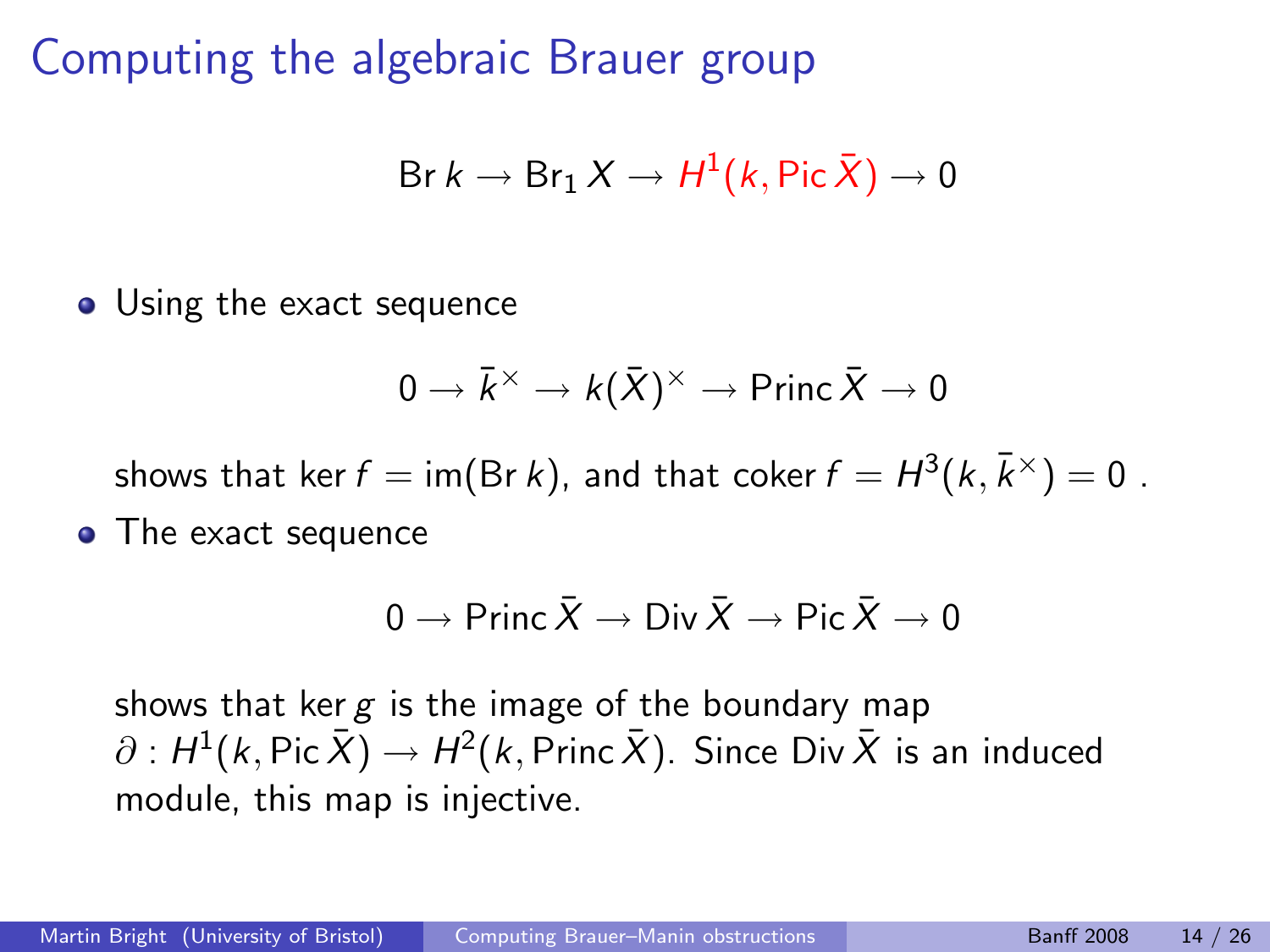# Computing the algebraic Brauer group

$$\operatorname{Br} k \to \operatorname{Br}_1 X \to H^1(k, \operatorname{Pic} \bar{X}) \to 0$$

- Using the exact sequence

$$0 \to \bar{k}^\times \to k(\bar{X})^\times \to \operatorname{Princ} \bar{X} \to 0$$

  shows that $\ker f = \operatorname{im}(\operatorname{Br} k)$, and that $\operatorname{coker} f = H^3(k, \bar{k}^\times) = 0$ .

- The exact sequence

$$0 \to \operatorname{Princ} \bar{X} \to \operatorname{Div} \bar{X} \to \operatorname{Pic} \bar{X} \to 0$$

  shows that $\ker g$ is the image of the boundary map $\partial : H^1(k, \operatorname{Pic} \bar{X}) \to H^2(k, \operatorname{Princ} \bar{X})$. Since $\operatorname{Div} \bar{X}$ is an induced module, this map is injective.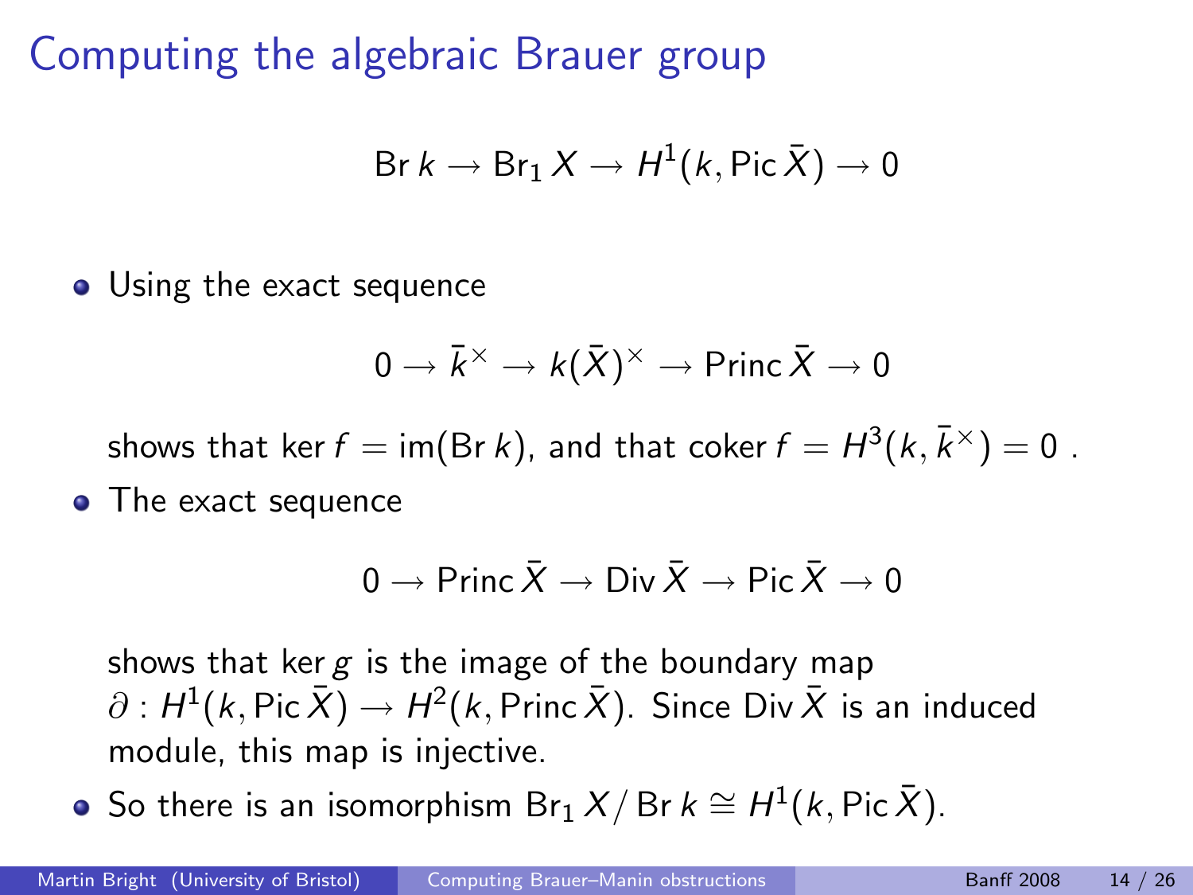# Computing the algebraic Brauer group

$$\operatorname{Br} k \to \operatorname{Br}_1 X \to H^1(k, \operatorname{Pic} \bar{X}) \to 0$$

- Using the exact sequence

$$0 \to \bar{k}^\times \to k(\bar{X})^\times \to \operatorname{Princ} \bar{X} \to 0$$

  shows that $\ker f = \operatorname{im}(\operatorname{Br} k)$, and that $\operatorname{coker} f = H^3(k, \bar{k}^\times) = 0$ .

- The exact sequence

$$0 \to \operatorname{Princ} \bar{X} \to \operatorname{Div} \bar{X} \to \operatorname{Pic} \bar{X} \to 0$$

  shows that $\ker g$ is the image of the boundary map $\partial : H^1(k, \operatorname{Pic} \bar{X}) \to H^2(k, \operatorname{Princ} \bar{X})$. Since $\operatorname{Div} \bar{X}$ is an induced module, this map is injective.

- So there is an isomorphism $\operatorname{Br}_1 X / \operatorname{Br} k \cong H^1(k, \operatorname{Pic} \bar{X})$.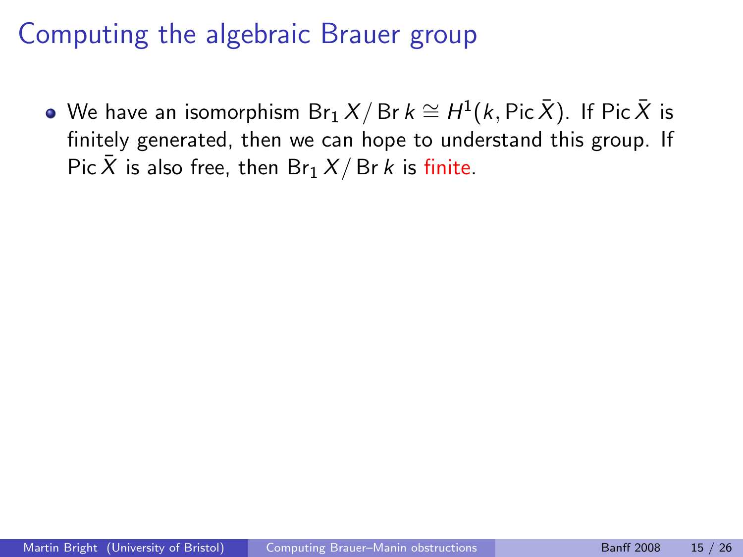# Computing the algebraic Brauer group

- We have an isomorphism $\operatorname{Br}_1 X / \operatorname{Br} k \cong H^1(k, \operatorname{Pic} \bar{X})$. If $\operatorname{Pic} \bar{X}$ is finitely generated, then we can hope to understand this group. If $\operatorname{Pic} \bar{X}$ is also free, then $\operatorname{Br}_1 X / \operatorname{Br} k$ is finite.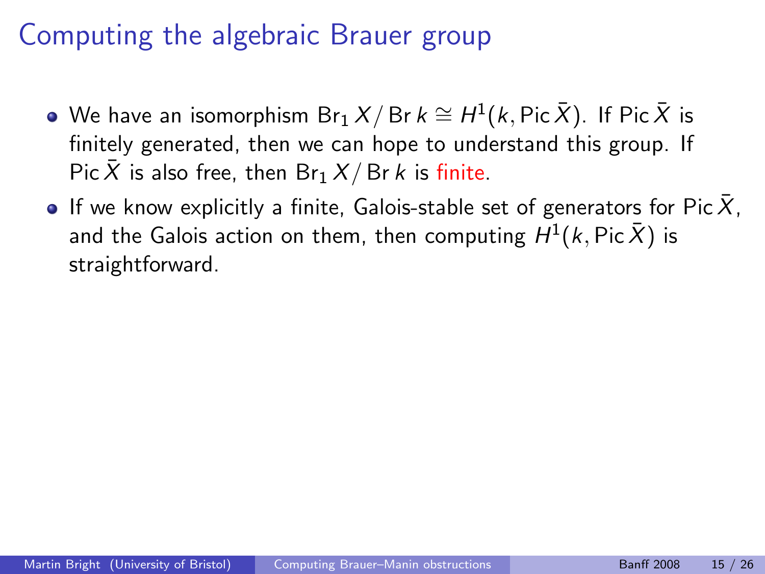# Computing the algebraic Brauer group

- We have an isomorphism $\operatorname{Br}_1 X / \operatorname{Br} k \cong H^1(k, \operatorname{Pic} \bar{X})$. If $\operatorname{Pic} \bar{X}$ is finitely generated, then we can hope to understand this group. If $\operatorname{Pic} \bar{X}$ is also free, then $\operatorname{Br}_1 X / \operatorname{Br} k$ is finite.
- If we know explicitly a finite, Galois-stable set of generators for $\operatorname{Pic} \bar{X}$, and the Galois action on them, then computing $H^1(k, \operatorname{Pic} \bar{X})$ is straightforward.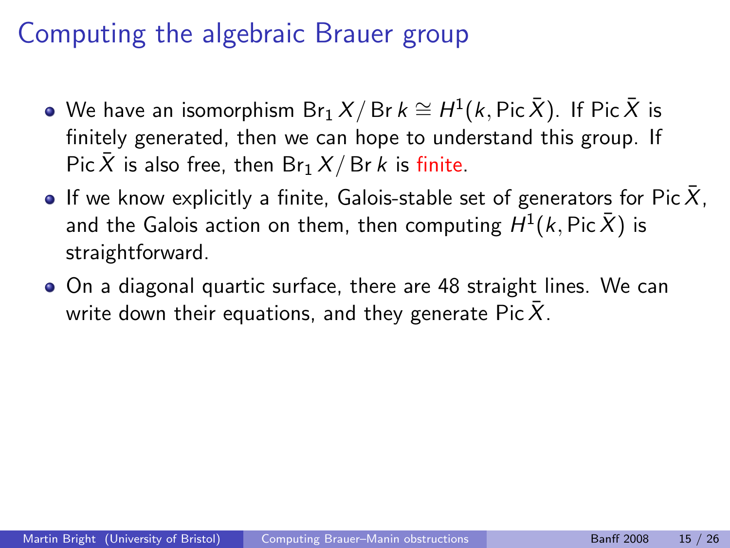# Computing the algebraic Brauer group

- We have an isomorphism $\operatorname{Br}_1 X / \operatorname{Br} k \cong H^1(k, \operatorname{Pic} \bar{X})$. If $\operatorname{Pic} \bar{X}$ is finitely generated, then we can hope to understand this group. If $\operatorname{Pic} \bar{X}$ is also free, then $\operatorname{Br}_1 X / \operatorname{Br} k$ is finite.
- If we know explicitly a finite, Galois-stable set of generators for $\operatorname{Pic} \bar{X}$, and the Galois action on them, then computing $H^1(k, \operatorname{Pic} \bar{X})$ is straightforward.
- On a diagonal quartic surface, there are 48 straight lines. We can write down their equations, and they generate $\operatorname{Pic} \bar{X}$.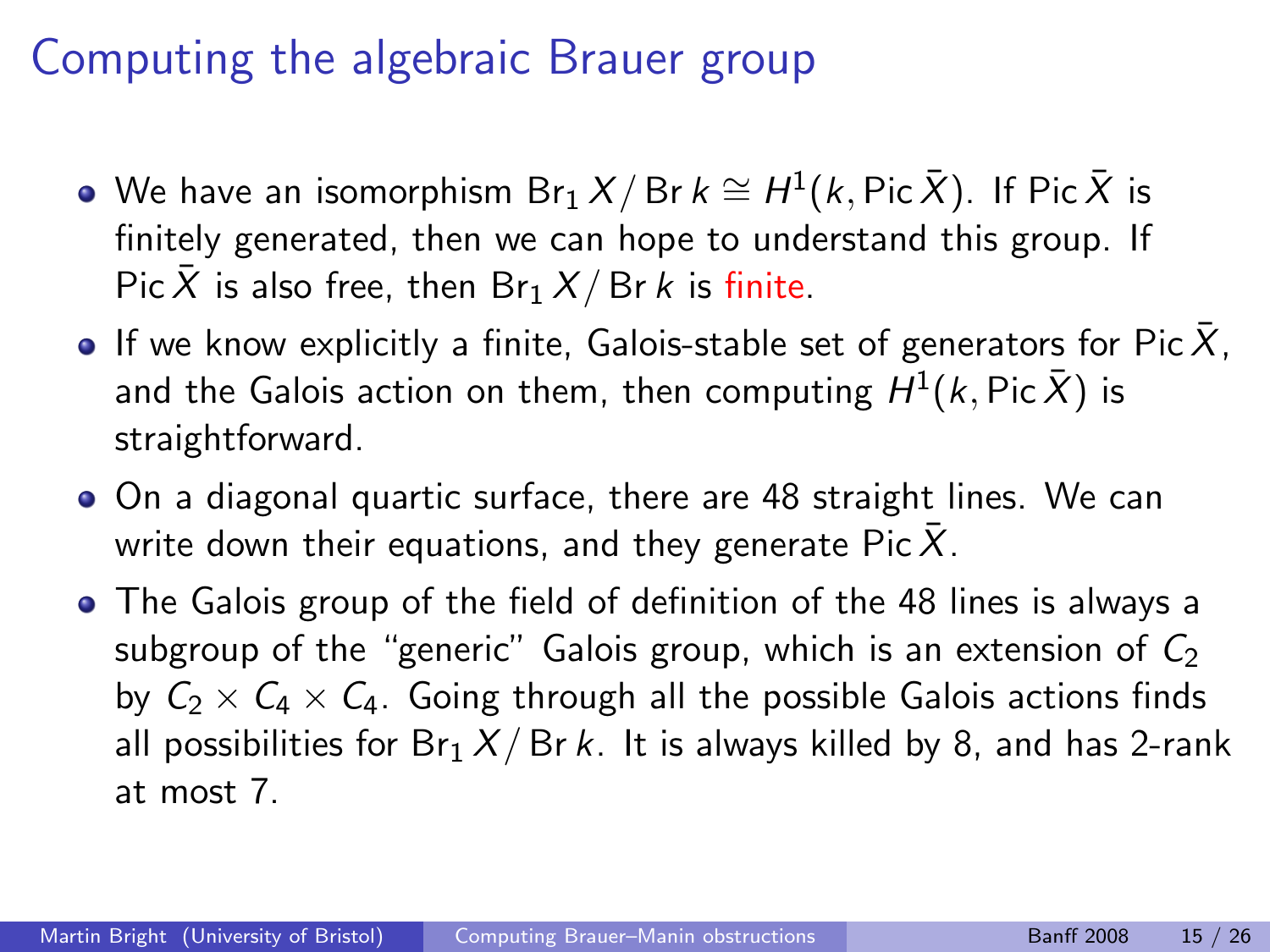# Computing the algebraic Brauer group

- We have an isomorphism $\mathrm{Br}_1 X / \mathrm{Br}\, k \cong H^1(k, \mathrm{Pic}\, \bar{X})$. If $\mathrm{Pic}\, \bar{X}$ is finitely generated, then we can hope to understand this group. If $\mathrm{Pic}\, \bar{X}$ is also free, then $\mathrm{Br}_1 X / \mathrm{Br}\, k$ is finite.
- If we know explicitly a finite, Galois-stable set of generators for $\mathrm{Pic}\, \bar{X}$, and the Galois action on them, then computing $H^1(k, \mathrm{Pic}\, \bar{X})$ is straightforward.
- On a diagonal quartic surface, there are 48 straight lines. We can write down their equations, and they generate $\mathrm{Pic}\, \bar{X}$.
- The Galois group of the field of definition of the 48 lines is always a subgroup of the "generic" Galois group, which is an extension of $C_2$ by $C_2 \times C_4 \times C_4$. Going through all the possible Galois actions finds all possibilities for $\mathrm{Br}_1 X / \mathrm{Br}\, k$. It is always killed by 8, and has 2-rank at most 7.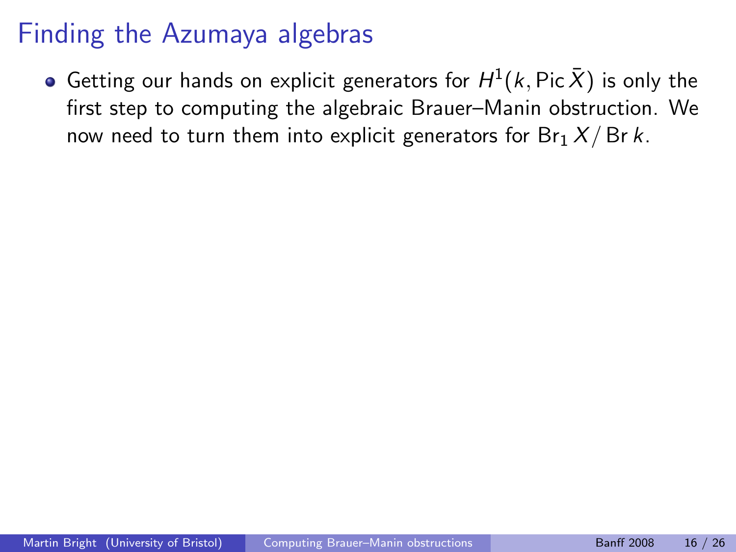# Finding the Azumaya algebras

- Getting our hands on explicit generators for $H^1(k, \operatorname{Pic} \bar{X})$ is only the first step to computing the algebraic Brauer–Manin obstruction. We now need to turn them into explicit generators for $\operatorname{Br}_1 X / \operatorname{Br} k$.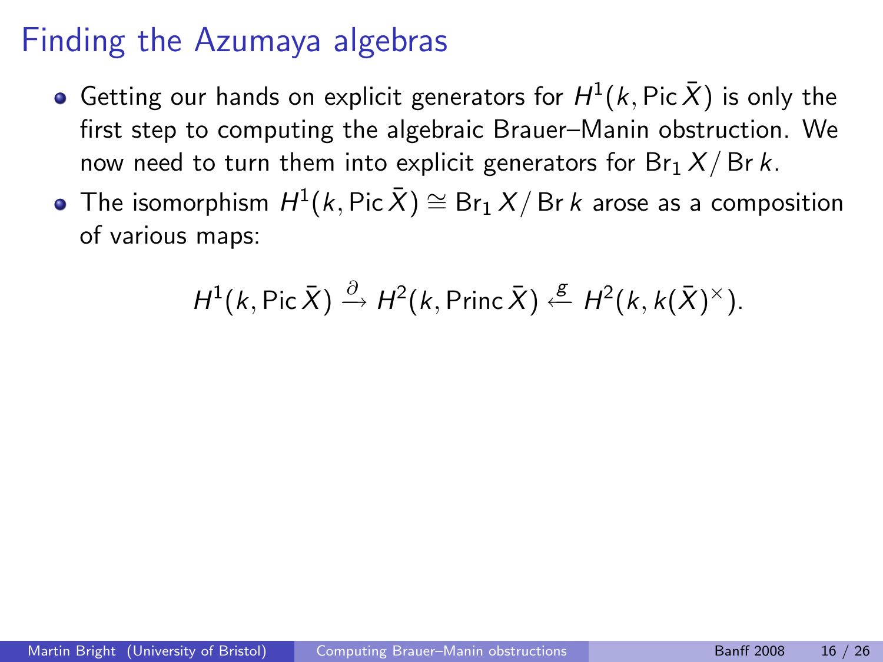# Finding the Azumaya algebras

- Getting our hands on explicit generators for $H^1(k, \operatorname{Pic} \bar{X})$ is only the first step to computing the algebraic Brauer–Manin obstruction. We now need to turn them into explicit generators for $\operatorname{Br}_1 X / \operatorname{Br} k$.
- The isomorphism $H^1(k, \operatorname{Pic} \bar{X}) \cong \operatorname{Br}_1 X / \operatorname{Br} k$ arose as a composition of various maps:

$$H^1(k, \operatorname{Pic} \bar{X}) \xrightarrow{\partial} H^2(k, \operatorname{Princ} \bar{X}) \xleftarrow{g} H^2(k, k(\bar{X})^\times).$$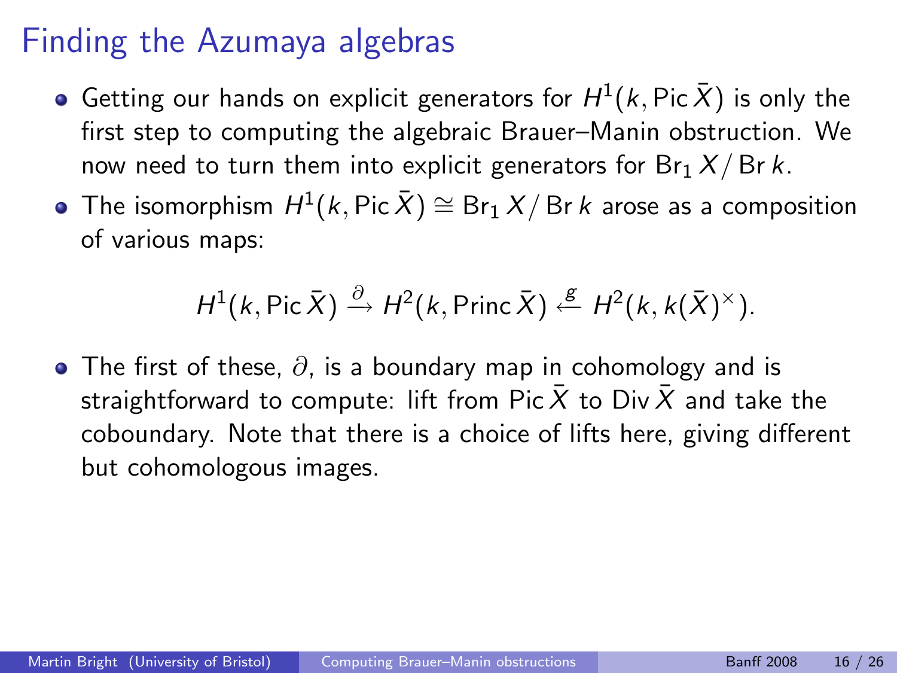# Finding the Azumaya algebras

- Getting our hands on explicit generators for $H^1(k, \operatorname{Pic} \bar{X})$ is only the first step to computing the algebraic Brauer–Manin obstruction. We now need to turn them into explicit generators for $\operatorname{Br}_1 X / \operatorname{Br} k$.
- The isomorphism $H^1(k, \operatorname{Pic} \bar{X}) \cong \operatorname{Br}_1 X / \operatorname{Br} k$ arose as a composition of various maps:

$$H^1(k, \operatorname{Pic} \bar{X}) \xrightarrow{\partial} H^2(k, \operatorname{Princ} \bar{X}) \xleftarrow{g} H^2(k, k(\bar{X})^\times).$$

- The first of these, $\partial$, is a boundary map in cohomology and is straightforward to compute: lift from $\operatorname{Pic} \bar{X}$ to $\operatorname{Div} \bar{X}$ and take the coboundary. Note that there is a choice of lifts here, giving different but cohomologous images.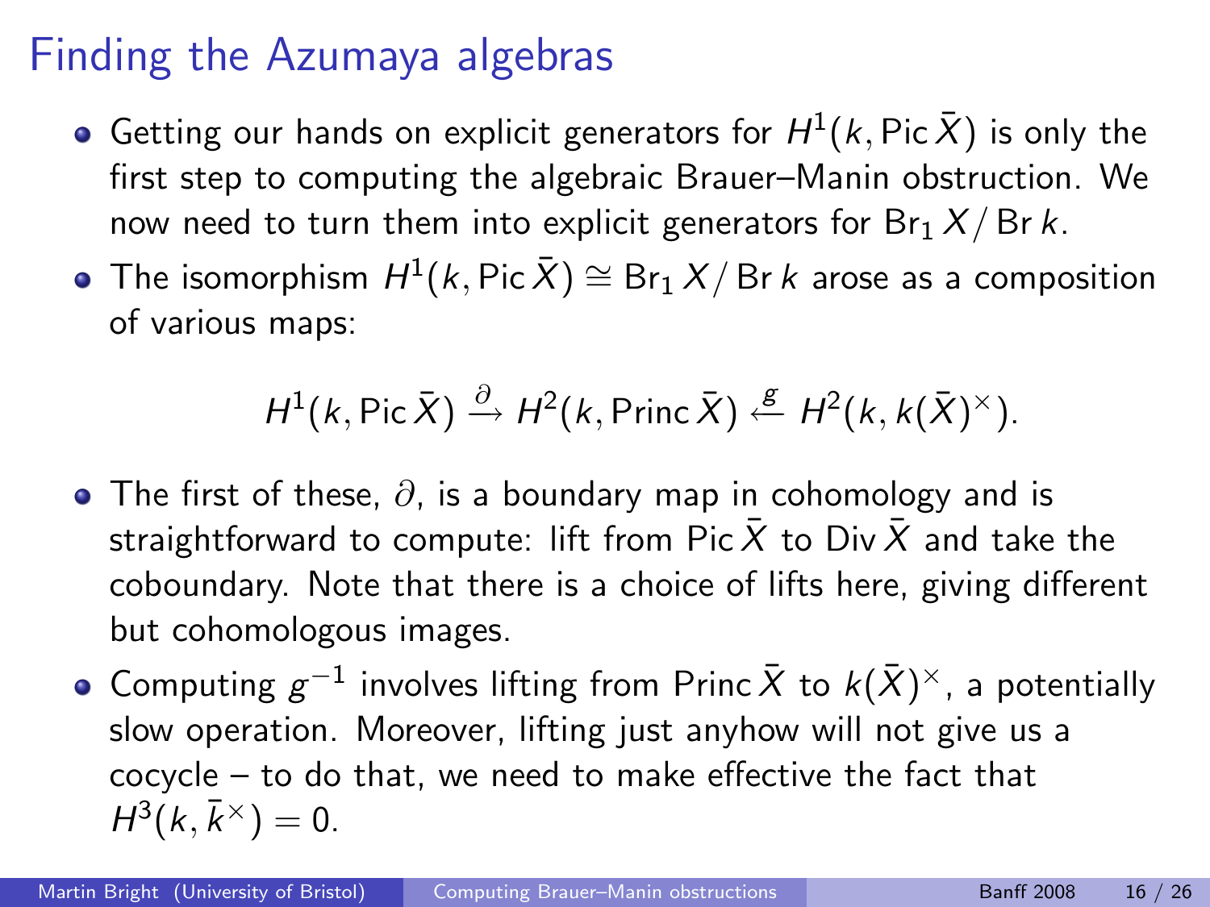# Finding the Azumaya algebras

- Getting our hands on explicit generators for $H^1(k, \operatorname{Pic} \bar{X})$ is only the first step to computing the algebraic Brauer–Manin obstruction. We now need to turn them into explicit generators for $\operatorname{Br}_1 X / \operatorname{Br} k$.
- The isomorphism $H^1(k, \operatorname{Pic} \bar{X}) \cong \operatorname{Br}_1 X / \operatorname{Br} k$ arose as a composition of various maps:

$$H^1(k, \operatorname{Pic} \bar{X}) \xrightarrow{\partial} H^2(k, \operatorname{Princ} \bar{X}) \xleftarrow{g} H^2(k, k(\bar{X})^\times).$$

- The first of these, $\partial$, is a boundary map in cohomology and is straightforward to compute: lift from $\operatorname{Pic} \bar{X}$ to $\operatorname{Div} \bar{X}$ and take the coboundary. Note that there is a choice of lifts here, giving different but cohomologous images.
- Computing $g^{-1}$ involves lifting from $\operatorname{Princ} \bar{X}$ to $k(\bar{X})^\times$, a potentially slow operation. Moreover, lifting just anyhow will not give us a cocycle – to do that, we need to make effective the fact that $H^3(k, \bar{k}^\times) = 0$.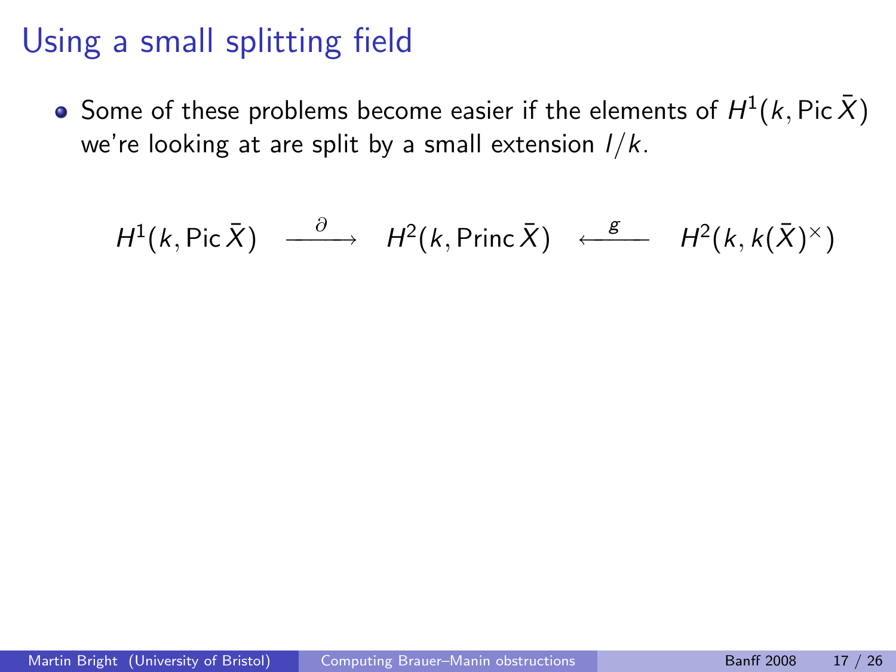# Using a small splitting field

- Some of these problems become easier if the elements of $H^1(k, \operatorname{Pic} \bar{X})$ we're looking at are split by a small extension $l/k$.

$$H^1(k, \operatorname{Pic} \bar{X}) \xrightarrow{\ \partial\ } H^2(k, \operatorname{Princ} \bar{X}) \xleftarrow{\ g\ } H^2(k, k(\bar{X})^\times)$$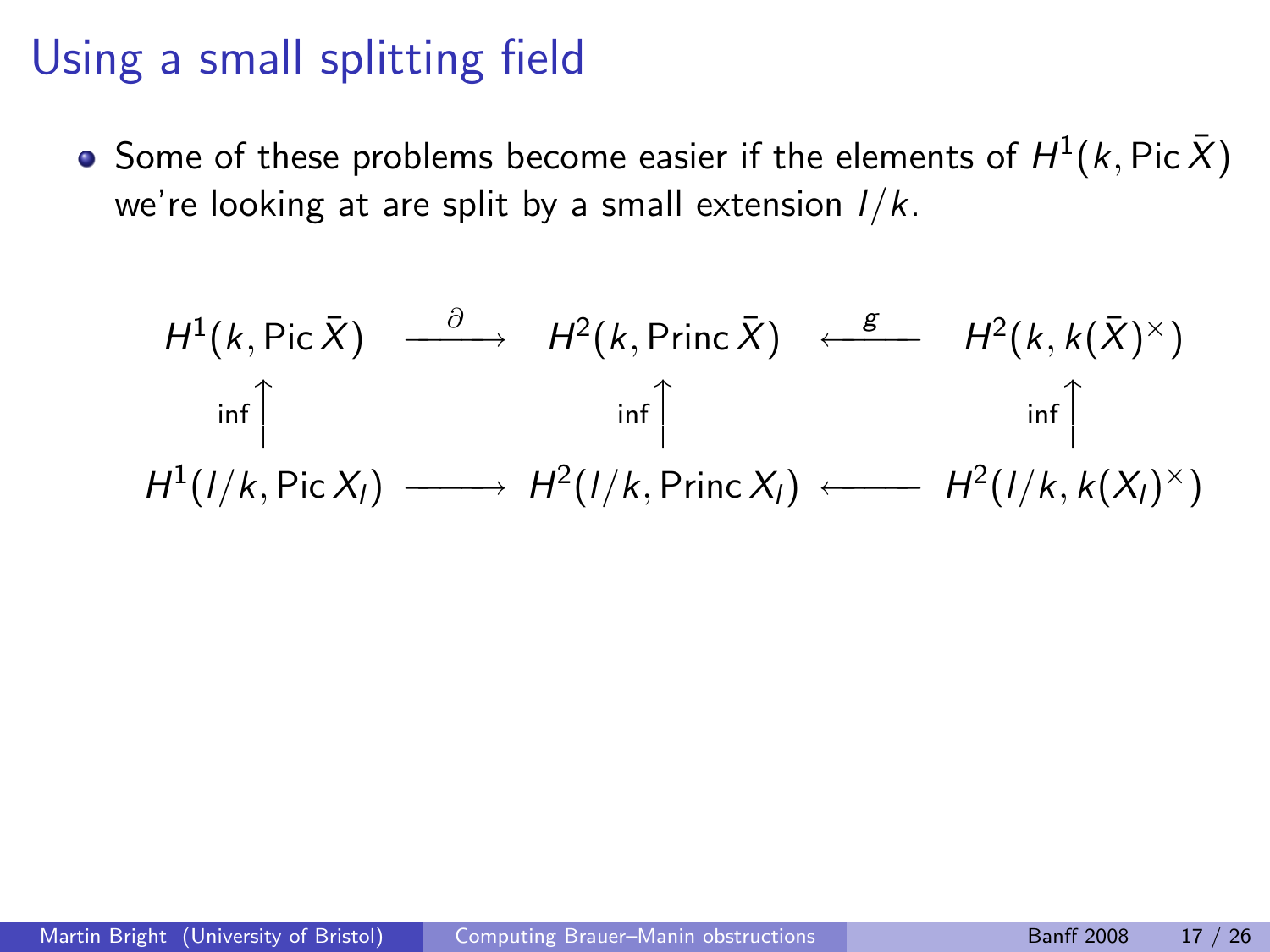# Using a small splitting field

- Some of these problems become easier if the elements of $H^1(k, \operatorname{Pic} \bar{X})$ we're looking at are split by a small extension $l/k$.

$$
\begin{array}{ccccc}
H^1(k, \operatorname{Pic} \bar{X}) & \xrightarrow{\partial} & H^2(k, \operatorname{Princ} \bar{X}) & \xleftarrow{g} & H^2(k, k(\bar{X})^\times) \\
\uparrow{\scriptstyle \inf} & & \uparrow{\scriptstyle \inf} & & \uparrow{\scriptstyle \inf} \\
H^1(l/k, \operatorname{Pic} X_l) & \longrightarrow & H^2(l/k, \operatorname{Princ} X_l) & \longleftarrow & H^2(l/k, k(X_l)^\times)
\end{array}
$$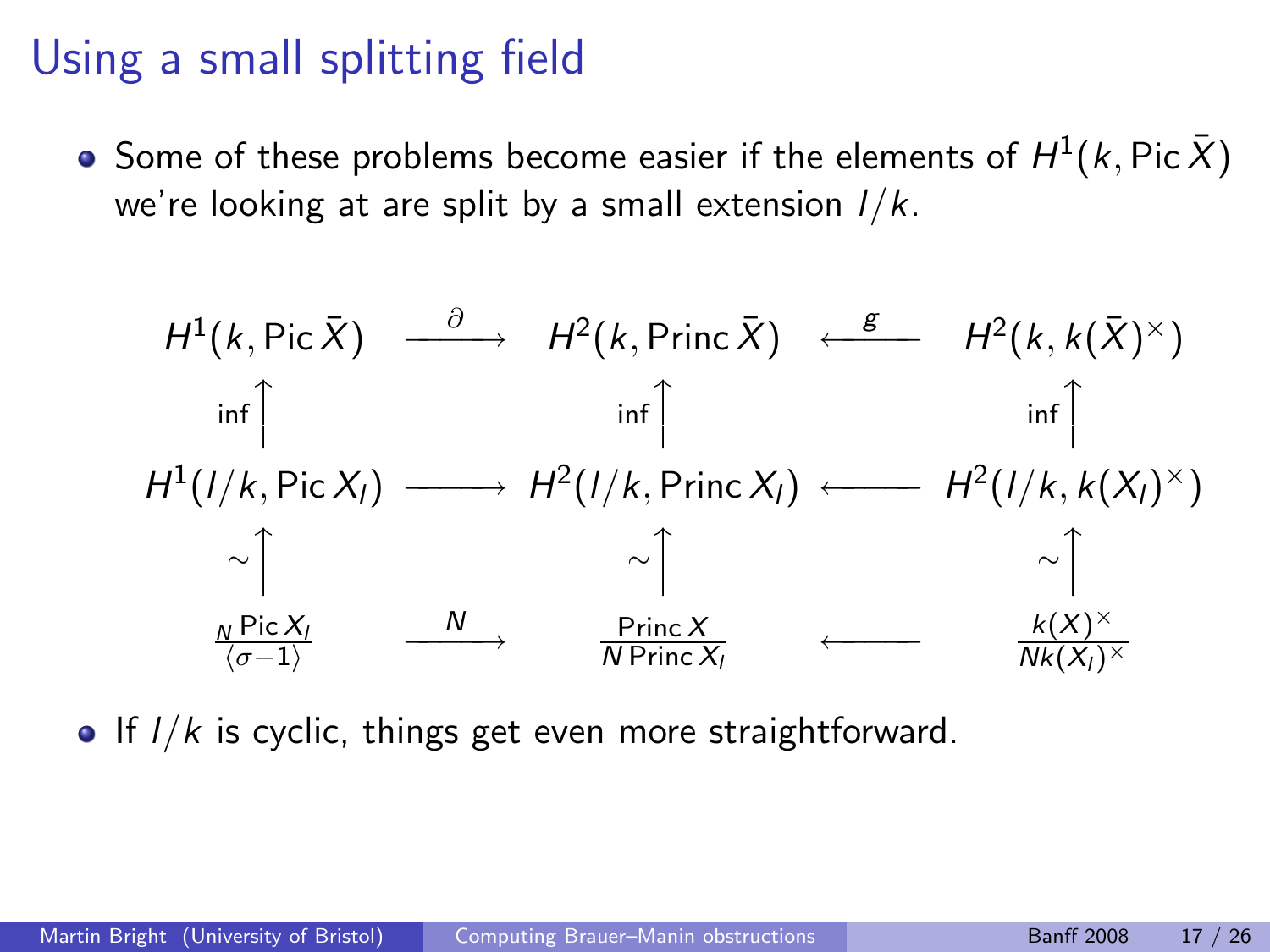# Using a small splitting field

- Some of these problems become easier if the elements of $H^1(k, \operatorname{Pic} \bar{X})$ we're looking at are split by a small extension $l/k$.

$$
\begin{array}{ccccc}
H^1(k, \operatorname{Pic} \bar{X}) & \xrightarrow{\partial} & H^2(k, \operatorname{Princ} \bar{X}) & \xleftarrow{g} & H^2(k, k(\bar{X})^\times) \\
\uparrow \text{inf} & & \uparrow \text{inf} & & \uparrow \text{inf} \\
H^1(l/k, \operatorname{Pic} X_l) & \longrightarrow & H^2(l/k, \operatorname{Princ} X_l) & \longleftarrow & H^2(l/k, k(X_l)^\times) \\
\uparrow \sim & & \uparrow \sim & & \uparrow \sim \\
\frac{{}_N \operatorname{Pic} X_l}{\langle \sigma - 1 \rangle} & \xrightarrow{N} & \frac{\operatorname{Princ} X}{N \operatorname{Princ} X_l} & \longleftarrow & \frac{k(X)^\times}{N k(X_l)^\times}
\end{array}
$$

- If $l/k$ is cyclic, things get even more straightforward.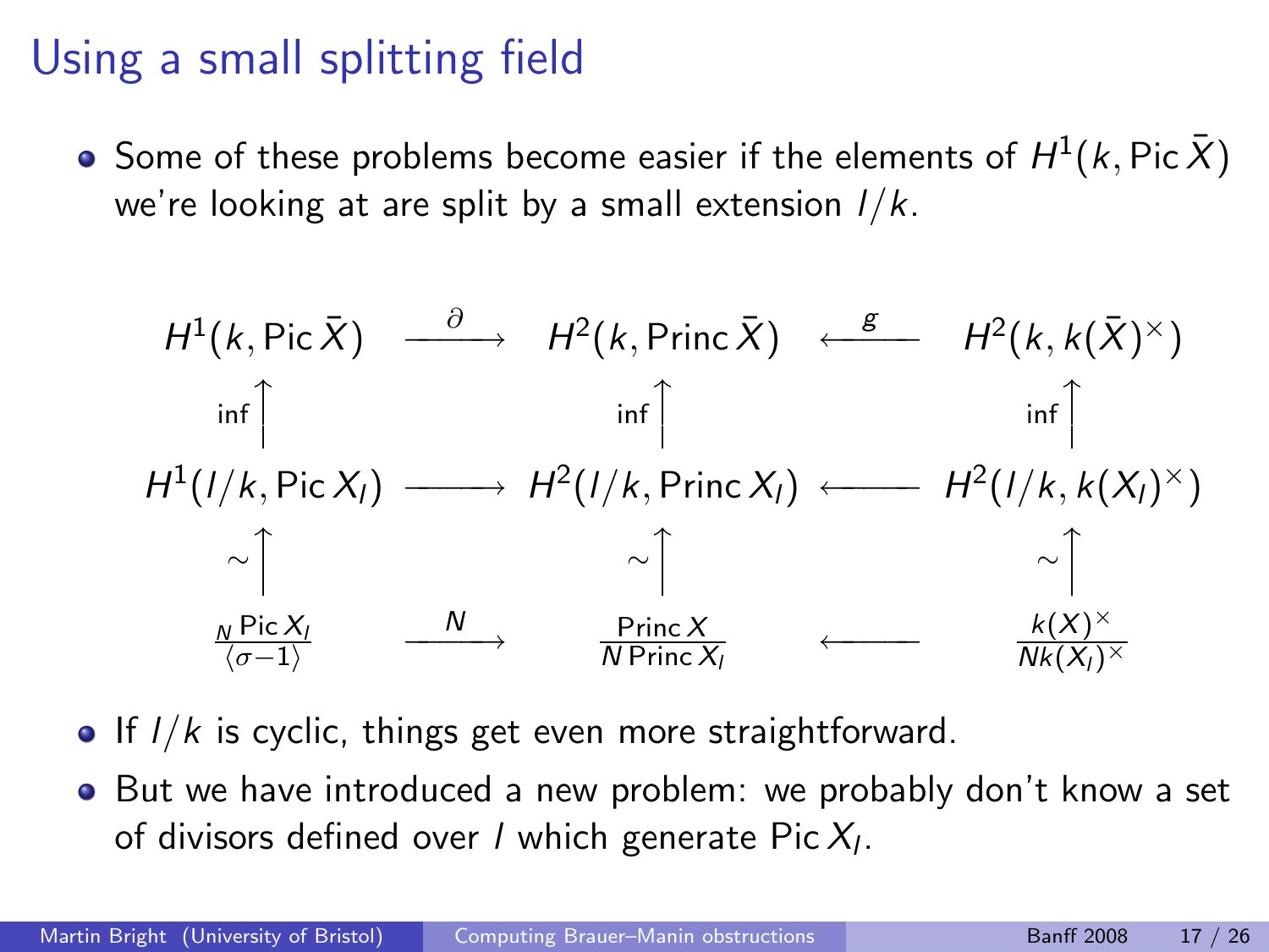# Using a small splitting field

- Some of these problems become easier if the elements of $H^1(k, \operatorname{Pic} \bar{X})$ we're looking at are split by a small extension $l/k$.

$$
\begin{array}{ccccc}
H^1(k, \operatorname{Pic} \bar{X}) & \xrightarrow{\partial} & H^2(k, \operatorname{Princ} \bar{X}) & \xleftarrow{g} & H^2(k, k(\bar{X})^\times) \\
\uparrow{\scriptstyle \inf} & & \uparrow{\scriptstyle \inf} & & \uparrow{\scriptstyle \inf} \\
H^1(l/k, \operatorname{Pic} X_l) & \longrightarrow & H^2(l/k, \operatorname{Princ} X_l) & \longleftarrow & H^2(l/k, k(X_l)^\times) \\
\uparrow{\scriptstyle \sim} & & \uparrow{\scriptstyle \sim} & & \uparrow{\scriptstyle \sim} \\
\frac{{}_N \operatorname{Pic} X_l}{\langle \sigma - 1 \rangle} & \xrightarrow{N} & \frac{\operatorname{Princ} X}{N \operatorname{Princ} X_l} & \longleftarrow & \frac{k(X)^\times}{N k(X_l)^\times}
\end{array}
$$

- If $l/k$ is cyclic, things get even more straightforward.
- But we have introduced a new problem: we probably don't know a set of divisors defined over $l$ which generate $\operatorname{Pic} X_l$.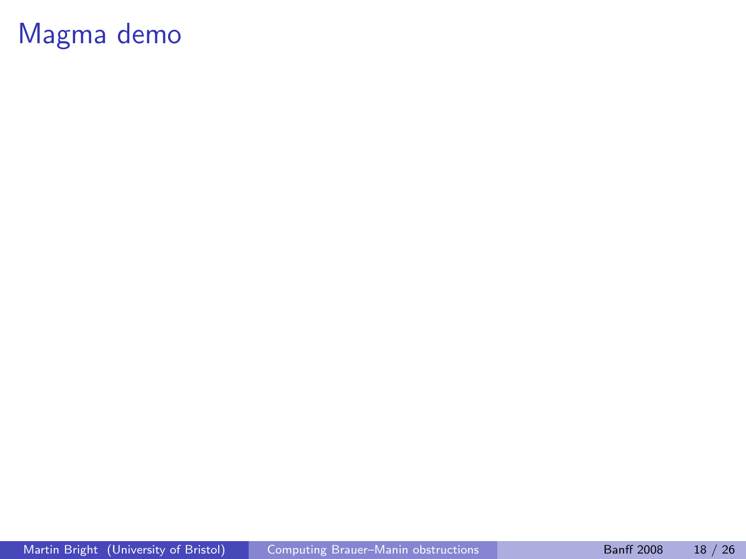# Magma demo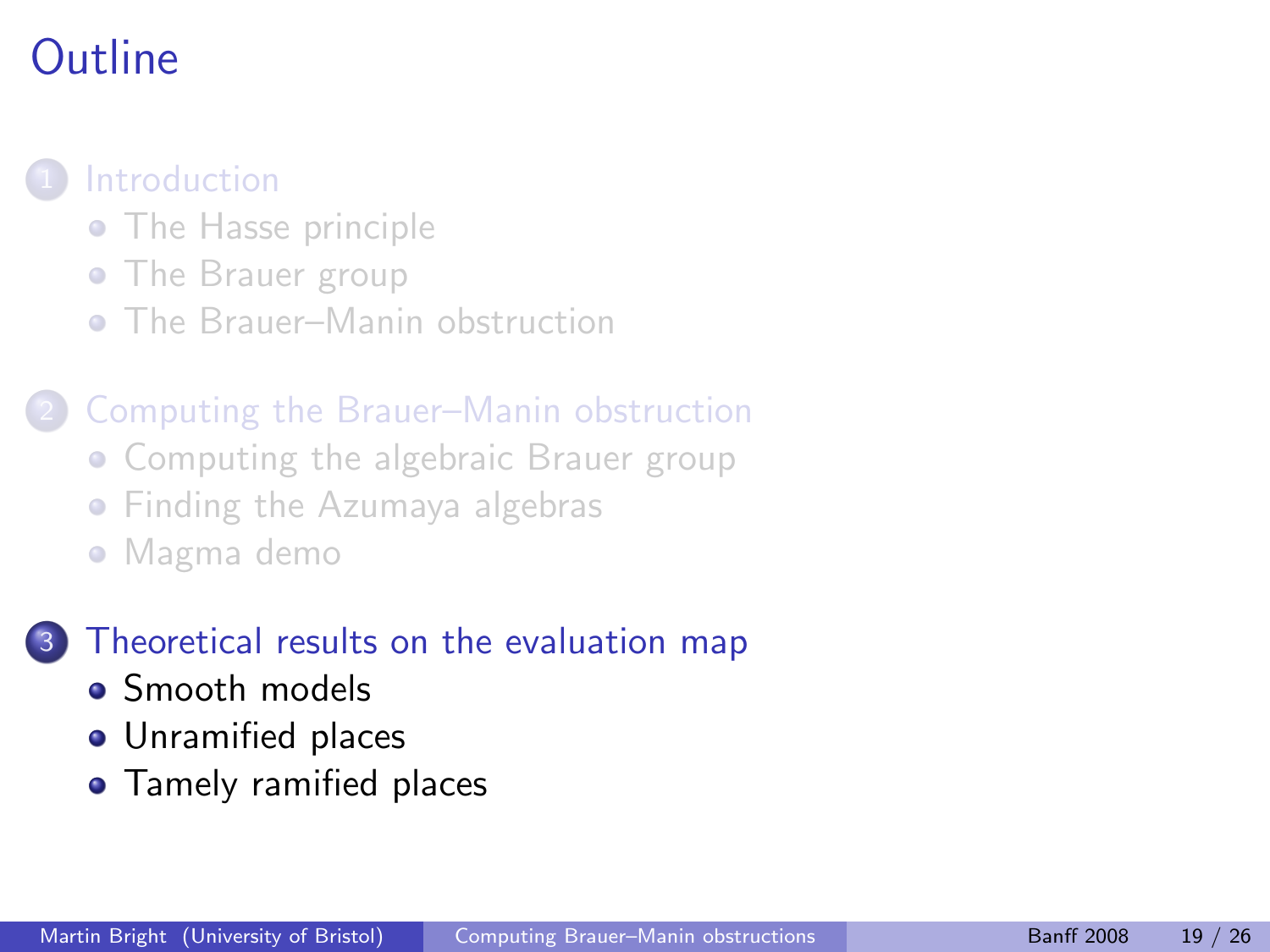# Outline

1. Introduction
   - The Hasse principle
   - The Brauer group
   - The Brauer–Manin obstruction

2. Computing the Brauer–Manin obstruction
   - Computing the algebraic Brauer group
   - Finding the Azumaya algebras
   - Magma demo

3. Theoretical results on the evaluation map
   - Smooth models
   - Unramified places
   - Tamely ramified places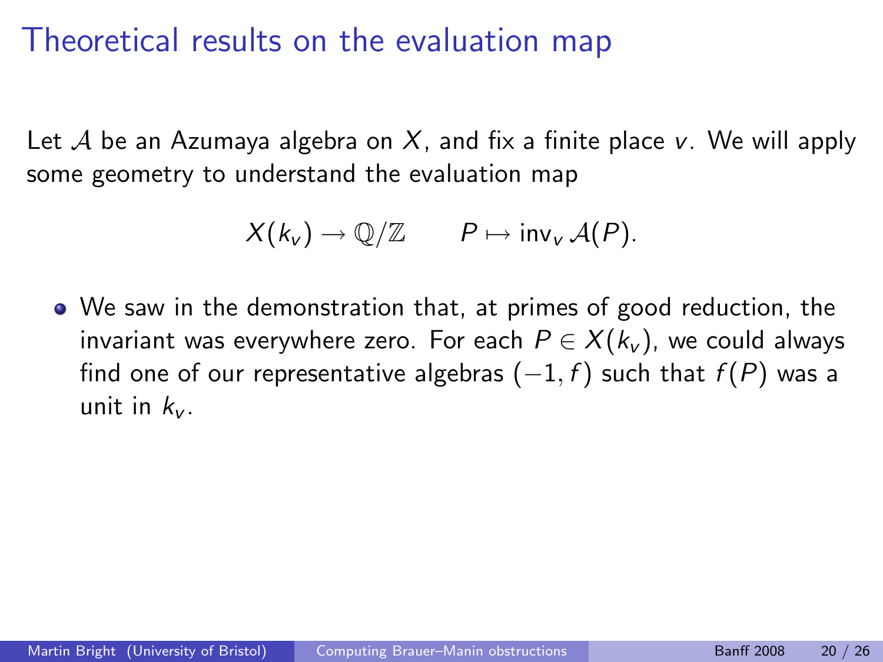# Theoretical results on the evaluation map

Let $\mathcal{A}$ be an Azumaya algebra on $X$, and fix a finite place $v$. We will apply some geometry to understand the evaluation map

$$X(k_v) \to \mathbb{Q}/\mathbb{Z} \qquad P \mapsto \operatorname{inv}_v \mathcal{A}(P).$$

- We saw in the demonstration that, at primes of good reduction, the invariant was everywhere zero. For each $P \in X(k_v)$, we could always find one of our representative algebras $(-1, f)$ such that $f(P)$ was a unit in $k_v$.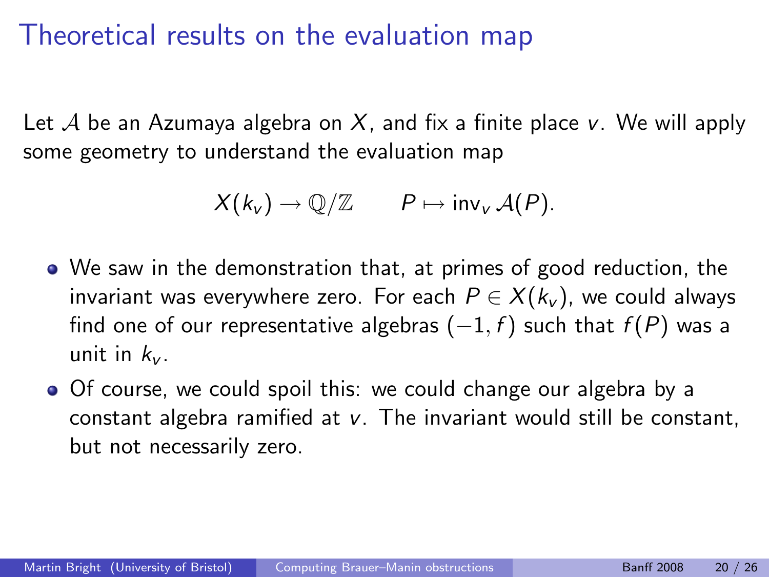# Theoretical results on the evaluation map

Let $\mathcal{A}$ be an Azumaya algebra on $X$, and fix a finite place $v$. We will apply some geometry to understand the evaluation map

$$X(k_v) \to \mathbb{Q}/\mathbb{Z} \qquad P \mapsto \operatorname{inv}_v \mathcal{A}(P).$$

- We saw in the demonstration that, at primes of good reduction, the invariant was everywhere zero. For each $P \in X(k_v)$, we could always find one of our representative algebras $(-1, f)$ such that $f(P)$ was a unit in $k_v$.
- Of course, we could spoil this: we could change our algebra by a constant algebra ramified at $v$. The invariant would still be constant, but not necessarily zero.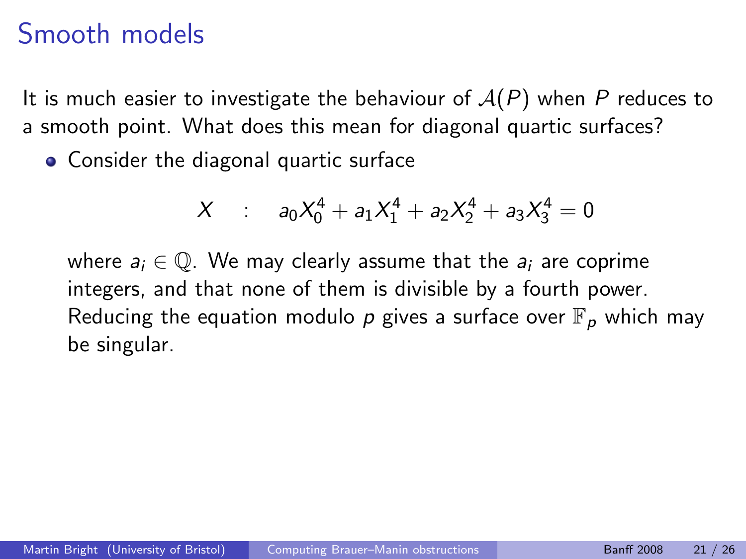# Smooth models

It is much easier to investigate the behaviour of $\mathcal{A}(P)$ when $P$ reduces to a smooth point. What does this mean for diagonal quartic surfaces?

- Consider the diagonal quartic surface

$$X \quad : \quad a_0X_0^4 + a_1X_1^4 + a_2X_2^4 + a_3X_3^4 = 0$$

  where $a_i \in \mathbb{Q}$. We may clearly assume that the $a_i$ are coprime integers, and that none of them is divisible by a fourth power. Reducing the equation modulo $p$ gives a surface over $\mathbb{F}_p$ which may be singular.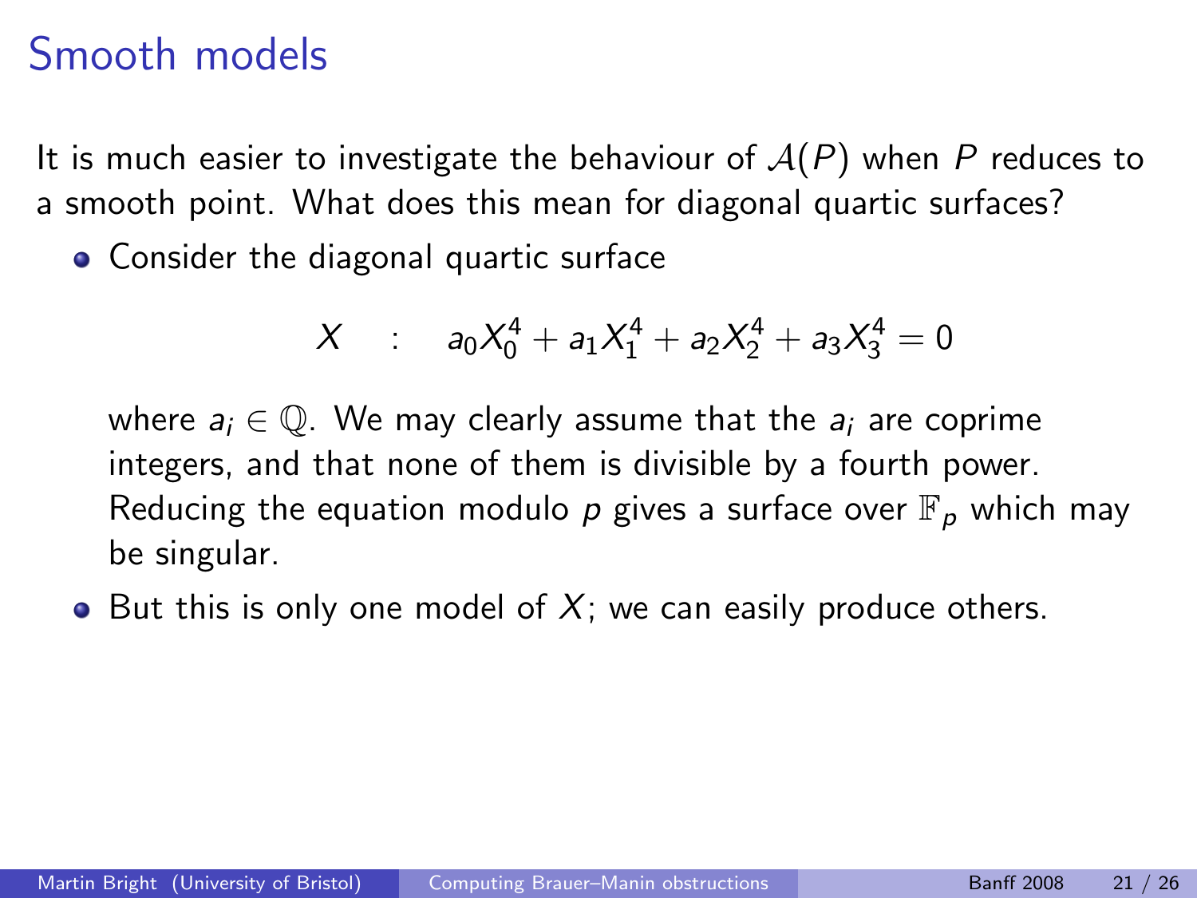# Smooth models

It is much easier to investigate the behaviour of $\mathcal{A}(P)$ when $P$ reduces to a smooth point. What does this mean for diagonal quartic surfaces?

- Consider the diagonal quartic surface

$$X \quad : \quad a_0X_0^4 + a_1X_1^4 + a_2X_2^4 + a_3X_3^4 = 0$$

  where $a_i \in \mathbb{Q}$. We may clearly assume that the $a_i$ are coprime integers, and that none of them is divisible by a fourth power. Reducing the equation modulo $p$ gives a surface over $\mathbb{F}_p$ which may be singular.

- But this is only one model of $X$; we can easily produce others.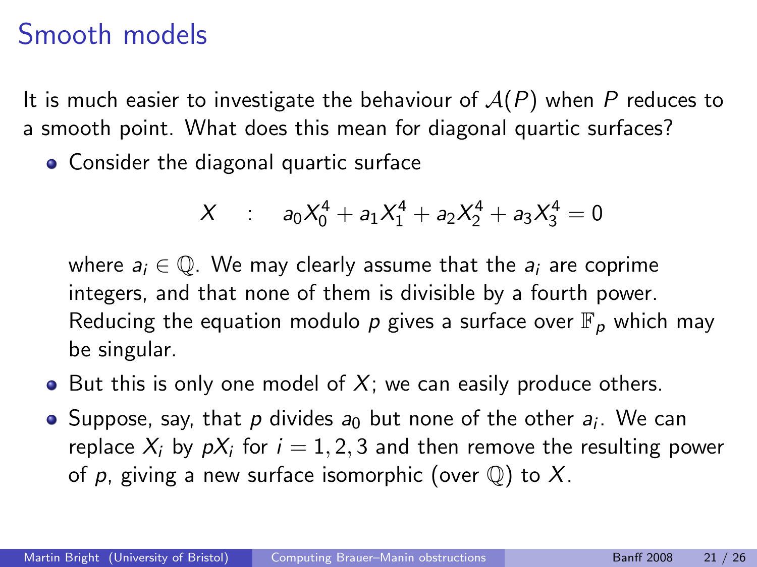# Smooth models

It is much easier to investigate the behaviour of $\mathcal{A}(P)$ when $P$ reduces to a smooth point. What does this mean for diagonal quartic surfaces?

- Consider the diagonal quartic surface

$$X \quad : \quad a_0X_0^4 + a_1X_1^4 + a_2X_2^4 + a_3X_3^4 = 0$$

  where $a_i \in \mathbb{Q}$. We may clearly assume that the $a_i$ are coprime integers, and that none of them is divisible by a fourth power. Reducing the equation modulo $p$ gives a surface over $\mathbb{F}_p$ which may be singular.
- But this is only one model of $X$; we can easily produce others.
- Suppose, say, that $p$ divides $a_0$ but none of the other $a_i$. We can replace $X_i$ by $pX_i$ for $i = 1, 2, 3$ and then remove the resulting power of $p$, giving a new surface isomorphic (over $\mathbb{Q}$) to $X$.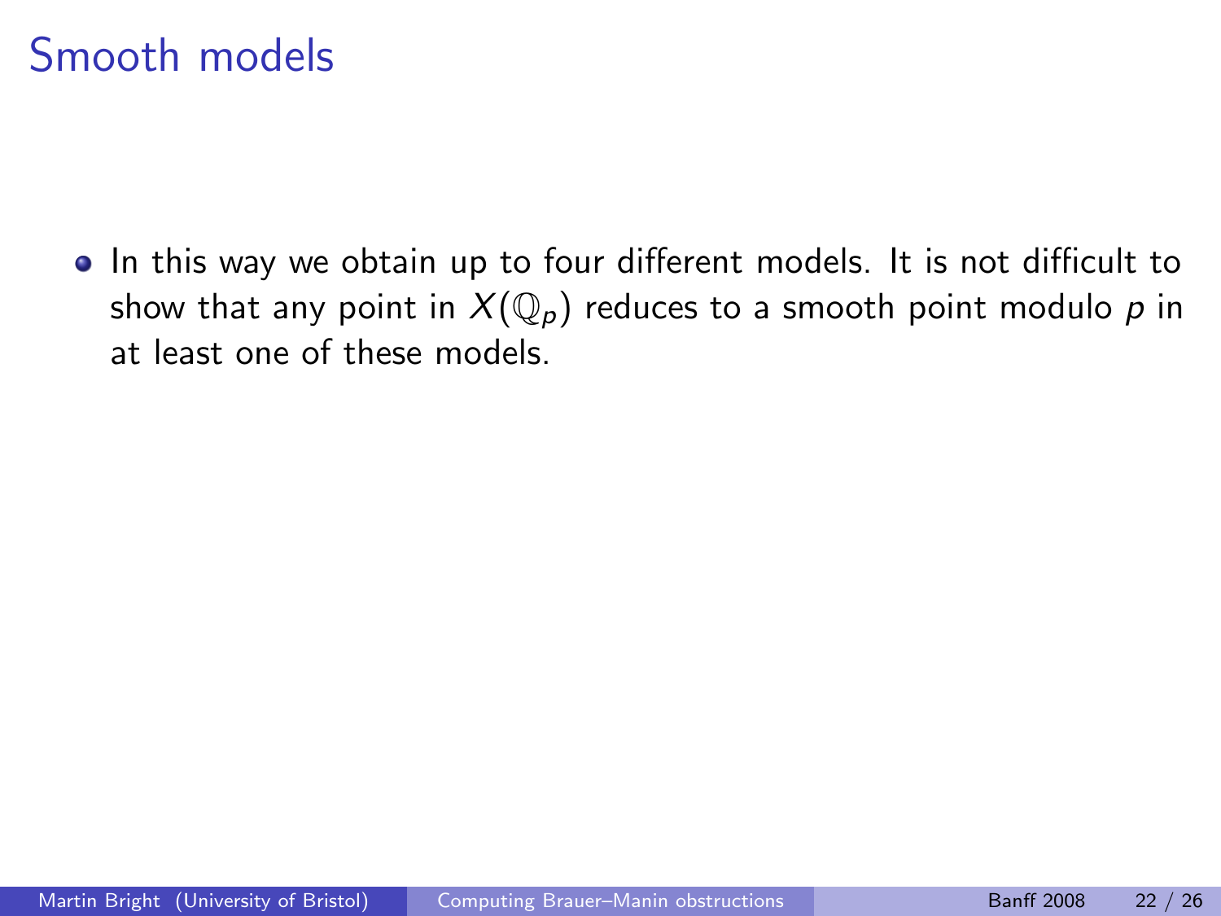# Smooth models

- In this way we obtain up to four different models. It is not difficult to show that any point in $X(\mathbb{Q}_p)$ reduces to a smooth point modulo $p$ in at least one of these models.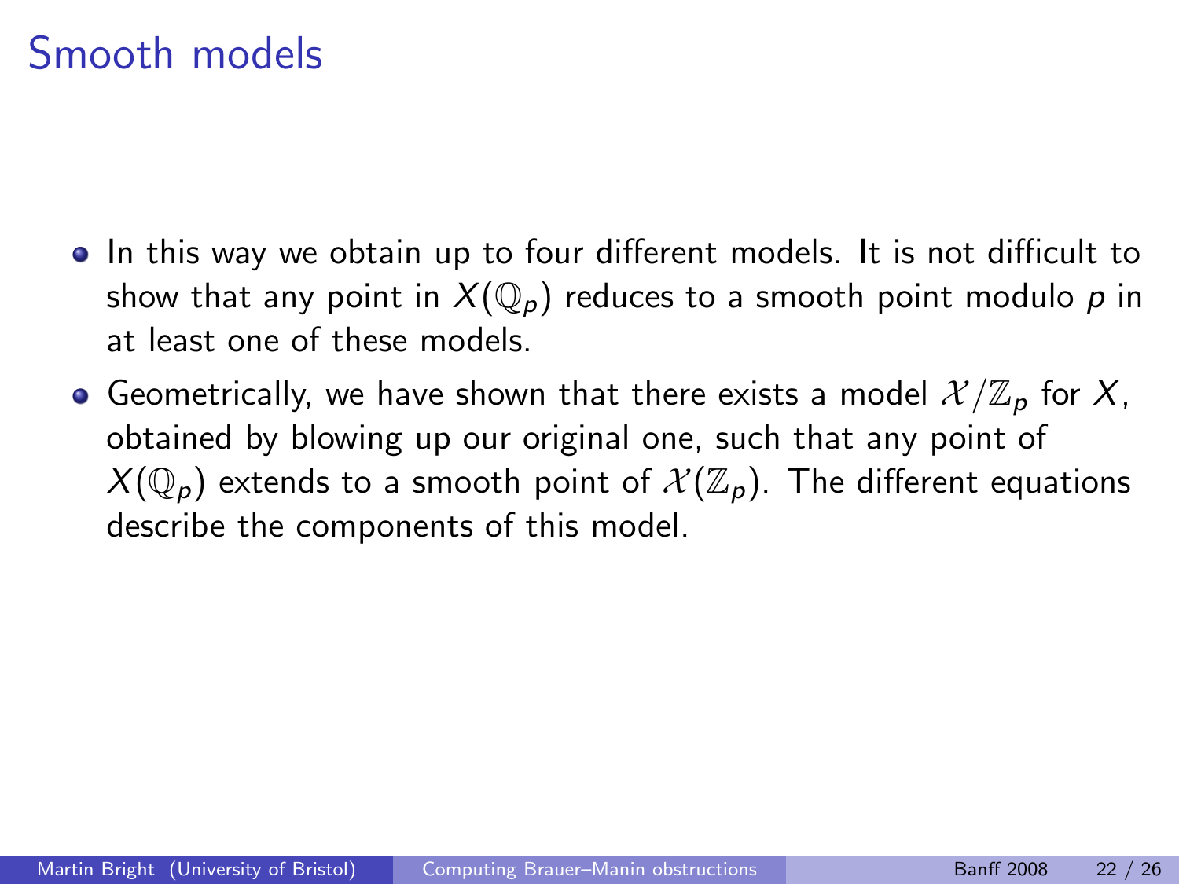# Smooth models

- In this way we obtain up to four different models. It is not difficult to show that any point in $X(\mathbb{Q}_p)$ reduces to a smooth point modulo $p$ in at least one of these models.
- Geometrically, we have shown that there exists a model $\mathcal{X}/\mathbb{Z}_p$ for $X$, obtained by blowing up our original one, such that any point of $X(\mathbb{Q}_p)$ extends to a smooth point of $\mathcal{X}(\mathbb{Z}_p)$. The different equations describe the components of this model.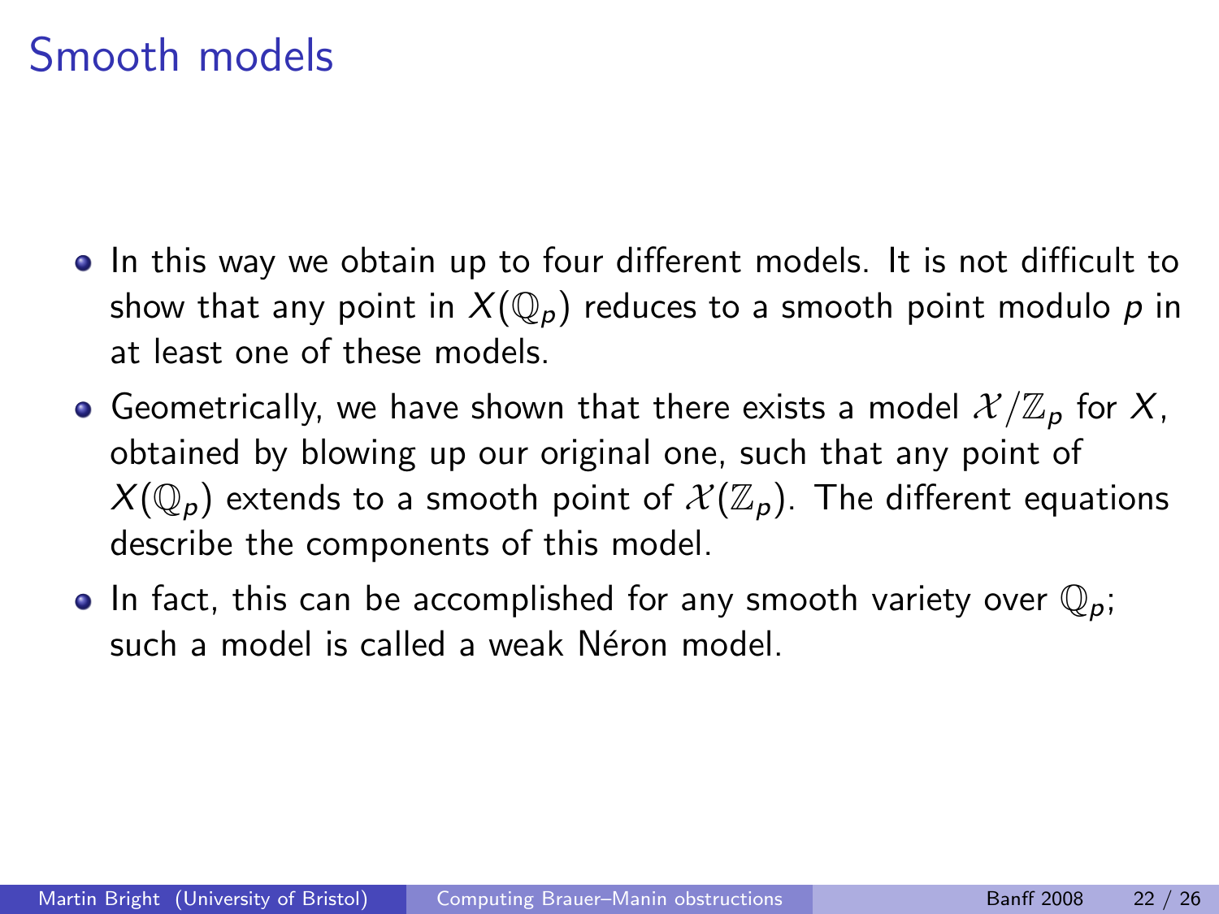# Smooth models

- In this way we obtain up to four different models. It is not difficult to show that any point in $X(\mathbb{Q}_p)$ reduces to a smooth point modulo $p$ in at least one of these models.
- Geometrically, we have shown that there exists a model $\mathcal{X}/\mathbb{Z}_p$ for $X$, obtained by blowing up our original one, such that any point of $X(\mathbb{Q}_p)$ extends to a smooth point of $\mathcal{X}(\mathbb{Z}_p)$. The different equations describe the components of this model.
- In fact, this can be accomplished for any smooth variety over $\mathbb{Q}_p$; such a model is called a weak Néron model.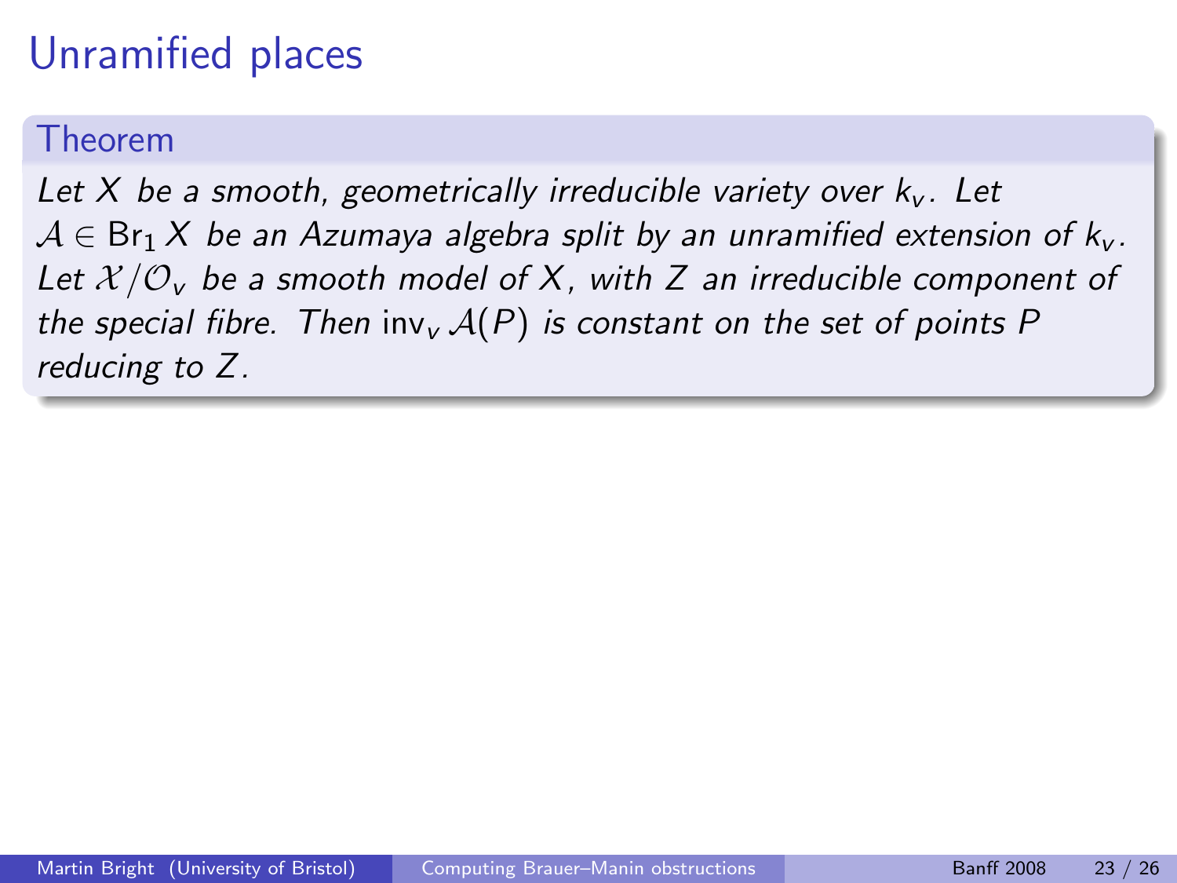# Unramified places

**Theorem**

*Let $X$ be a smooth, geometrically irreducible variety over $k_v$. Let $\mathcal{A} \in \operatorname{Br}_1 X$ be an Azumaya algebra split by an unramified extension of $k_v$. Let $\mathcal{X}/\mathcal{O}_v$ be a smooth model of $X$, with $Z$ an irreducible component of the special fibre. Then $\operatorname{inv}_v \mathcal{A}(P)$ is constant on the set of points $P$ reducing to $Z$.*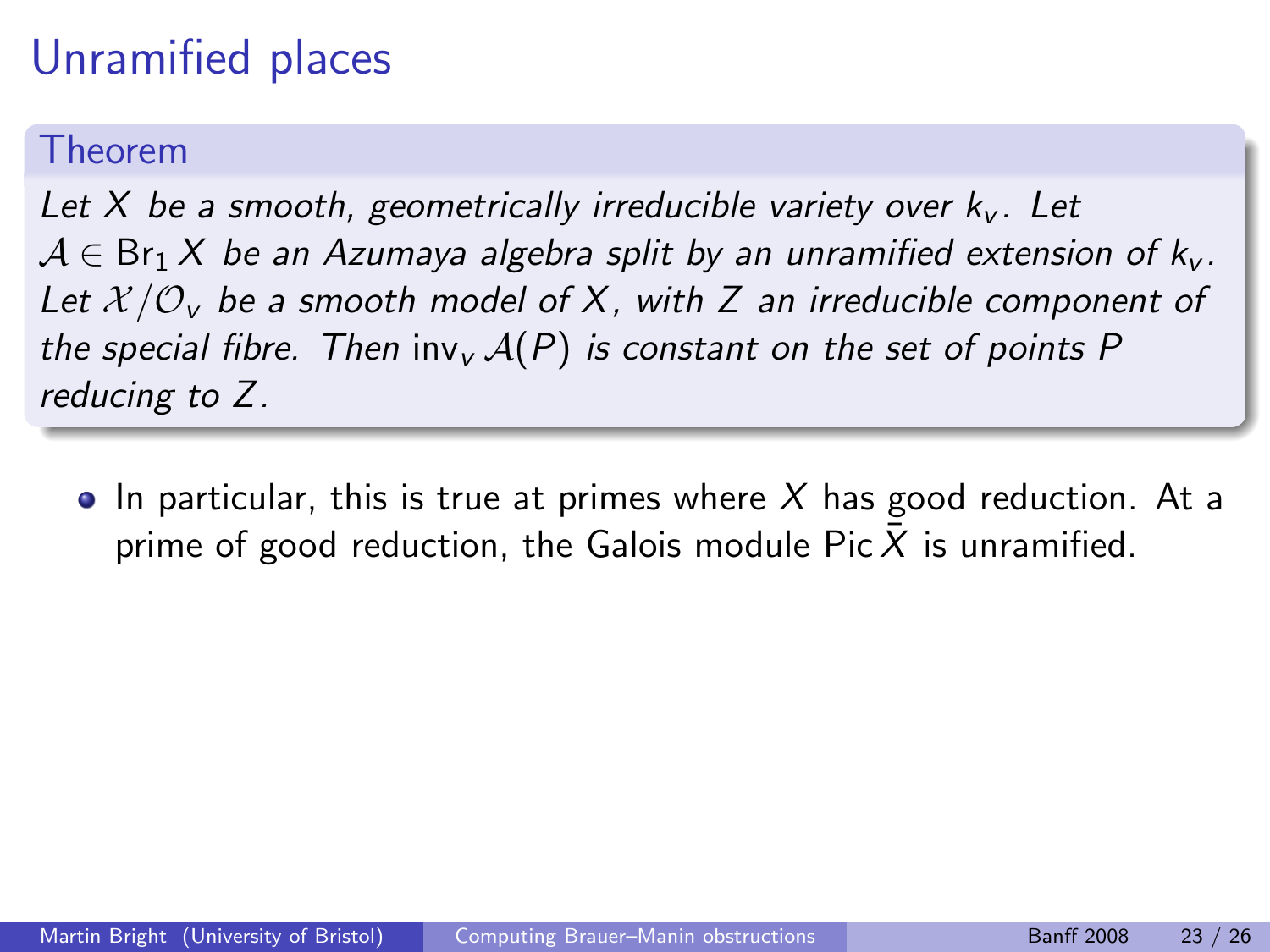# Unramified places

**Theorem**

*Let $X$ be a smooth, geometrically irreducible variety over $k_v$. Let $\mathcal{A} \in \mathrm{Br}_1 X$ be an Azumaya algebra split by an unramified extension of $k_v$. Let $\mathcal{X}/\mathcal{O}_v$ be a smooth model of $X$, with $Z$ an irreducible component of the special fibre. Then $\mathrm{inv}_v \mathcal{A}(P)$ is constant on the set of points $P$ reducing to $Z$.*

- In particular, this is true at primes where $X$ has good reduction. At a prime of good reduction, the Galois module $\mathrm{Pic}\,\bar{X}$ is unramified.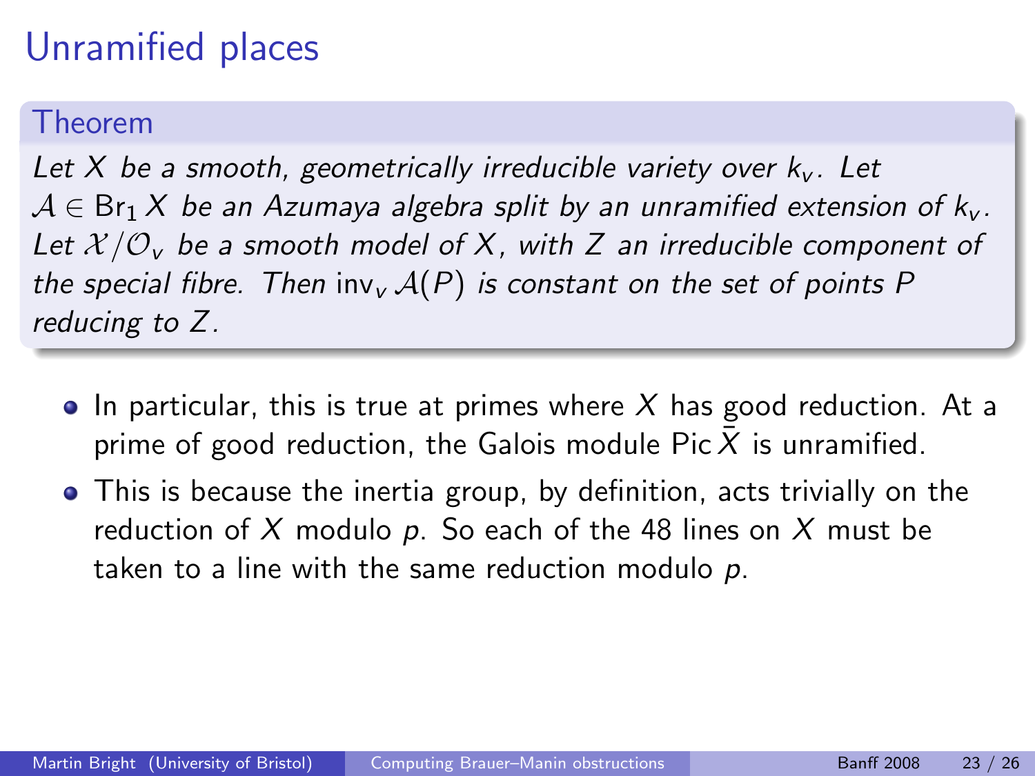# Unramified places

**Theorem**

*Let $X$ be a smooth, geometrically irreducible variety over $k_v$. Let $\mathcal{A} \in \operatorname{Br}_1 X$ be an Azumaya algebra split by an unramified extension of $k_v$. Let $\mathcal{X}/\mathcal{O}_v$ be a smooth model of $X$, with $Z$ an irreducible component of the special fibre. Then $\operatorname{inv}_v \mathcal{A}(P)$ is constant on the set of points $P$ reducing to $Z$.*

- In particular, this is true at primes where $X$ has good reduction. At a prime of good reduction, the Galois module $\operatorname{Pic} \bar{X}$ is unramified.
- This is because the inertia group, by definition, acts trivially on the reduction of $X$ modulo $p$. So each of the 48 lines on $X$ must be taken to a line with the same reduction modulo $p$.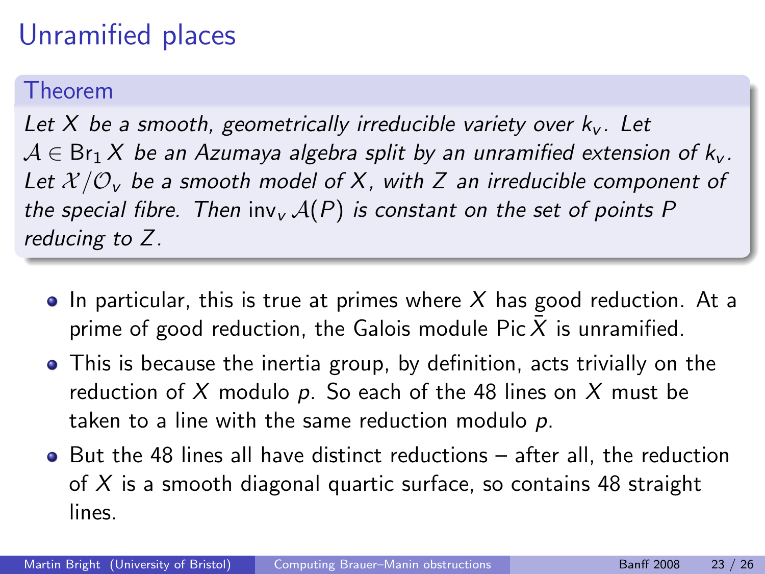# Unramified places

**Theorem**

*Let $X$ be a smooth, geometrically irreducible variety over $k_v$. Let $\mathcal{A} \in \mathrm{Br}_1 X$ be an Azumaya algebra split by an unramified extension of $k_v$. Let $\mathcal{X}/\mathcal{O}_v$ be a smooth model of $X$, with $Z$ an irreducible component of the special fibre. Then $\mathrm{inv}_v \mathcal{A}(P)$ is constant on the set of points $P$ reducing to $Z$.*

- In particular, this is true at primes where $X$ has good reduction. At a prime of good reduction, the Galois module $\mathrm{Pic}\,\bar{X}$ is unramified.
- This is because the inertia group, by definition, acts trivially on the reduction of $X$ modulo $p$. So each of the 48 lines on $X$ must be taken to a line with the same reduction modulo $p$.
- But the 48 lines all have distinct reductions – after all, the reduction of $X$ is a smooth diagonal quartic surface, so contains 48 straight lines.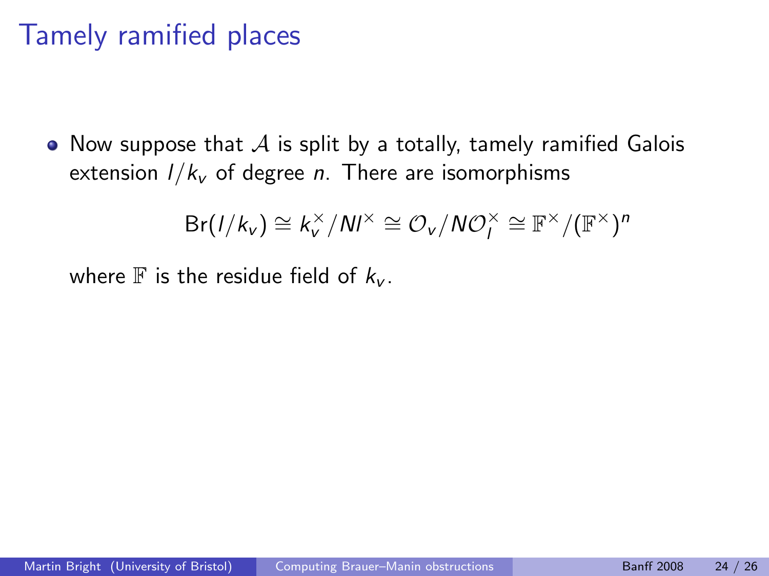# Tamely ramified places

- Now suppose that $\mathcal{A}$ is split by a totally, tamely ramified Galois extension $l/k_v$ of degree $n$. There are isomorphisms

$$\mathrm{Br}(l/k_v) \cong k_v^\times / N l^\times \cong \mathcal{O}_v / N\mathcal{O}_l^\times \cong \mathbb{F}^\times / (\mathbb{F}^\times)^n$$

  where $\mathbb{F}$ is the residue field of $k_v$.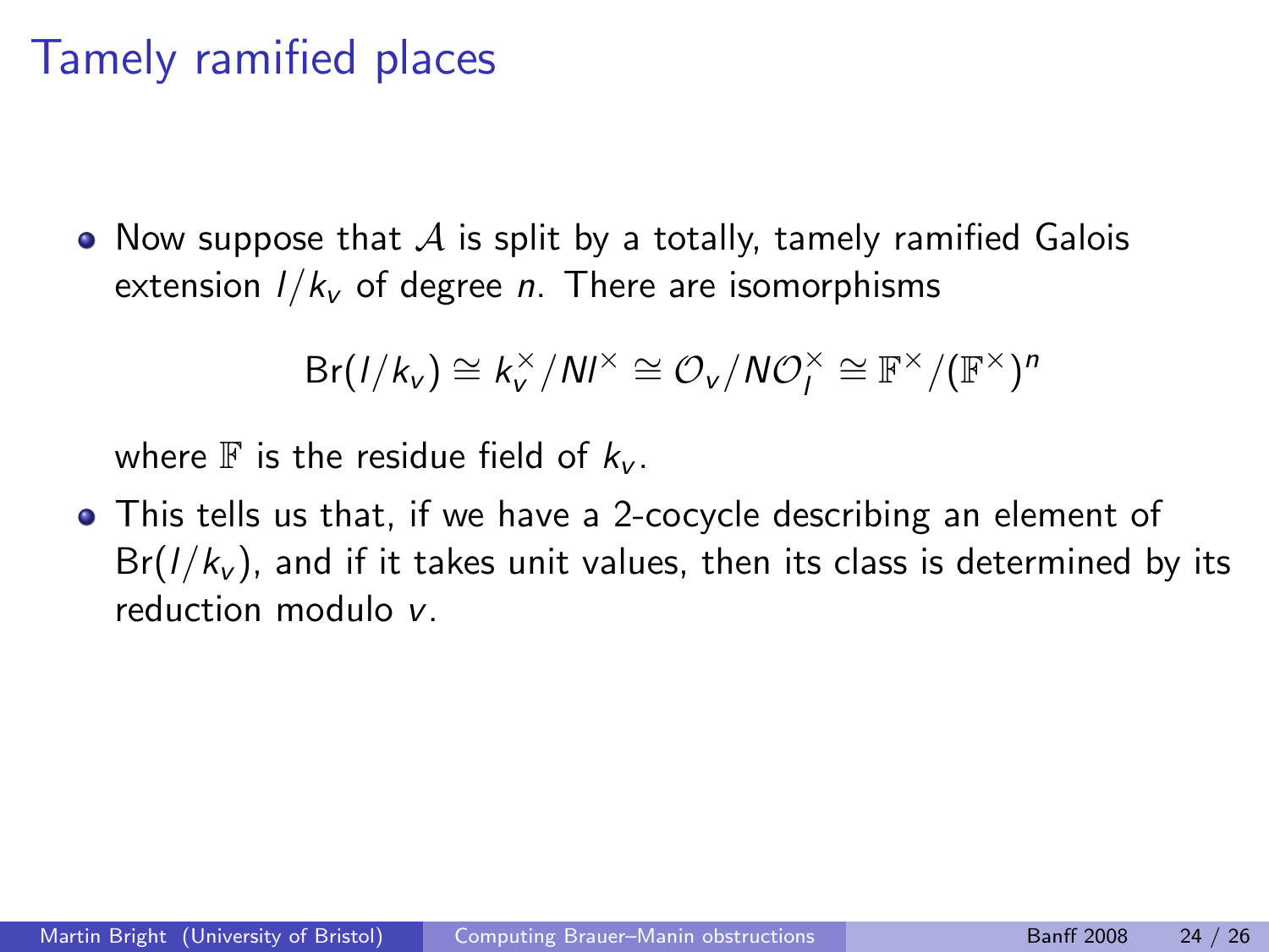# Tamely ramified places

- Now suppose that $\mathcal{A}$ is split by a totally, tamely ramified Galois extension $l/k_v$ of degree $n$. There are isomorphisms

$$\mathrm{Br}(l/k_v) \cong k_v^\times / N l^\times \cong \mathcal{O}_v / N\mathcal{O}_l^\times \cong \mathbb{F}^\times / (\mathbb{F}^\times)^n$$

  where $\mathbb{F}$ is the residue field of $k_v$.

- This tells us that, if we have a 2-cocycle describing an element of $\mathrm{Br}(l/k_v)$, and if it takes unit values, then its class is determined by its reduction modulo $v$.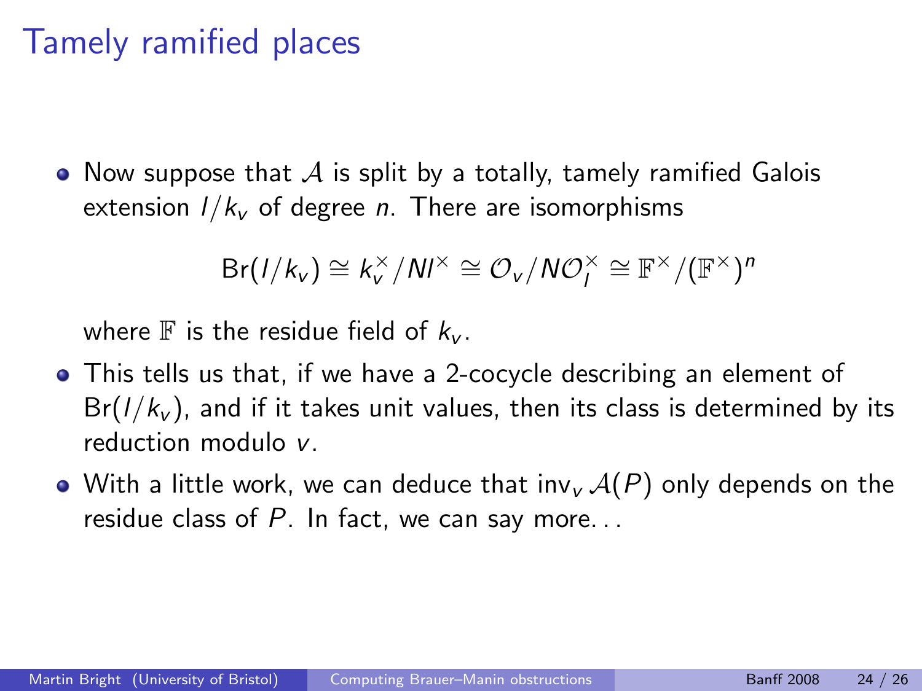# Tamely ramified places

- Now suppose that $\mathcal{A}$ is split by a totally, tamely ramified Galois extension $l/k_v$ of degree $n$. There are isomorphisms

$$\mathrm{Br}(l/k_v) \cong k_v^\times / Nl^\times \cong \mathcal{O}_v / N\mathcal{O}_l^\times \cong \mathbb{F}^\times / (\mathbb{F}^\times)^n$$

  where $\mathbb{F}$ is the residue field of $k_v$.

- This tells us that, if we have a 2-cocycle describing an element of $\mathrm{Br}(l/k_v)$, and if it takes unit values, then its class is determined by its reduction modulo $v$.
- With a little work, we can deduce that $\mathrm{inv}_v\, \mathcal{A}(P)$ only depends on the residue class of $P$. In fact, we can say more...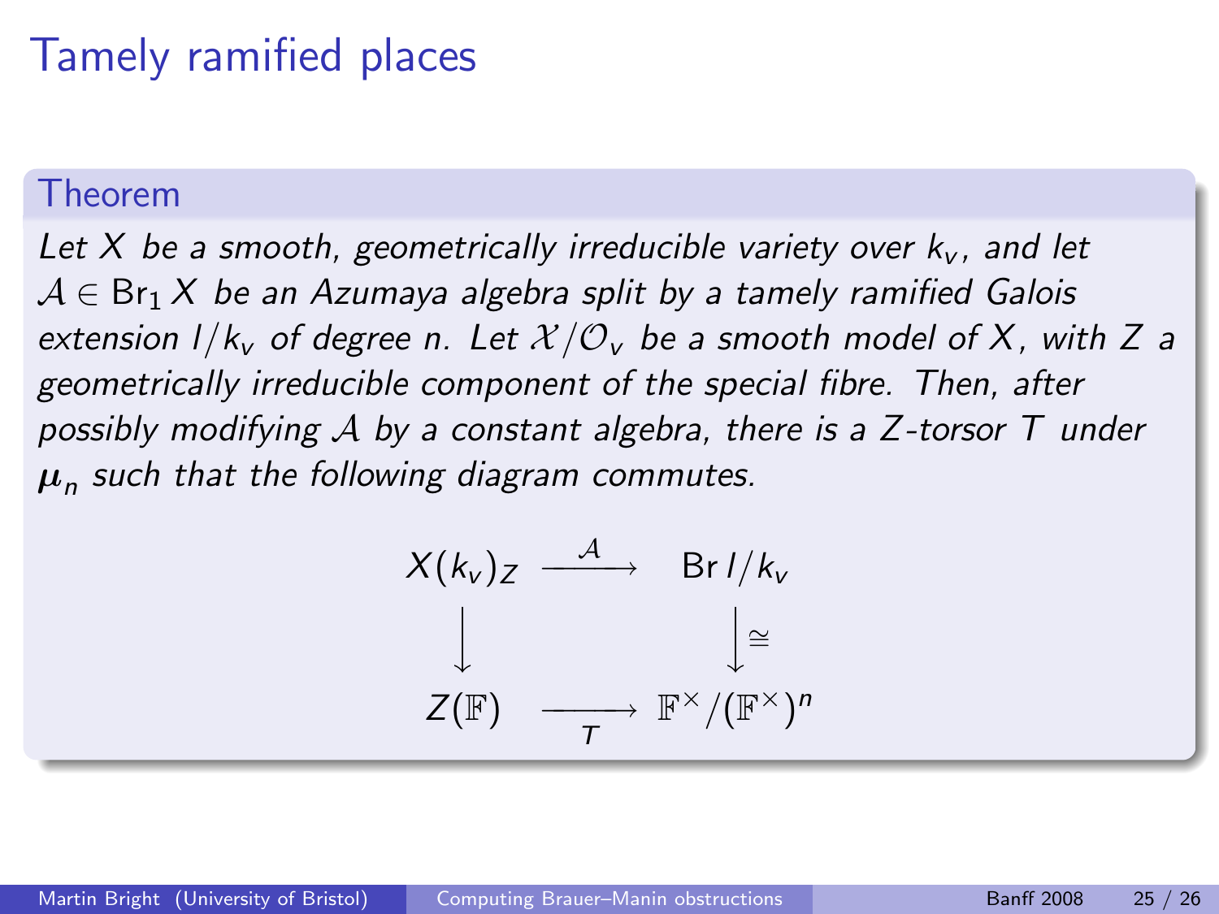# Tamely ramified places

**Theorem**

*Let $X$ be a smooth, geometrically irreducible variety over $k_v$, and let $\mathcal{A} \in \operatorname{Br}_1 X$ be an Azumaya algebra split by a tamely ramified Galois extension $l/k_v$ of degree $n$. Let $\mathcal{X}/\mathcal{O}_v$ be a smooth model of $X$, with $Z$ a geometrically irreducible component of the special fibre. Then, after possibly modifying $\mathcal{A}$ by a constant algebra, there is a $Z$-torsor $T$ under $\boldsymbol{\mu}_n$ such that the following diagram commutes.*

$$
\begin{array}{ccc}
X(k_v)_Z & \xrightarrow{\ \mathcal{A}\ } & \operatorname{Br} l/k_v \\
\big\downarrow & & \big\downarrow \cong \\
Z(\mathbb{F}) & \xrightarrow[\ T\ ]{} & \mathbb{F}^\times/(\mathbb{F}^\times)^n
\end{array}
$$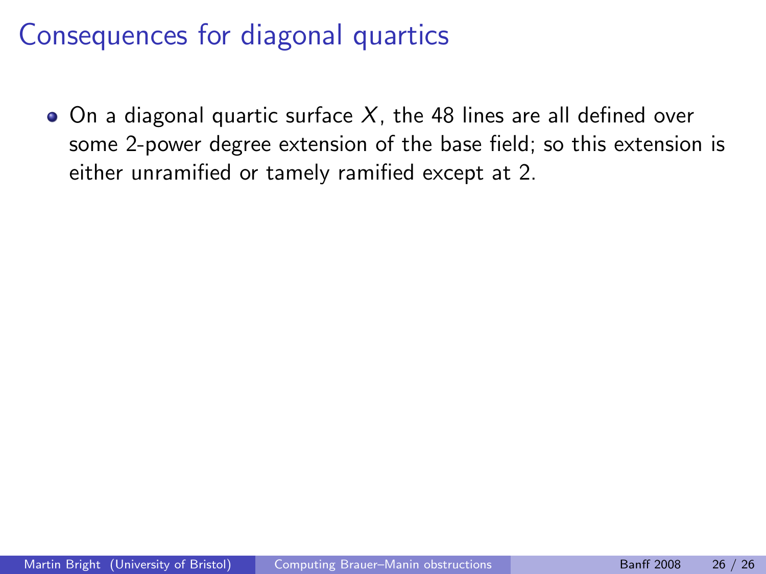# Consequences for diagonal quartics

- On a diagonal quartic surface $X$, the 48 lines are all defined over some 2-power degree extension of the base field; so this extension is either unramified or tamely ramified except at 2.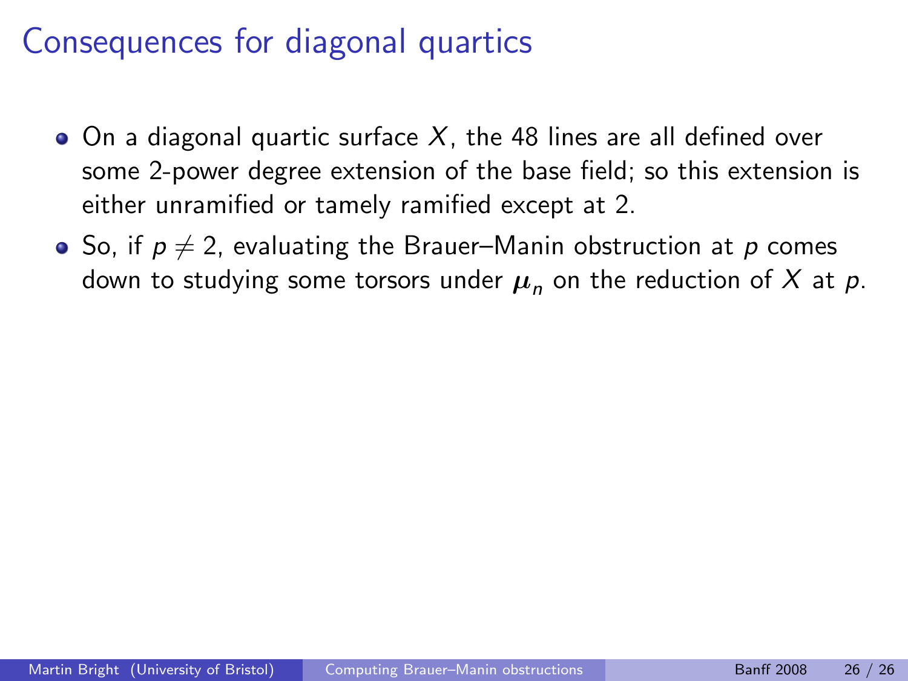# Consequences for diagonal quartics

- On a diagonal quartic surface $X$, the 48 lines are all defined over some 2-power degree extension of the base field; so this extension is either unramified or tamely ramified except at 2.
- So, if $p \neq 2$, evaluating the Brauer–Manin obstruction at $p$ comes down to studying some torsors under $\boldsymbol{\mu}_n$ on the reduction of $X$ at $p$.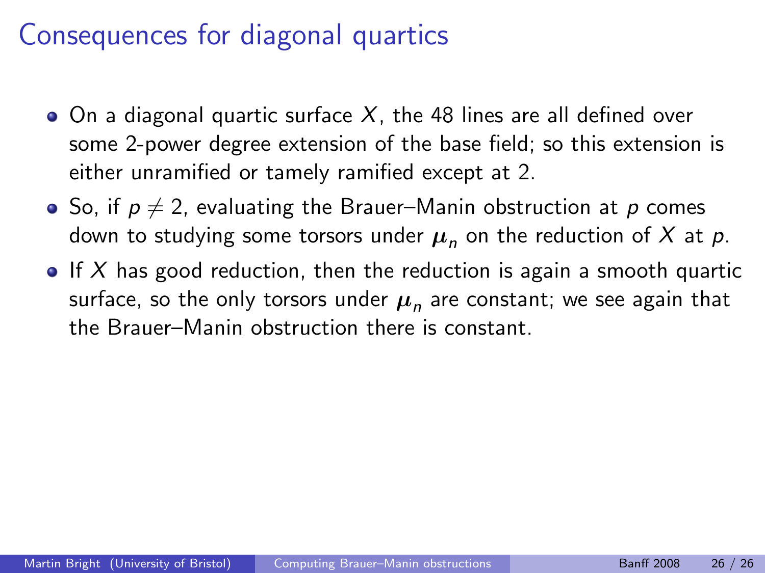# Consequences for diagonal quartics

- On a diagonal quartic surface $X$, the 48 lines are all defined over some 2-power degree extension of the base field; so this extension is either unramified or tamely ramified except at 2.
- So, if $p \neq 2$, evaluating the Brauer–Manin obstruction at $p$ comes down to studying some torsors under $\boldsymbol{\mu}_n$ on the reduction of $X$ at $p$.
- If $X$ has good reduction, then the reduction is again a smooth quartic surface, so the only torsors under $\boldsymbol{\mu}_n$ are constant; we see again that the Brauer–Manin obstruction there is constant.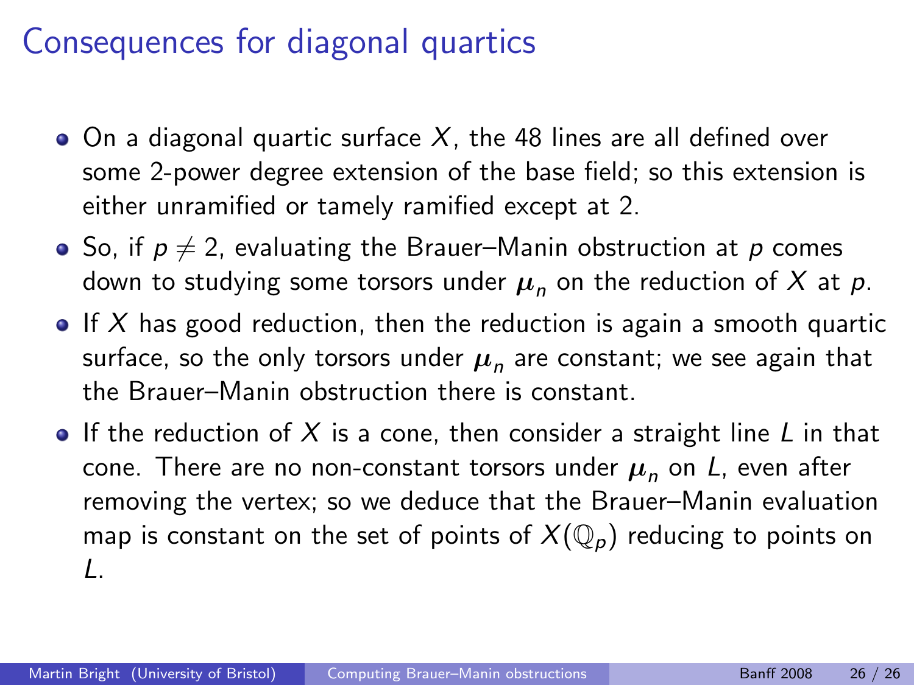# Consequences for diagonal quartics

- On a diagonal quartic surface $X$, the 48 lines are all defined over some 2-power degree extension of the base field; so this extension is either unramified or tamely ramified except at 2.
- So, if $p \neq 2$, evaluating the Brauer–Manin obstruction at $p$ comes down to studying some torsors under $\boldsymbol{\mu}_n$ on the reduction of $X$ at $p$.
- If $X$ has good reduction, then the reduction is again a smooth quartic surface, so the only torsors under $\boldsymbol{\mu}_n$ are constant; we see again that the Brauer–Manin obstruction there is constant.
- If the reduction of $X$ is a cone, then consider a straight line $L$ in that cone. There are no non-constant torsors under $\boldsymbol{\mu}_n$ on $L$, even after removing the vertex; so we deduce that the Brauer–Manin evaluation map is constant on the set of points of $X(\mathbb{Q}_p)$ reducing to points on $L$.